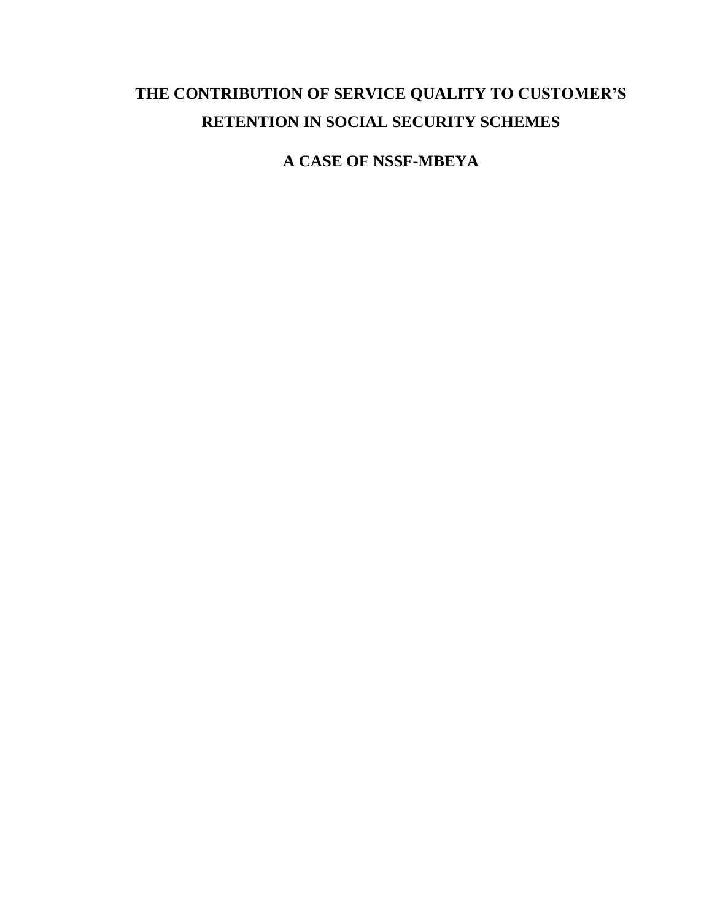# THE CONTRIBUTION OF SERVICE QUALITY TO CUSTOMER'S RETENTION IN SOCIAL SECURITY SCHEMES

## A CASE OF NSSF-MBEYA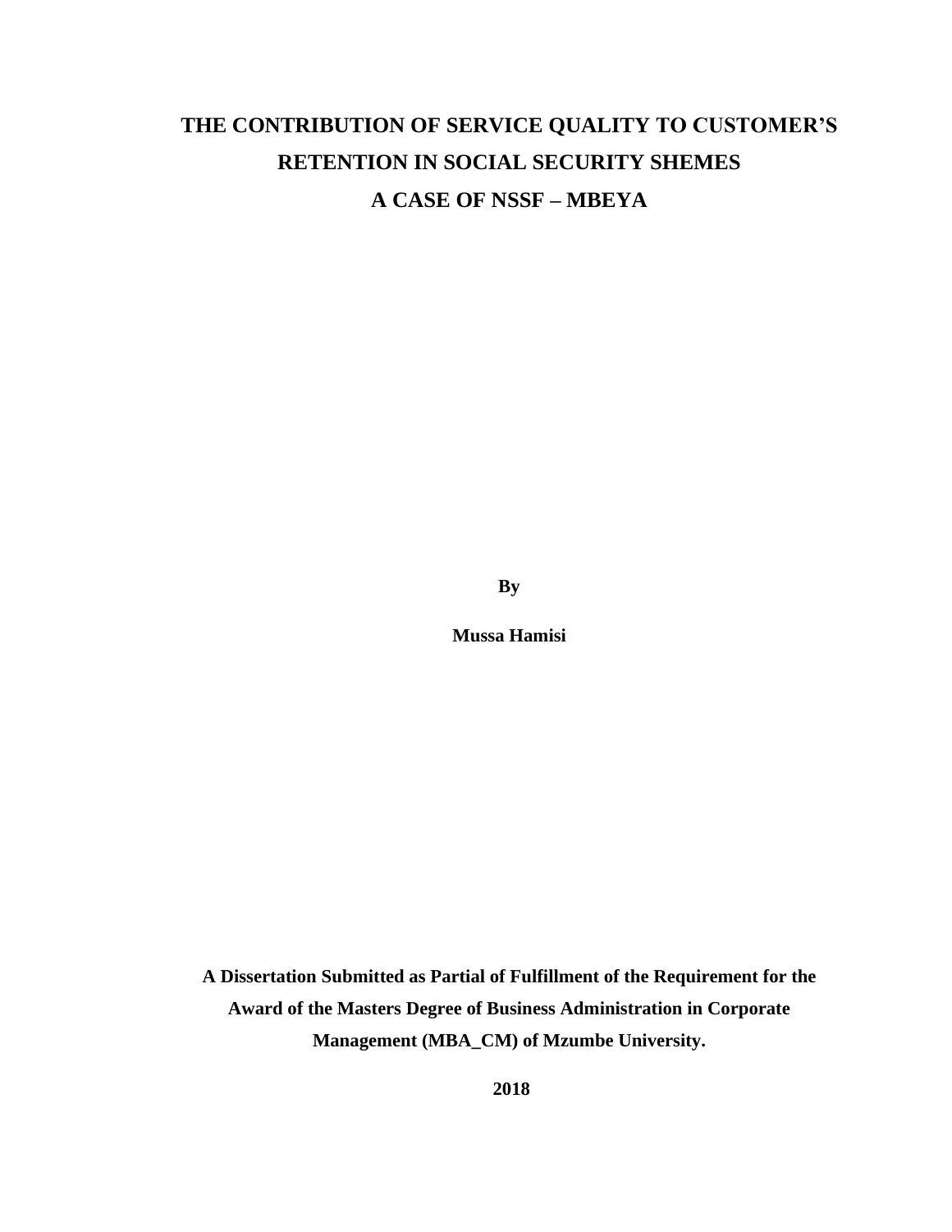# THE CONTRIBUTION OF SERVICE QUALITY TO CUSTOMER'S RETENTION IN SOCIAL SECURITY SHEMES

# A CASE OF NSSF – MBEYA

**By**

**Mussa Hamisi**

**A Dissertation Submitted as Partial of Fulfillment of the Requirement for the Award of the Masters Degree of Business Administration in Corporate Management (MBA_CM) of Mzumbe University.**

**2018**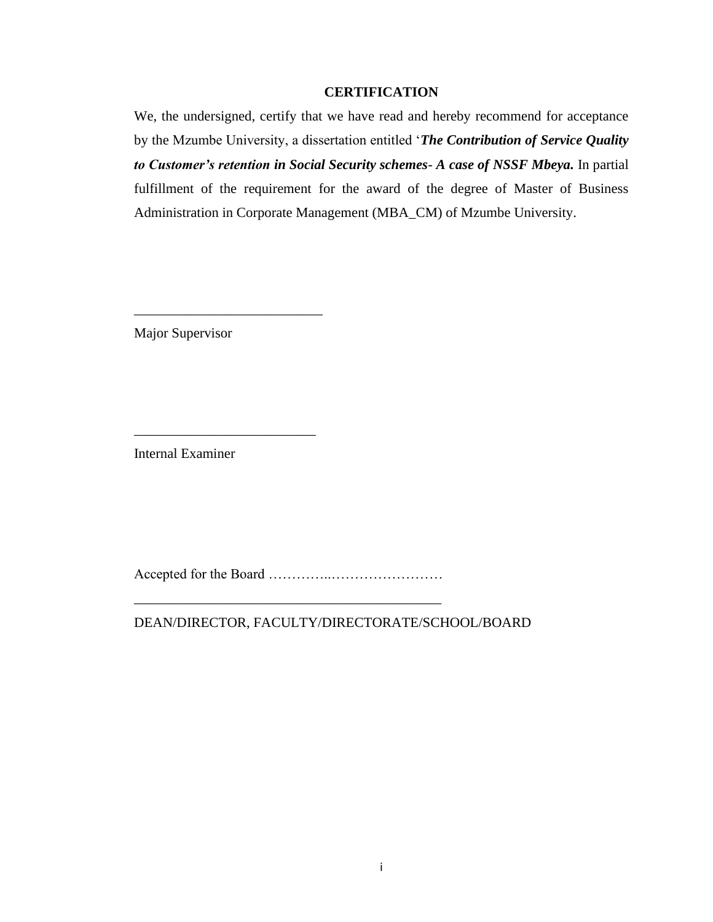## CERTIFICATION

We, the undersigned, certify that we have read and hereby recommend for acceptance by the Mzumbe University, a dissertation entitled '***The Contribution of Service Quality to Customer's retention in Social Security schemes- A case of NSSF Mbeya.*** In partial fulfillment of the requirement for the award of the degree of Master of Business Administration in Corporate Management (MBA_CM) of Mzumbe University.

___________________________

Major Supervisor

__________________________

Internal Examiner

Accepted for the Board …………..……………………

____________________________________________

DEAN/DIRECTOR, FACULTY/DIRECTORATE/SCHOOL/BOARD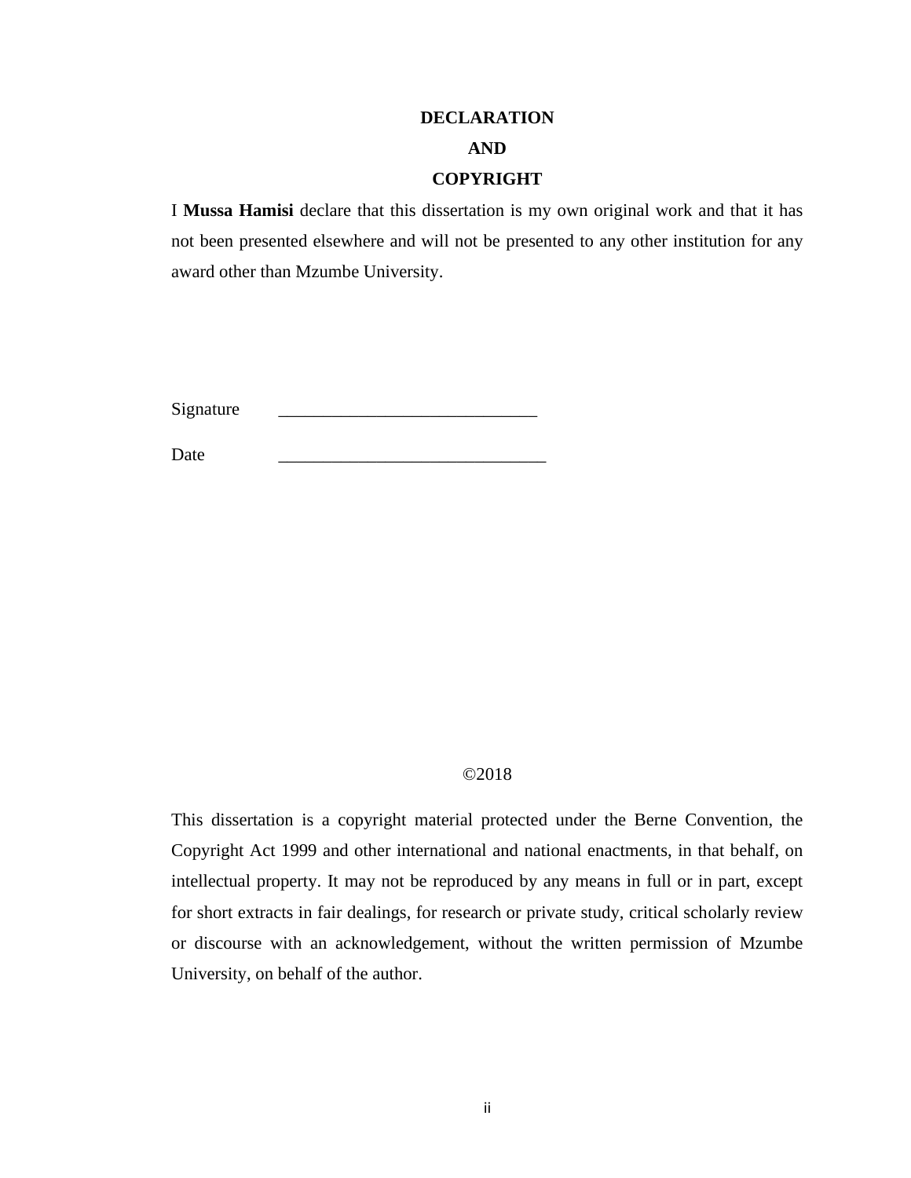# DECLARATION
# AND
# COPYRIGHT

I **Mussa Hamisi** declare that this dissertation is my own original work and that it has not been presented elsewhere and will not be presented to any other institution for any award other than Mzumbe University.

Signature ____________________________

Date ______________________________

©2018

This dissertation is a copyright material protected under the Berne Convention, the Copyright Act 1999 and other international and national enactments, in that behalf, on intellectual property. It may not be reproduced by any means in full or in part, except for short extracts in fair dealings, for research or private study, critical scholarly review or discourse with an acknowledgement, without the written permission of Mzumbe University, on behalf of the author.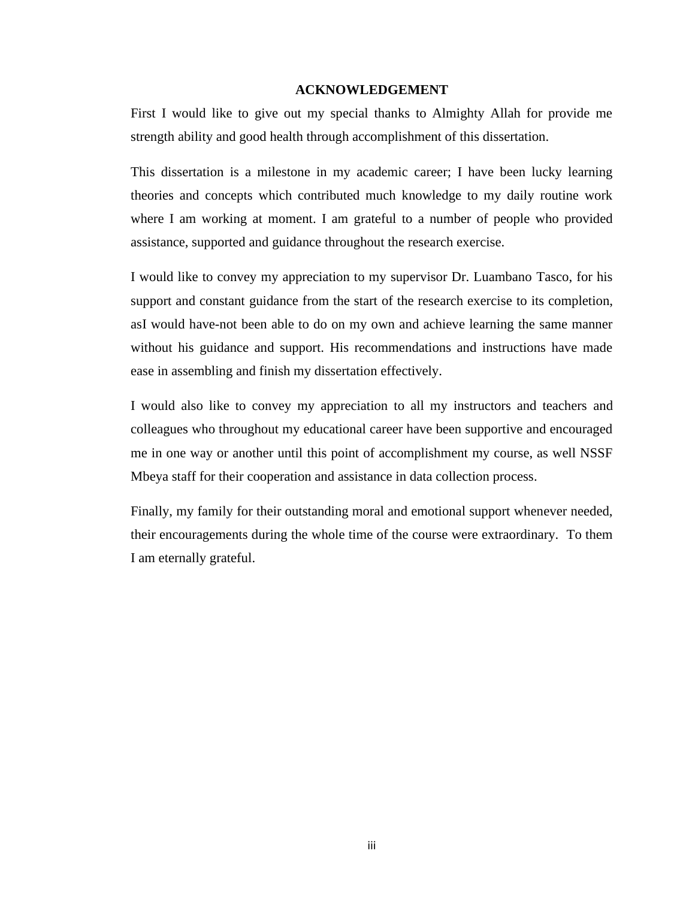# ACKNOWLEDGEMENT

First I would like to give out my special thanks to Almighty Allah for provide me strength ability and good health through accomplishment of this dissertation.

This dissertation is a milestone in my academic career; I have been lucky learning theories and concepts which contributed much knowledge to my daily routine work where I am working at moment. I am grateful to a number of people who provided assistance, supported and guidance throughout the research exercise.

I would like to convey my appreciation to my supervisor Dr. Luambano Tasco, for his support and constant guidance from the start of the research exercise to its completion, asI would have-not been able to do on my own and achieve learning the same manner without his guidance and support. His recommendations and instructions have made ease in assembling and finish my dissertation effectively.

I would also like to convey my appreciation to all my instructors and teachers and colleagues who throughout my educational career have been supportive and encouraged me in one way or another until this point of accomplishment my course, as well NSSF Mbeya staff for their cooperation and assistance in data collection process.

Finally, my family for their outstanding moral and emotional support whenever needed, their encouragements during the whole time of the course were extraordinary. To them I am eternally grateful.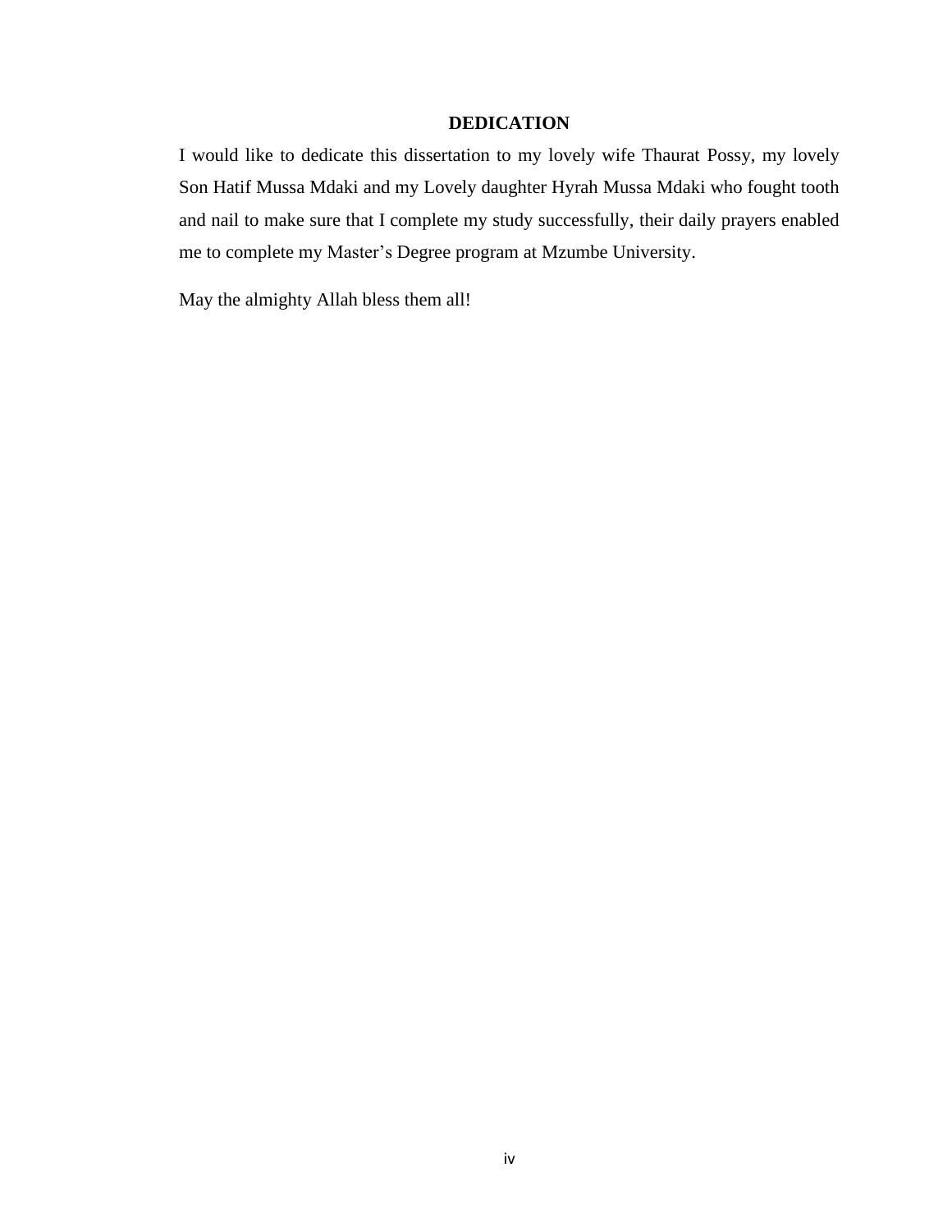## DEDICATION

I would like to dedicate this dissertation to my lovely wife Thaurat Possy, my lovely Son Hatif Mussa Mdaki and my Lovely daughter Hyrah Mussa Mdaki who fought tooth and nail to make sure that I complete my study successfully, their daily prayers enabled me to complete my Master's Degree program at Mzumbe University.

May the almighty Allah bless them all!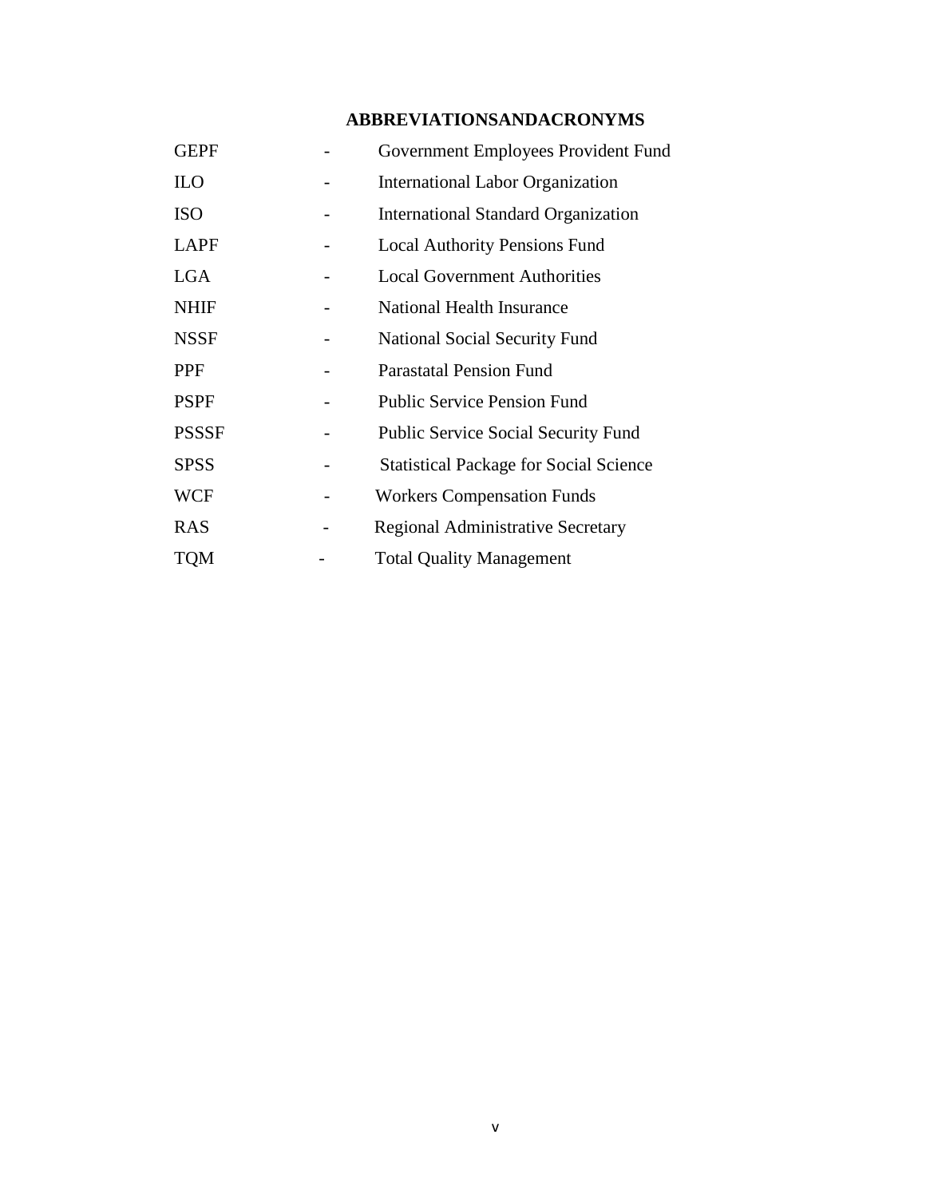## ABBREVIATIONSANDACRONYMS

| | | |
|---|---|---|
| GEPF | - | Government Employees Provident Fund |
| ILO | - | International Labor Organization |
| ISO | - | International Standard Organization |
| LAPF | - | Local Authority Pensions Fund |
| LGA | - | Local Government Authorities |
| NHIF | - | National Health Insurance |
| NSSF | - | National Social Security Fund |
| PPF | - | Parastatal Pension Fund |
| PSPF | - | Public Service Pension Fund |
| PSSSF | - | Public Service Social Security Fund |
| SPSS | - | Statistical Package for Social Science |
| WCF | - | Workers Compensation Funds |
| RAS | - | Regional Administrative Secretary |
| TQM | - | Total Quality Management |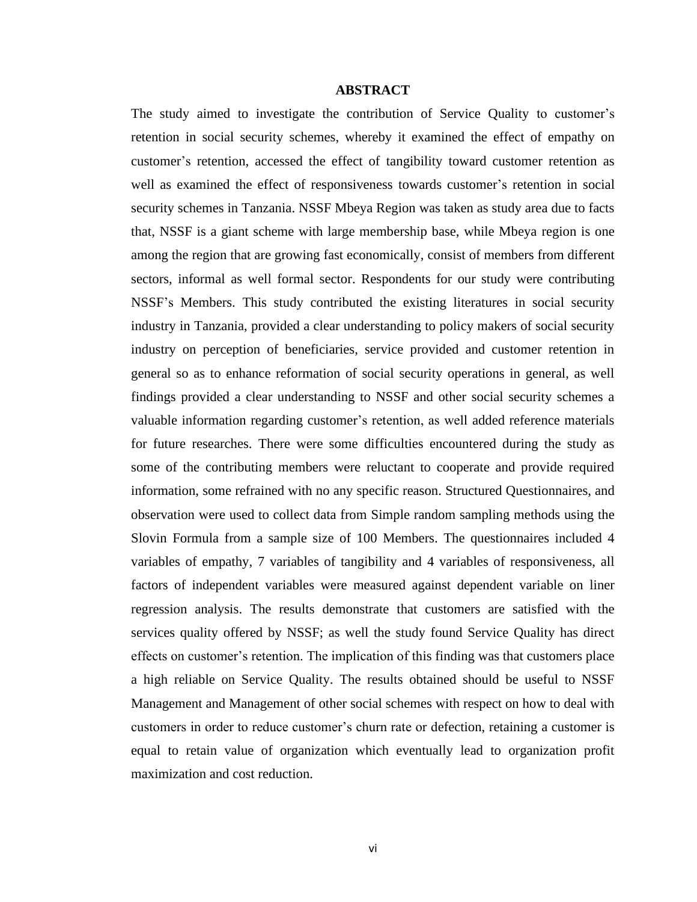# ABSTRACT

The study aimed to investigate the contribution of Service Quality to customer's retention in social security schemes, whereby it examined the effect of empathy on customer's retention, accessed the effect of tangibility toward customer retention as well as examined the effect of responsiveness towards customer's retention in social security schemes in Tanzania. NSSF Mbeya Region was taken as study area due to facts that, NSSF is a giant scheme with large membership base, while Mbeya region is one among the region that are growing fast economically, consist of members from different sectors, informal as well formal sector. Respondents for our study were contributing NSSF's Members. This study contributed the existing literatures in social security industry in Tanzania, provided a clear understanding to policy makers of social security industry on perception of beneficiaries, service provided and customer retention in general so as to enhance reformation of social security operations in general, as well findings provided a clear understanding to NSSF and other social security schemes a valuable information regarding customer's retention, as well added reference materials for future researches. There were some difficulties encountered during the study as some of the contributing members were reluctant to cooperate and provide required information, some refrained with no any specific reason. Structured Questionnaires, and observation were used to collect data from Simple random sampling methods using the Slovin Formula from a sample size of 100 Members. The questionnaires included 4 variables of empathy, 7 variables of tangibility and 4 variables of responsiveness, all factors of independent variables were measured against dependent variable on liner regression analysis. The results demonstrate that customers are satisfied with the services quality offered by NSSF; as well the study found Service Quality has direct effects on customer's retention. The implication of this finding was that customers place a high reliable on Service Quality. The results obtained should be useful to NSSF Management and Management of other social schemes with respect on how to deal with customers in order to reduce customer's churn rate or defection, retaining a customer is equal to retain value of organization which eventually lead to organization profit maximization and cost reduction.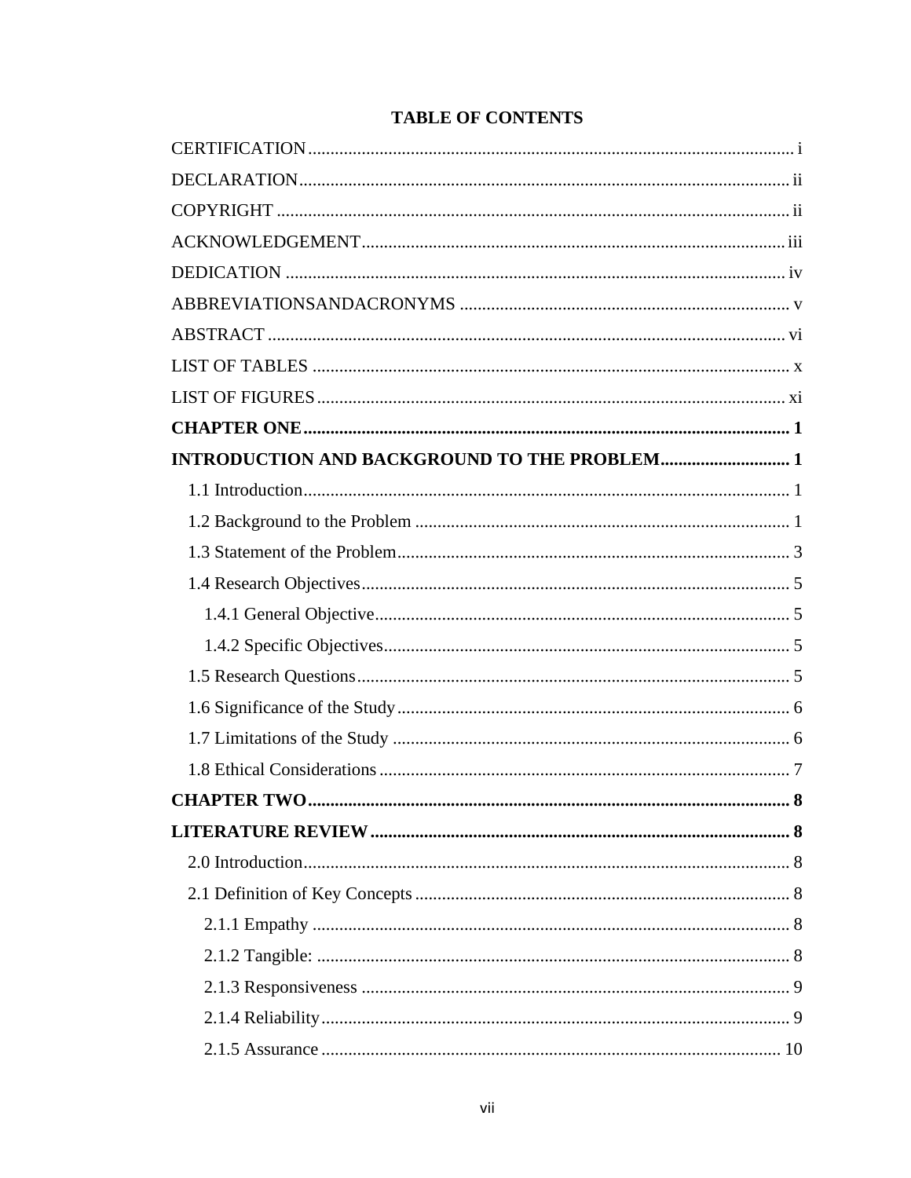# TABLE OF CONTENTS

CERTIFICATION ........................................................................................................ i

DECLARATION ......................................................................................................... ii

COPYRIGHT ............................................................................................................. ii

ACKNOWLEDGEMENT .......................................................................................... iii

DEDICATION ........................................................................................................... iv

ABBREVIATIONSANDACRONYMS ....................................................................... v

ABSTRACT ............................................................................................................... vi

LIST OF TABLES ...................................................................................................... x

LIST OF FIGURES ................................................................................................... xi

**CHAPTER ONE ......................................................................................................... 1**

**INTRODUCTION AND BACKGROUND TO THE PROBLEM ............................ 1**

- 1.1 Introduction ........................................................................................................ 1
- 1.2 Background to the Problem ............................................................................... 1
- 1.3 Statement of the Problem ................................................................................... 3
- 1.4 Research Objectives ........................................................................................... 5
  - 1.4.1 General Objective ........................................................................................ 5
  - 1.4.2 Specific Objectives ....................................................................................... 5
- 1.5 Research Questions ............................................................................................ 5
- 1.6 Significance of the Study ................................................................................... 6
- 1.7 Limitations of the Study .................................................................................... 6
- 1.8 Ethical Considerations ....................................................................................... 7

**CHAPTER TWO ......................................................................................................... 8**

**LITERATURE REVIEW ............................................................................................ 8**

- 2.0 Introduction ........................................................................................................ 8
- 2.1 Definition of Key Concepts ............................................................................... 8
  - 2.1.1 Empathy ...................................................................................................... 8
  - 2.1.2 Tangible: ..................................................................................................... 8
  - 2.1.3 Responsiveness ........................................................................................... 9
  - 2.1.4 Reliability .................................................................................................... 9
  - 2.1.5 Assurance .................................................................................................. 10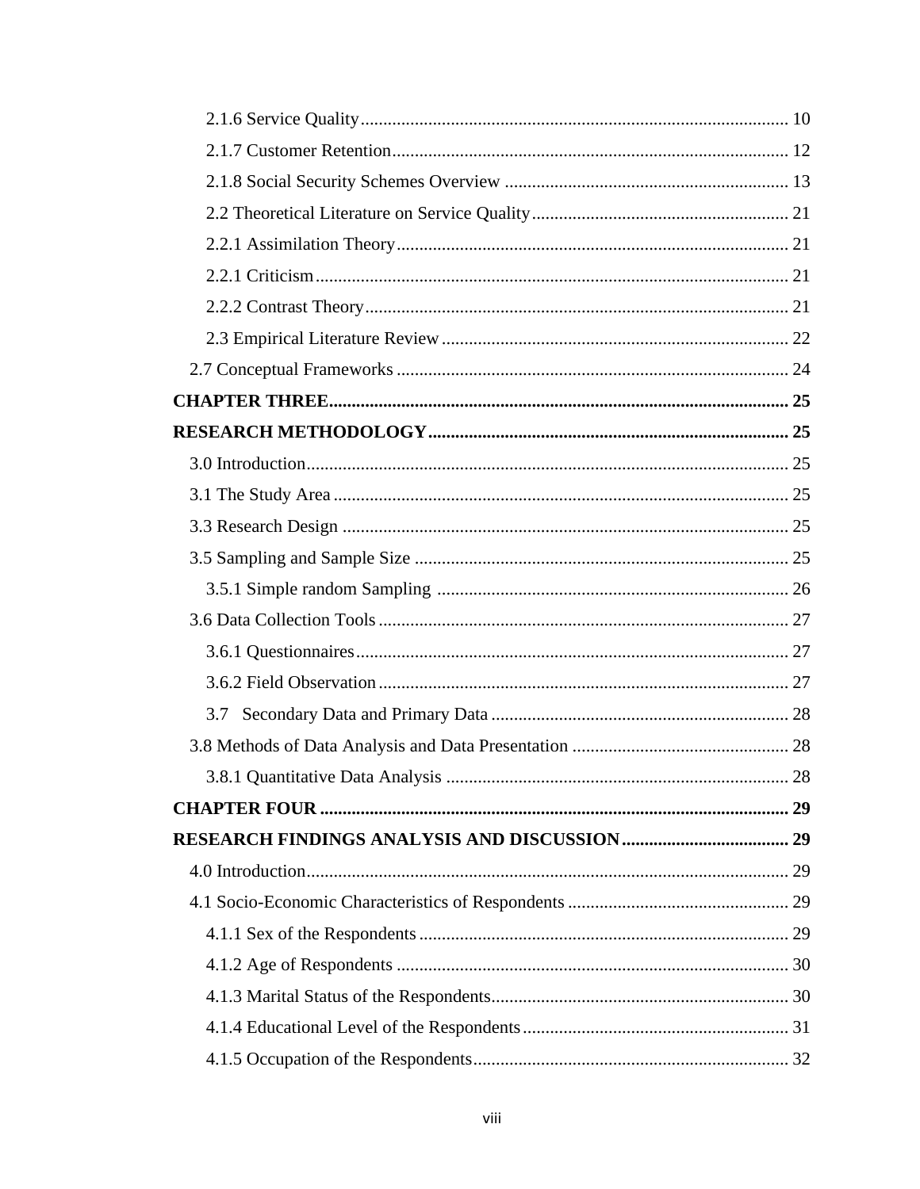2.1.6 Service Quality .......... 10

2.1.7 Customer Retention .......... 12

2.1.8 Social Security Schemes Overview .......... 13

2.2 Theoretical Literature on Service Quality .......... 21

2.2.1 Assimilation Theory .......... 21

2.2.1 Criticism .......... 21

2.2.2 Contrast Theory .......... 21

2.3 Empirical Literature Review .......... 22

2.7 Conceptual Frameworks .......... 24

**CHAPTER THREE .......... 25**

**RESEARCH METHODOLOGY .......... 25**

3.0 Introduction .......... 25

3.1 The Study Area .......... 25

3.3 Research Design .......... 25

3.5 Sampling and Sample Size .......... 25

3.5.1 Simple random Sampling .......... 26

3.6 Data Collection Tools .......... 27

3.6.1 Questionnaires .......... 27

3.6.2 Field Observation .......... 27

3.7 Secondary Data and Primary Data .......... 28

3.8 Methods of Data Analysis and Data Presentation .......... 28

3.8.1 Quantitative Data Analysis .......... 28

**CHAPTER FOUR .......... 29**

**RESEARCH FINDINGS ANALYSIS AND DISCUSSION .......... 29**

4.0 Introduction .......... 29

4.1 Socio-Economic Characteristics of Respondents .......... 29

4.1.1 Sex of the Respondents .......... 29

4.1.2 Age of Respondents .......... 30

4.1.3 Marital Status of the Respondents .......... 30

4.1.4 Educational Level of the Respondents .......... 31

4.1.5 Occupation of the Respondents .......... 32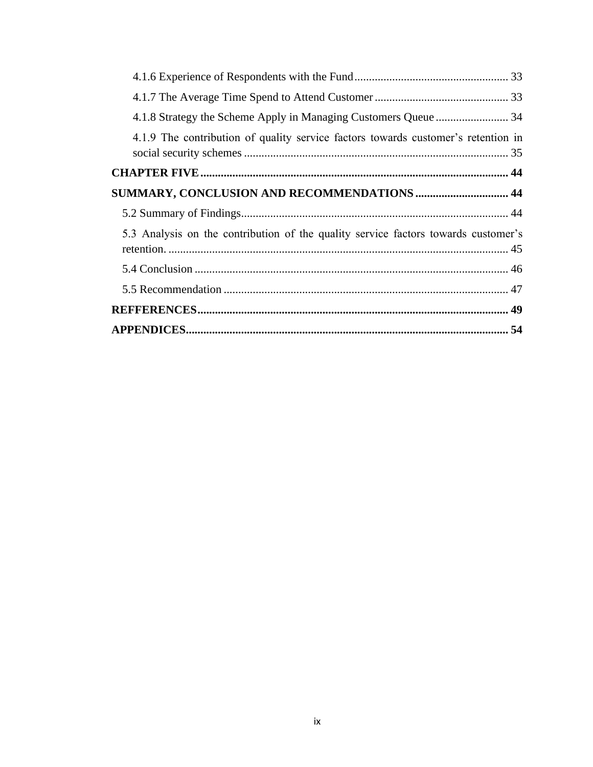4.1.6 Experience of Respondents with the Fund .................................................... 33

4.1.7 The Average Time Spend to Attend Customer ............................................. 33

4.1.8 Strategy the Scheme Apply in Managing Customers Queue ......................... 34

4.1.9 The contribution of quality service factors towards customer's retention in social security schemes .......................................................................................... 35

**CHAPTER FIVE ........................................................................................................ 44**

**SUMMARY, CONCLUSION AND RECOMMENDATIONS ................................ 44**

5.2 Summary of Findings........................................................................................... 44

5.3 Analysis on the contribution of the quality service factors towards customer's retention. ................................................................................................................... 45

5.4 Conclusion ........................................................................................................... 46

5.5 Recommendation ................................................................................................. 47

**REFFERENCES......................................................................................................... 49**

**APPENDICES............................................................................................................. 54**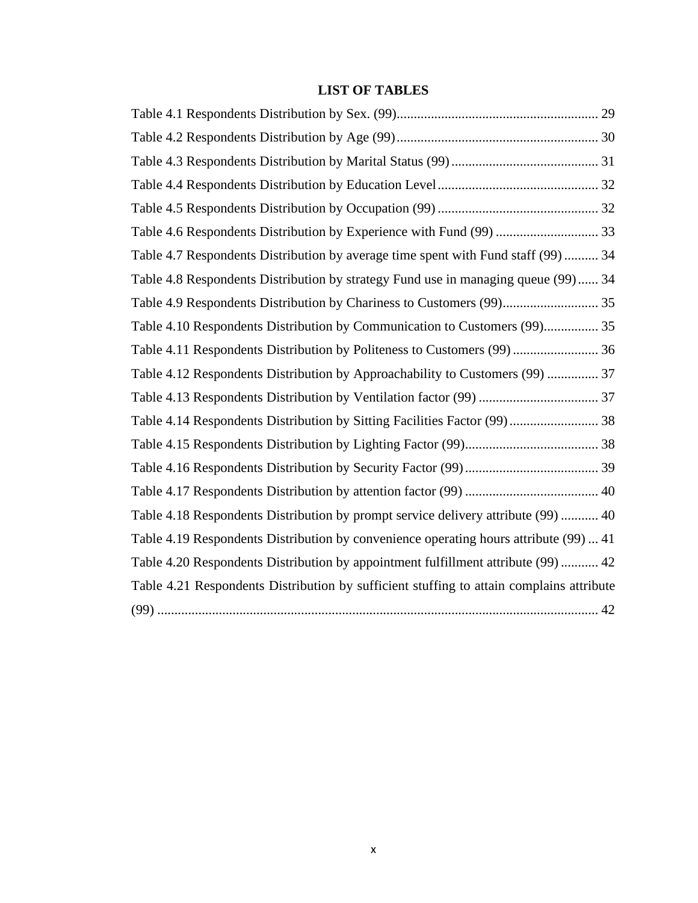# LIST OF TABLES

Table 4.1 Respondents Distribution by Sex. (99) ........................................................... 29

Table 4.2 Respondents Distribution by Age (99) ........................................................... 30

Table 4.3 Respondents Distribution by Marital Status (99) ........................................... 31

Table 4.4 Respondents Distribution by Education Level ............................................... 32

Table 4.5 Respondents Distribution by Occupation (99) ............................................... 32

Table 4.6 Respondents Distribution by Experience with Fund (99) .............................. 33

Table 4.7 Respondents Distribution by average time spent with Fund staff (99) .......... 34

Table 4.8 Respondents Distribution by strategy Fund use in managing queue (99) ...... 34

Table 4.9 Respondents Distribution by Chariness to Customers (99) ............................ 35

Table 4.10 Respondents Distribution by Communication to Customers (99) ................ 35

Table 4.11 Respondents Distribution by Politeness to Customers (99) ......................... 36

Table 4.12 Respondents Distribution by Approachability to Customers (99) ............... 37

Table 4.13 Respondents Distribution by Ventilation factor (99) ................................... 37

Table 4.14 Respondents Distribution by Sitting Facilities Factor (99) .......................... 38

Table 4.15 Respondents Distribution by Lighting Factor (99) ....................................... 38

Table 4.16 Respondents Distribution by Security Factor (99) ....................................... 39

Table 4.17 Respondents Distribution by attention factor (99) ....................................... 40

Table 4.18 Respondents Distribution by prompt service delivery attribute (99) ........... 40

Table 4.19 Respondents Distribution by convenience operating hours attribute (99) ... 41

Table 4.20 Respondents Distribution by appointment fulfillment attribute (99) ........... 42

Table 4.21 Respondents Distribution by sufficient stuffing to attain complains attribute (99) ................................................................................................................. 42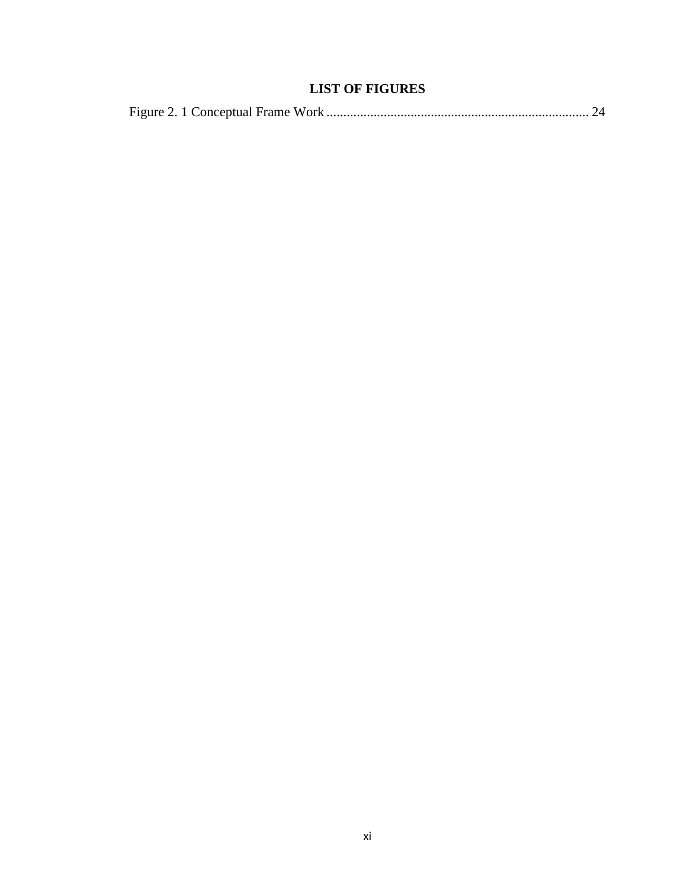## LIST OF FIGURES

Figure 2. 1 Conceptual Frame Work ............................................................................. 24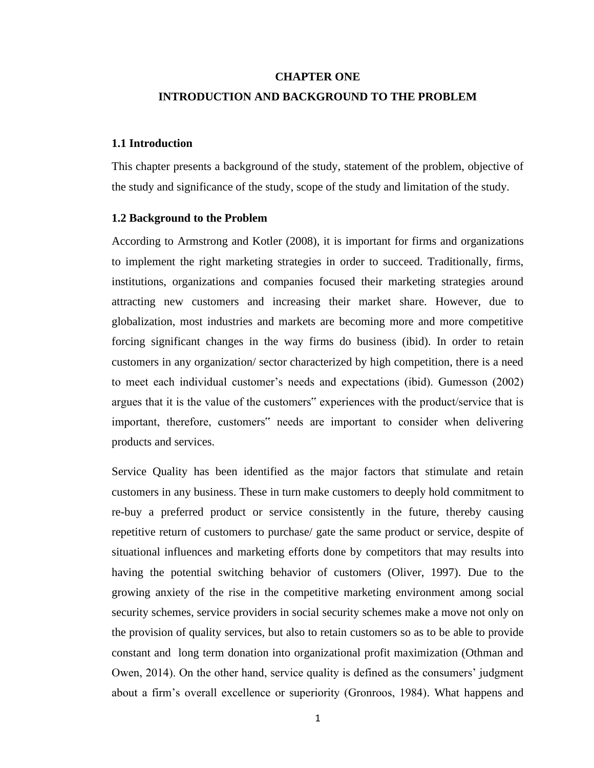# CHAPTER ONE

# INTRODUCTION AND BACKGROUND TO THE PROBLEM

## 1.1 Introduction

This chapter presents a background of the study, statement of the problem, objective of the study and significance of the study, scope of the study and limitation of the study.

## 1.2 Background to the Problem

According to Armstrong and Kotler (2008), it is important for firms and organizations to implement the right marketing strategies in order to succeed. Traditionally, firms, institutions, organizations and companies focused their marketing strategies around attracting new customers and increasing their market share. However, due to globalization, most industries and markets are becoming more and more competitive forcing significant changes in the way firms do business (ibid). In order to retain customers in any organization/ sector characterized by high competition, there is a need to meet each individual customer's needs and expectations (ibid). Gumesson (2002) argues that it is the value of the customers" experiences with the product/service that is important, therefore, customers" needs are important to consider when delivering products and services.

Service Quality has been identified as the major factors that stimulate and retain customers in any business. These in turn make customers to deeply hold commitment to re-buy a preferred product or service consistently in the future, thereby causing repetitive return of customers to purchase/ gate the same product or service, despite of situational influences and marketing efforts done by competitors that may results into having the potential switching behavior of customers (Oliver, 1997). Due to the growing anxiety of the rise in the competitive marketing environment among social security schemes, service providers in social security schemes make a move not only on the provision of quality services, but also to retain customers so as to be able to provide constant and long term donation into organizational profit maximization (Othman and Owen, 2014). On the other hand, service quality is defined as the consumers' judgment about a firm's overall excellence or superiority (Gronroos, 1984). What happens and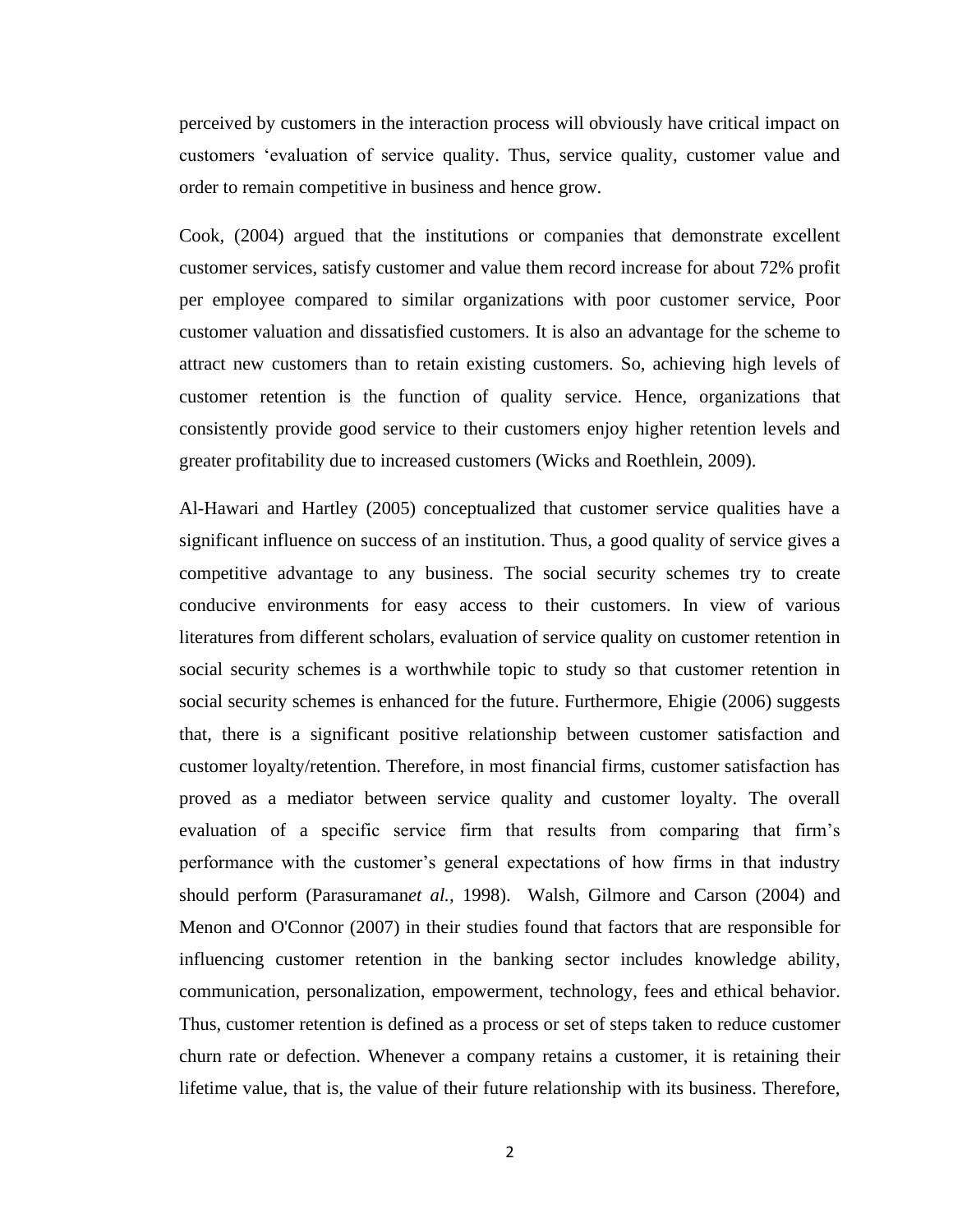perceived by customers in the interaction process will obviously have critical impact on customers 'evaluation of service quality. Thus, service quality, customer value and order to remain competitive in business and hence grow.

Cook, (2004) argued that the institutions or companies that demonstrate excellent customer services, satisfy customer and value them record increase for about 72% profit per employee compared to similar organizations with poor customer service, Poor customer valuation and dissatisfied customers. It is also an advantage for the scheme to attract new customers than to retain existing customers. So, achieving high levels of customer retention is the function of quality service. Hence, organizations that consistently provide good service to their customers enjoy higher retention levels and greater profitability due to increased customers (Wicks and Roethlein, 2009).

Al-Hawari and Hartley (2005) conceptualized that customer service qualities have a significant influence on success of an institution. Thus, a good quality of service gives a competitive advantage to any business. The social security schemes try to create conducive environments for easy access to their customers. In view of various literatures from different scholars, evaluation of service quality on customer retention in social security schemes is a worthwhile topic to study so that customer retention in social security schemes is enhanced for the future. Furthermore, Ehigie (2006) suggests that, there is a significant positive relationship between customer satisfaction and customer loyalty/retention. Therefore, in most financial firms, customer satisfaction has proved as a mediator between service quality and customer loyalty. The overall evaluation of a specific service firm that results from comparing that firm's performance with the customer's general expectations of how firms in that industry should perform (Parasuraman*et al.,* 1998). Walsh, Gilmore and Carson (2004) and Menon and O'Connor (2007) in their studies found that factors that are responsible for influencing customer retention in the banking sector includes knowledge ability, communication, personalization, empowerment, technology, fees and ethical behavior. Thus, customer retention is defined as a process or set of steps taken to reduce customer churn rate or defection. Whenever a company retains a customer, it is retaining their lifetime value, that is, the value of their future relationship with its business. Therefore,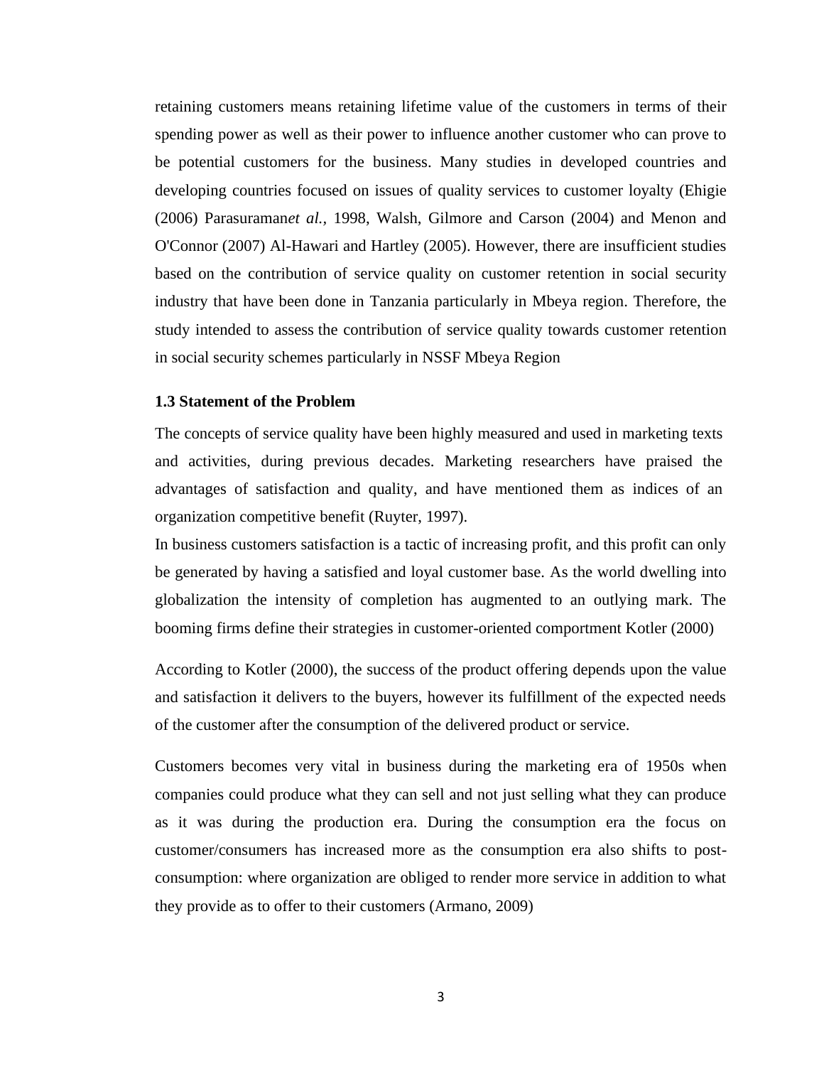retaining customers means retaining lifetime value of the customers in terms of their spending power as well as their power to influence another customer who can prove to be potential customers for the business. Many studies in developed countries and developing countries focused on issues of quality services to customer loyalty (Ehigie (2006) Parasuraman*et al.,* 1998, Walsh, Gilmore and Carson (2004) and Menon and O'Connor (2007) Al-Hawari and Hartley (2005). However, there are insufficient studies based on the contribution of service quality on customer retention in social security industry that have been done in Tanzania particularly in Mbeya region. Therefore, the study intended to assess the contribution of service quality towards customer retention in social security schemes particularly in NSSF Mbeya Region

### 1.3 Statement of the Problem

The concepts of service quality have been highly measured and used in marketing texts and activities, during previous decades. Marketing researchers have praised the advantages of satisfaction and quality, and have mentioned them as indices of an organization competitive benefit (Ruyter, 1997).

In business customers satisfaction is a tactic of increasing profit, and this profit can only be generated by having a satisfied and loyal customer base. As the world dwelling into globalization the intensity of completion has augmented to an outlying mark. The booming firms define their strategies in customer-oriented comportment Kotler (2000)

According to Kotler (2000), the success of the product offering depends upon the value and satisfaction it delivers to the buyers, however its fulfillment of the expected needs of the customer after the consumption of the delivered product or service.

Customers becomes very vital in business during the marketing era of 1950s when companies could produce what they can sell and not just selling what they can produce as it was during the production era. During the consumption era the focus on customer/consumers has increased more as the consumption era also shifts to post-consumption: where organization are obliged to render more service in addition to what they provide as to offer to their customers (Armano, 2009)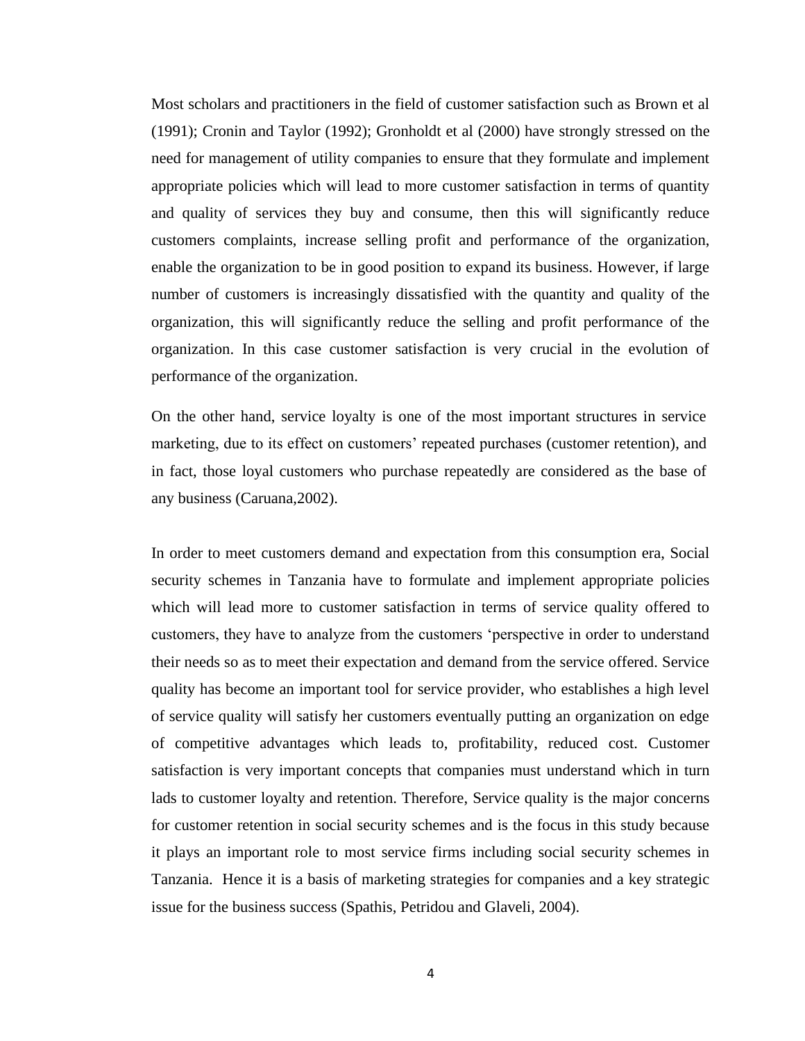Most scholars and practitioners in the field of customer satisfaction such as Brown et al (1991); Cronin and Taylor (1992); Gronholdt et al (2000) have strongly stressed on the need for management of utility companies to ensure that they formulate and implement appropriate policies which will lead to more customer satisfaction in terms of quantity and quality of services they buy and consume, then this will significantly reduce customers complaints, increase selling profit and performance of the organization, enable the organization to be in good position to expand its business. However, if large number of customers is increasingly dissatisfied with the quantity and quality of the organization, this will significantly reduce the selling and profit performance of the organization. In this case customer satisfaction is very crucial in the evolution of performance of the organization.

On the other hand, service loyalty is one of the most important structures in service marketing, due to its effect on customers' repeated purchases (customer retention), and in fact, those loyal customers who purchase repeatedly are considered as the base of any business (Caruana,2002).

In order to meet customers demand and expectation from this consumption era, Social security schemes in Tanzania have to formulate and implement appropriate policies which will lead more to customer satisfaction in terms of service quality offered to customers, they have to analyze from the customers 'perspective in order to understand their needs so as to meet their expectation and demand from the service offered. Service quality has become an important tool for service provider, who establishes a high level of service quality will satisfy her customers eventually putting an organization on edge of competitive advantages which leads to, profitability, reduced cost. Customer satisfaction is very important concepts that companies must understand which in turn lads to customer loyalty and retention. Therefore, Service quality is the major concerns for customer retention in social security schemes and is the focus in this study because it plays an important role to most service firms including social security schemes in Tanzania. Hence it is a basis of marketing strategies for companies and a key strategic issue for the business success (Spathis, Petridou and Glaveli, 2004).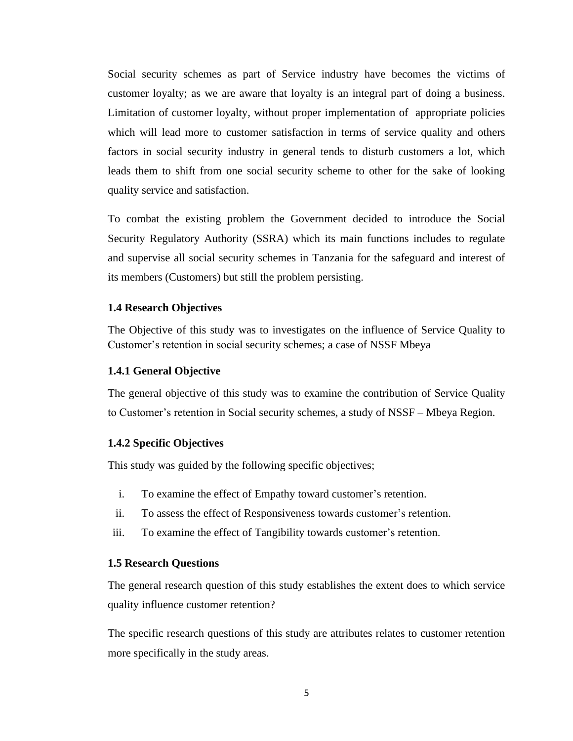Social security schemes as part of Service industry have becomes the victims of customer loyalty; as we are aware that loyalty is an integral part of doing a business. Limitation of customer loyalty, without proper implementation of appropriate policies which will lead more to customer satisfaction in terms of service quality and others factors in social security industry in general tends to disturb customers a lot, which leads them to shift from one social security scheme to other for the sake of looking quality service and satisfaction.

To combat the existing problem the Government decided to introduce the Social Security Regulatory Authority (SSRA) which its main functions includes to regulate and supervise all social security schemes in Tanzania for the safeguard and interest of its members (Customers) but still the problem persisting.

### 1.4 Research Objectives

The Objective of this study was to investigates on the influence of Service Quality to Customer's retention in social security schemes; a case of NSSF Mbeya

#### 1.4.1 General Objective

The general objective of this study was to examine the contribution of Service Quality to Customer's retention in Social security schemes, a study of NSSF – Mbeya Region.

#### 1.4.2 Specific Objectives

This study was guided by the following specific objectives;

i. To examine the effect of Empathy toward customer's retention.
ii. To assess the effect of Responsiveness towards customer's retention.
iii. To examine the effect of Tangibility towards customer's retention.

### 1.5 Research Questions

The general research question of this study establishes the extent does to which service quality influence customer retention?

The specific research questions of this study are attributes relates to customer retention more specifically in the study areas.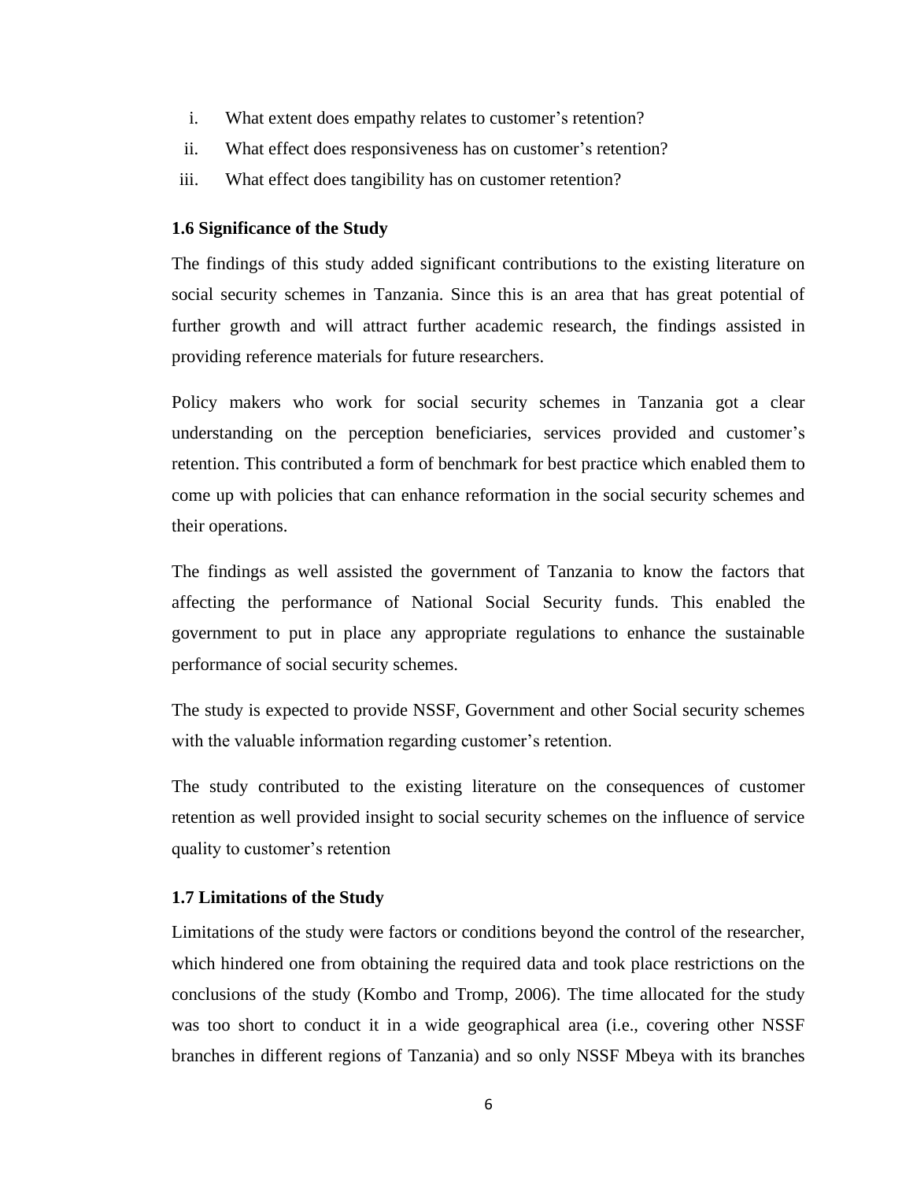i. What extent does empathy relates to customer's retention?
ii. What effect does responsiveness has on customer's retention?
iii. What effect does tangibility has on customer retention?

### 1.6 Significance of the Study

The findings of this study added significant contributions to the existing literature on social security schemes in Tanzania. Since this is an area that has great potential of further growth and will attract further academic research, the findings assisted in providing reference materials for future researchers.

Policy makers who work for social security schemes in Tanzania got a clear understanding on the perception beneficiaries, services provided and customer's retention. This contributed a form of benchmark for best practice which enabled them to come up with policies that can enhance reformation in the social security schemes and their operations.

The findings as well assisted the government of Tanzania to know the factors that affecting the performance of National Social Security funds. This enabled the government to put in place any appropriate regulations to enhance the sustainable performance of social security schemes.

The study is expected to provide NSSF, Government and other Social security schemes with the valuable information regarding customer's retention.

The study contributed to the existing literature on the consequences of customer retention as well provided insight to social security schemes on the influence of service quality to customer's retention

### 1.7 Limitations of the Study

Limitations of the study were factors or conditions beyond the control of the researcher, which hindered one from obtaining the required data and took place restrictions on the conclusions of the study (Kombo and Tromp, 2006). The time allocated for the study was too short to conduct it in a wide geographical area (i.e., covering other NSSF branches in different regions of Tanzania) and so only NSSF Mbeya with its branches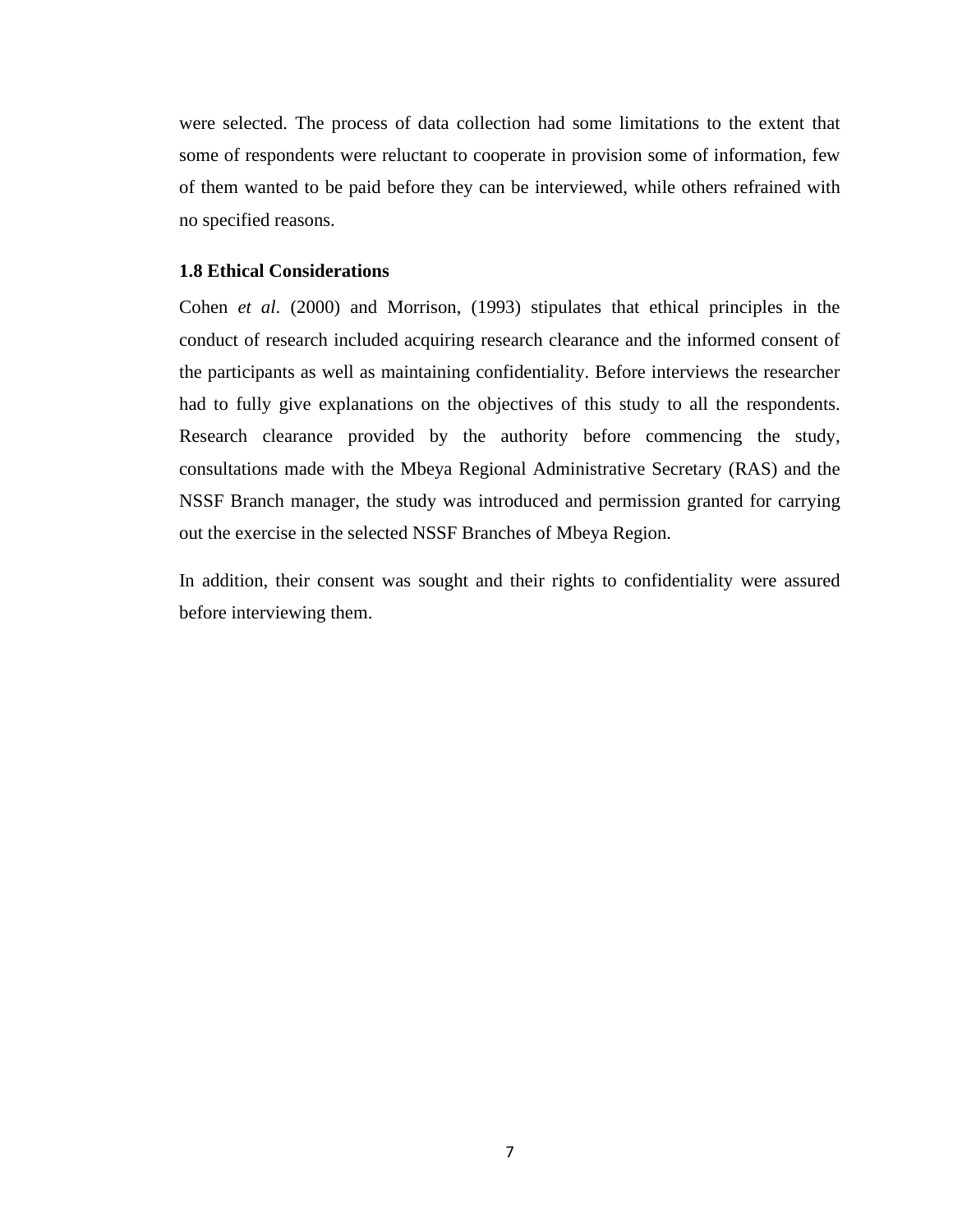were selected. The process of data collection had some limitations to the extent that some of respondents were reluctant to cooperate in provision some of information, few of them wanted to be paid before they can be interviewed, while others refrained with no specified reasons.

### 1.8 Ethical Considerations

Cohen *et al*. (2000) and Morrison, (1993) stipulates that ethical principles in the conduct of research included acquiring research clearance and the informed consent of the participants as well as maintaining confidentiality. Before interviews the researcher had to fully give explanations on the objectives of this study to all the respondents. Research clearance provided by the authority before commencing the study, consultations made with the Mbeya Regional Administrative Secretary (RAS) and the NSSF Branch manager, the study was introduced and permission granted for carrying out the exercise in the selected NSSF Branches of Mbeya Region.

In addition, their consent was sought and their rights to confidentiality were assured before interviewing them.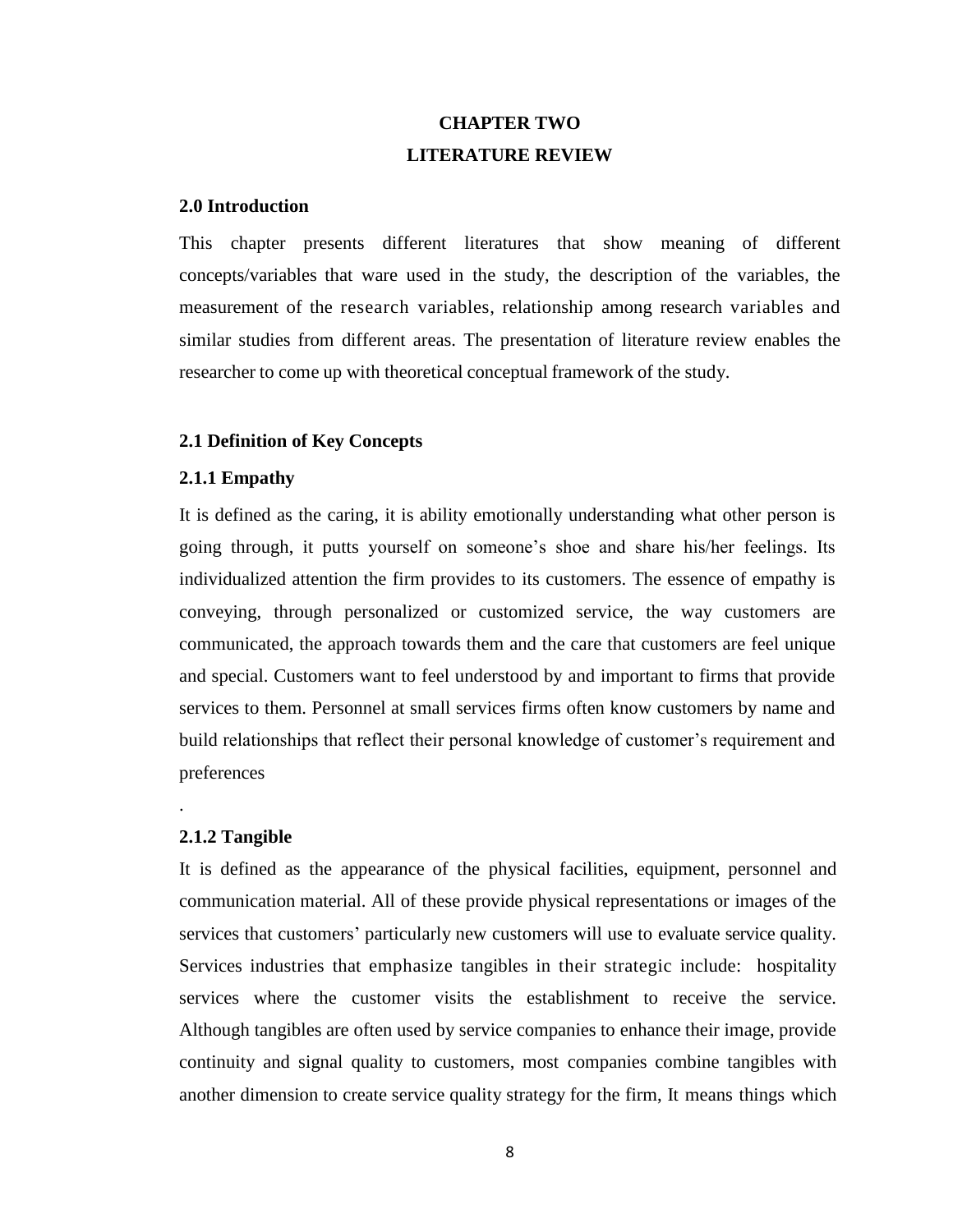# CHAPTER TWO

# LITERATURE REVIEW

## 2.0 Introduction

This chapter presents different literatures that show meaning of different concepts/variables that ware used in the study, the description of the variables, the measurement of the research variables, relationship among research variables and similar studies from different areas. The presentation of literature review enables the researcher to come up with theoretical conceptual framework of the study.

## 2.1 Definition of Key Concepts

### 2.1.1 Empathy

It is defined as the caring, it is ability emotionally understanding what other person is going through, it putts yourself on someone's shoe and share his/her feelings. Its individualized attention the firm provides to its customers. The essence of empathy is conveying, through personalized or customized service, the way customers are communicated, the approach towards them and the care that customers are feel unique and special. Customers want to feel understood by and important to firms that provide services to them. Personnel at small services firms often know customers by name and build relationships that reflect their personal knowledge of customer's requirement and preferences

.

### 2.1.2 Tangible

It is defined as the appearance of the physical facilities, equipment, personnel and communication material. All of these provide physical representations or images of the services that customers' particularly new customers will use to evaluate service quality. Services industries that emphasize tangibles in their strategic include: hospitality services where the customer visits the establishment to receive the service. Although tangibles are often used by service companies to enhance their image, provide continuity and signal quality to customers, most companies combine tangibles with another dimension to create service quality strategy for the firm, It means things which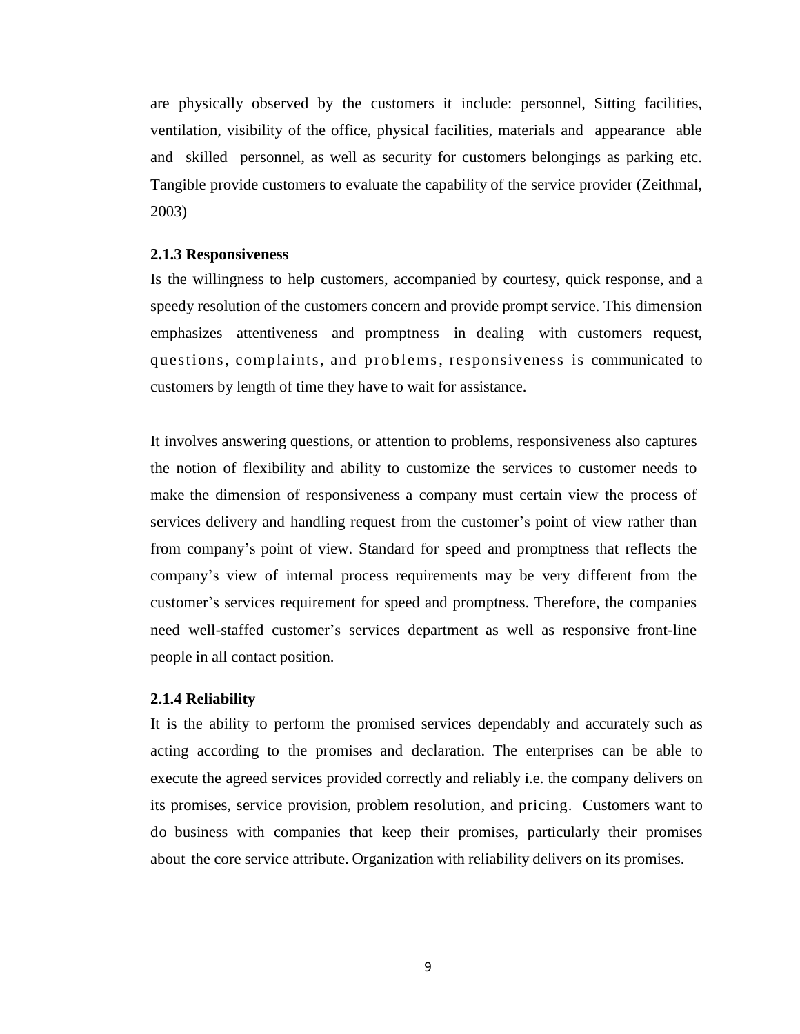are physically observed by the customers it include: personnel, Sitting facilities, ventilation, visibility of the office, physical facilities, materials and appearance able and skilled personnel, as well as security for customers belongings as parking etc. Tangible provide customers to evaluate the capability of the service provider (Zeithmal, 2003)

### 2.1.3 Responsiveness

Is the willingness to help customers, accompanied by courtesy, quick response, and a speedy resolution of the customers concern and provide prompt service. This dimension emphasizes attentiveness and promptness in dealing with customers request, questions, complaints, and problems, responsiveness is communicated to customers by length of time they have to wait for assistance.

It involves answering questions, or attention to problems, responsiveness also captures the notion of flexibility and ability to customize the services to customer needs to make the dimension of responsiveness a company must certain view the process of services delivery and handling request from the customer's point of view rather than from company's point of view. Standard for speed and promptness that reflects the company's view of internal process requirements may be very different from the customer's services requirement for speed and promptness. Therefore, the companies need well-staffed customer's services department as well as responsive front-line people in all contact position.

### 2.1.4 Reliability

It is the ability to perform the promised services dependably and accurately such as acting according to the promises and declaration. The enterprises can be able to execute the agreed services provided correctly and reliably i.e. the company delivers on its promises, service provision, problem resolution, and pricing. Customers want to do business with companies that keep their promises, particularly their promises about the core service attribute. Organization with reliability delivers on its promises.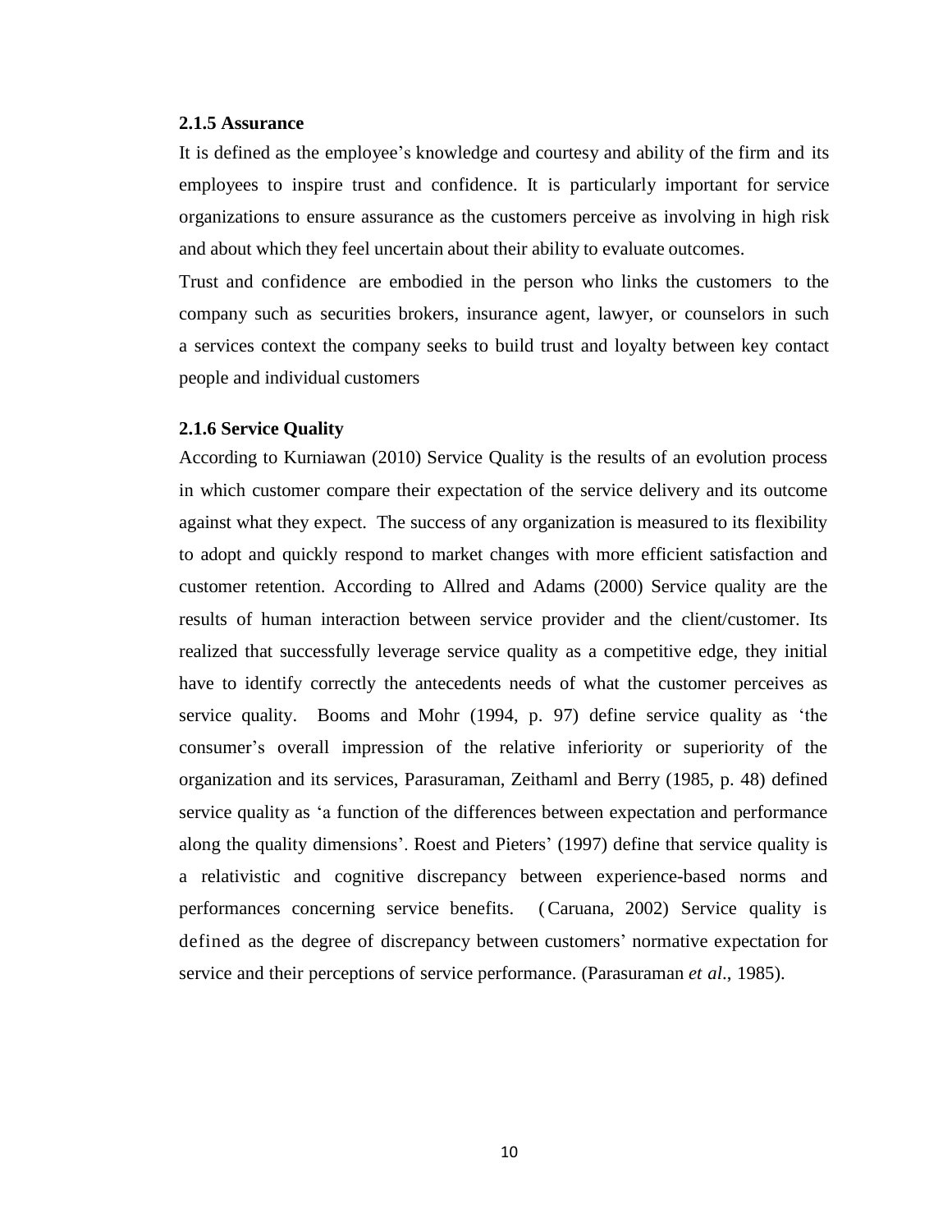### 2.1.5 Assurance

It is defined as the employee's knowledge and courtesy and ability of the firm and its employees to inspire trust and confidence. It is particularly important for service organizations to ensure assurance as the customers perceive as involving in high risk and about which they feel uncertain about their ability to evaluate outcomes.

Trust and confidence are embodied in the person who links the customers to the company such as securities brokers, insurance agent, lawyer, or counselors in such a services context the company seeks to build trust and loyalty between key contact people and individual customers

### 2.1.6 Service Quality

According to Kurniawan (2010) Service Quality is the results of an evolution process in which customer compare their expectation of the service delivery and its outcome against what they expect. The success of any organization is measured to its flexibility to adopt and quickly respond to market changes with more efficient satisfaction and customer retention. According to Allred and Adams (2000) Service quality are the results of human interaction between service provider and the client/customer. Its realized that successfully leverage service quality as a competitive edge, they initial have to identify correctly the antecedents needs of what the customer perceives as service quality. Booms and Mohr (1994, p. 97) define service quality as 'the consumer's overall impression of the relative inferiority or superiority of the organization and its services, Parasuraman, Zeithaml and Berry (1985, p. 48) defined service quality as 'a function of the differences between expectation and performance along the quality dimensions'. Roest and Pieters' (1997) define that service quality is a relativistic and cognitive discrepancy between experience-based norms and performances concerning service benefits. (Caruana, 2002) Service quality is defined as the degree of discrepancy between customers' normative expectation for service and their perceptions of service performance. (Parasuraman *et al*., 1985).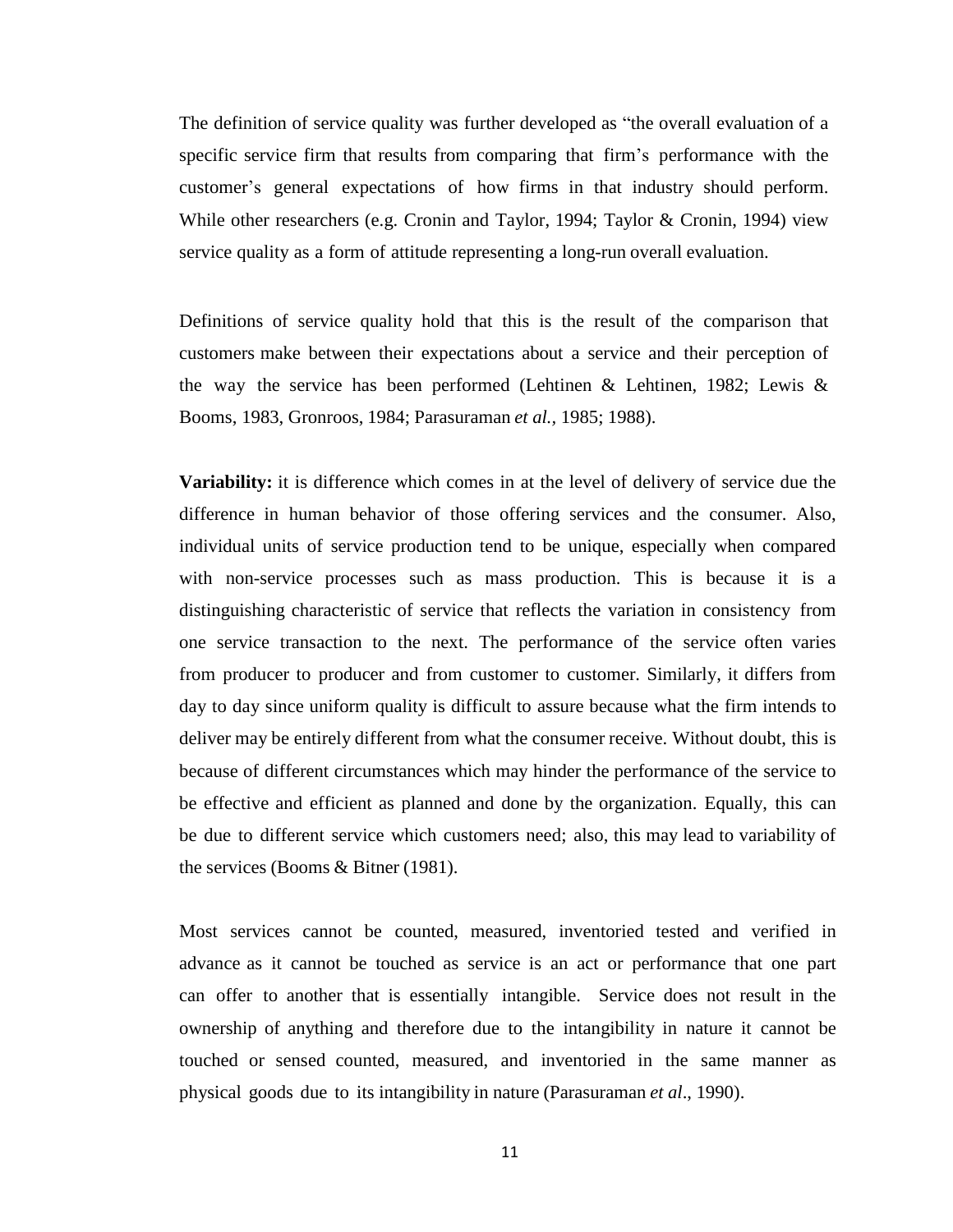The definition of service quality was further developed as “the overall evaluation of a specific service firm that results from comparing that firm’s performance with the customer’s general expectations of how firms in that industry should perform. While other researchers (e.g. Cronin and Taylor, 1994; Taylor & Cronin, 1994) view service quality as a form of attitude representing a long-run overall evaluation.

Definitions of service quality hold that this is the result of the comparison that customers make between their expectations about a service and their perception of the way the service has been performed (Lehtinen & Lehtinen, 1982; Lewis & Booms, 1983, Gronroos, 1984; Parasuraman *et al.*, 1985; 1988).

**Variability:** it is difference which comes in at the level of delivery of service due the difference in human behavior of those offering services and the consumer. Also, individual units of service production tend to be unique, especially when compared with non-service processes such as mass production. This is because it is a distinguishing characteristic of service that reflects the variation in consistency from one service transaction to the next. The performance of the service often varies from producer to producer and from customer to customer. Similarly, it differs from day to day since uniform quality is difficult to assure because what the firm intends to deliver may be entirely different from what the consumer receive. Without doubt, this is because of different circumstances which may hinder the performance of the service to be effective and efficient as planned and done by the organization. Equally, this can be due to different service which customers need; also, this may lead to variability of the services (Booms & Bitner (1981).

Most services cannot be counted, measured, inventoried tested and verified in advance as it cannot be touched as service is an act or performance that one part can offer to another that is essentially intangible. Service does not result in the ownership of anything and therefore due to the intangibility in nature it cannot be touched or sensed counted, measured, and inventoried in the same manner as physical goods due to its intangibility in nature (Parasuraman *et al*., 1990).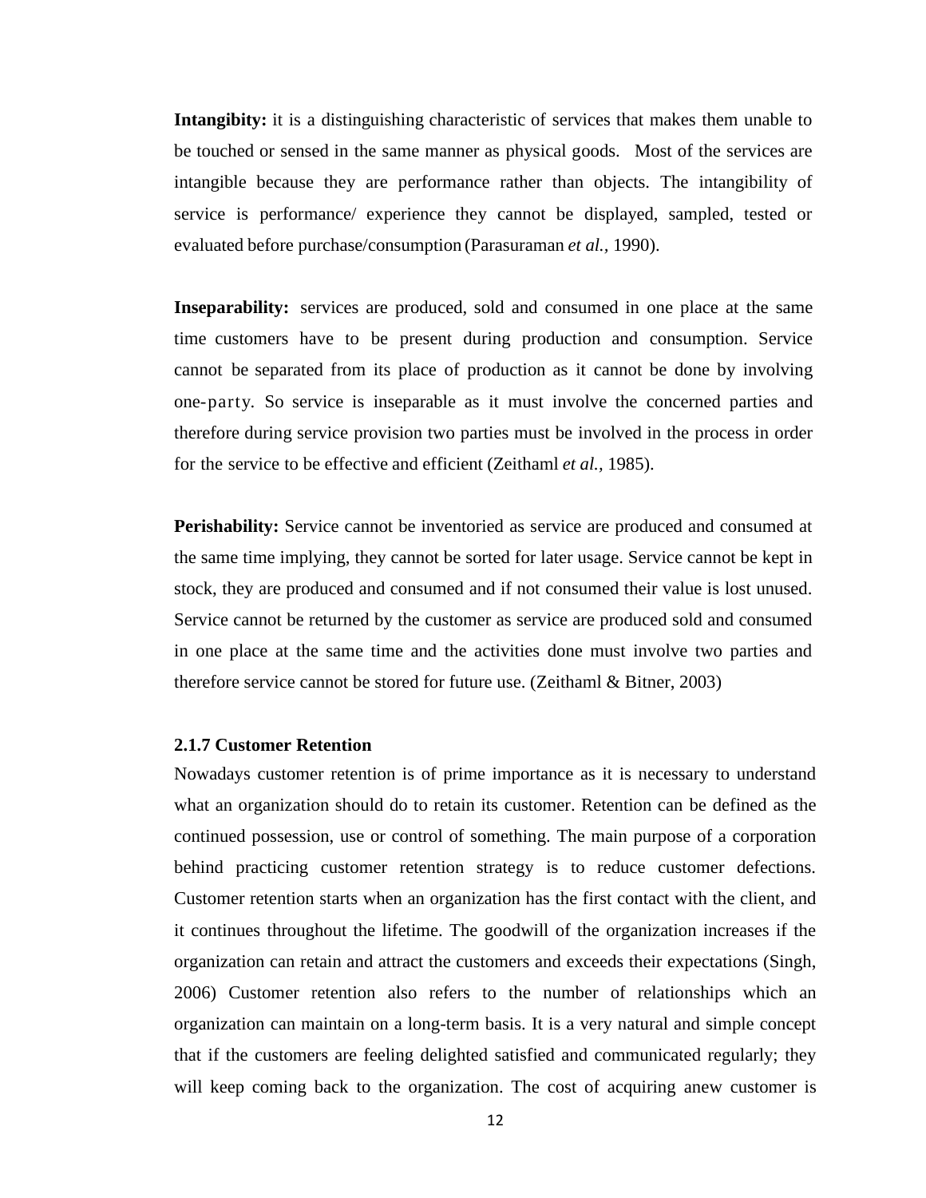**Intangibity:** it is a distinguishing characteristic of services that makes them unable to be touched or sensed in the same manner as physical goods. Most of the services are intangible because they are performance rather than objects. The intangibility of service is performance/ experience they cannot be displayed, sampled, tested or evaluated before purchase/consumption (Parasuraman *et al.,* 1990).

**Inseparability:** services are produced, sold and consumed in one place at the same time customers have to be present during production and consumption. Service cannot be separated from its place of production as it cannot be done by involving one-party. So service is inseparable as it must involve the concerned parties and therefore during service provision two parties must be involved in the process in order for the service to be effective and efficient (Zeithaml *et al.,* 1985).

**Perishability:** Service cannot be inventoried as service are produced and consumed at the same time implying, they cannot be sorted for later usage. Service cannot be kept in stock, they are produced and consumed and if not consumed their value is lost unused. Service cannot be returned by the customer as service are produced sold and consumed in one place at the same time and the activities done must involve two parties and therefore service cannot be stored for future use. (Zeithaml & Bitner, 2003)

### 2.1.7 Customer Retention

Nowadays customer retention is of prime importance as it is necessary to understand what an organization should do to retain its customer. Retention can be defined as the continued possession, use or control of something. The main purpose of a corporation behind practicing customer retention strategy is to reduce customer defections. Customer retention starts when an organization has the first contact with the client, and it continues throughout the lifetime. The goodwill of the organization increases if the organization can retain and attract the customers and exceeds their expectations (Singh, 2006) Customer retention also refers to the number of relationships which an organization can maintain on a long-term basis. It is a very natural and simple concept that if the customers are feeling delighted satisfied and communicated regularly; they will keep coming back to the organization. The cost of acquiring anew customer is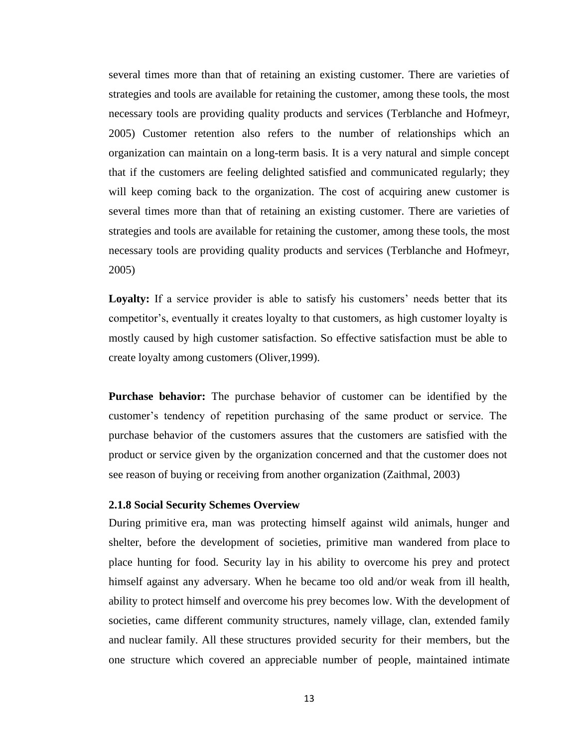several times more than that of retaining an existing customer. There are varieties of strategies and tools are available for retaining the customer, among these tools, the most necessary tools are providing quality products and services (Terblanche and Hofmeyr, 2005) Customer retention also refers to the number of relationships which an organization can maintain on a long-term basis. It is a very natural and simple concept that if the customers are feeling delighted satisfied and communicated regularly; they will keep coming back to the organization. The cost of acquiring anew customer is several times more than that of retaining an existing customer. There are varieties of strategies and tools are available for retaining the customer, among these tools, the most necessary tools are providing quality products and services (Terblanche and Hofmeyr, 2005)

**Loyalty:** If a service provider is able to satisfy his customers' needs better that its competitor's, eventually it creates loyalty to that customers, as high customer loyalty is mostly caused by high customer satisfaction. So effective satisfaction must be able to create loyalty among customers (Oliver,1999).

**Purchase behavior:** The purchase behavior of customer can be identified by the customer's tendency of repetition purchasing of the same product or service. The purchase behavior of the customers assures that the customers are satisfied with the product or service given by the organization concerned and that the customer does not see reason of buying or receiving from another organization (Zaithmal, 2003)

### 2.1.8 Social Security Schemes Overview

During primitive era, man was protecting himself against wild animals, hunger and shelter, before the development of societies, primitive man wandered from place to place hunting for food. Security lay in his ability to overcome his prey and protect himself against any adversary. When he became too old and/or weak from ill health, ability to protect himself and overcome his prey becomes low. With the development of societies, came different community structures, namely village, clan, extended family and nuclear family. All these structures provided security for their members, but the one structure which covered an appreciable number of people, maintained intimate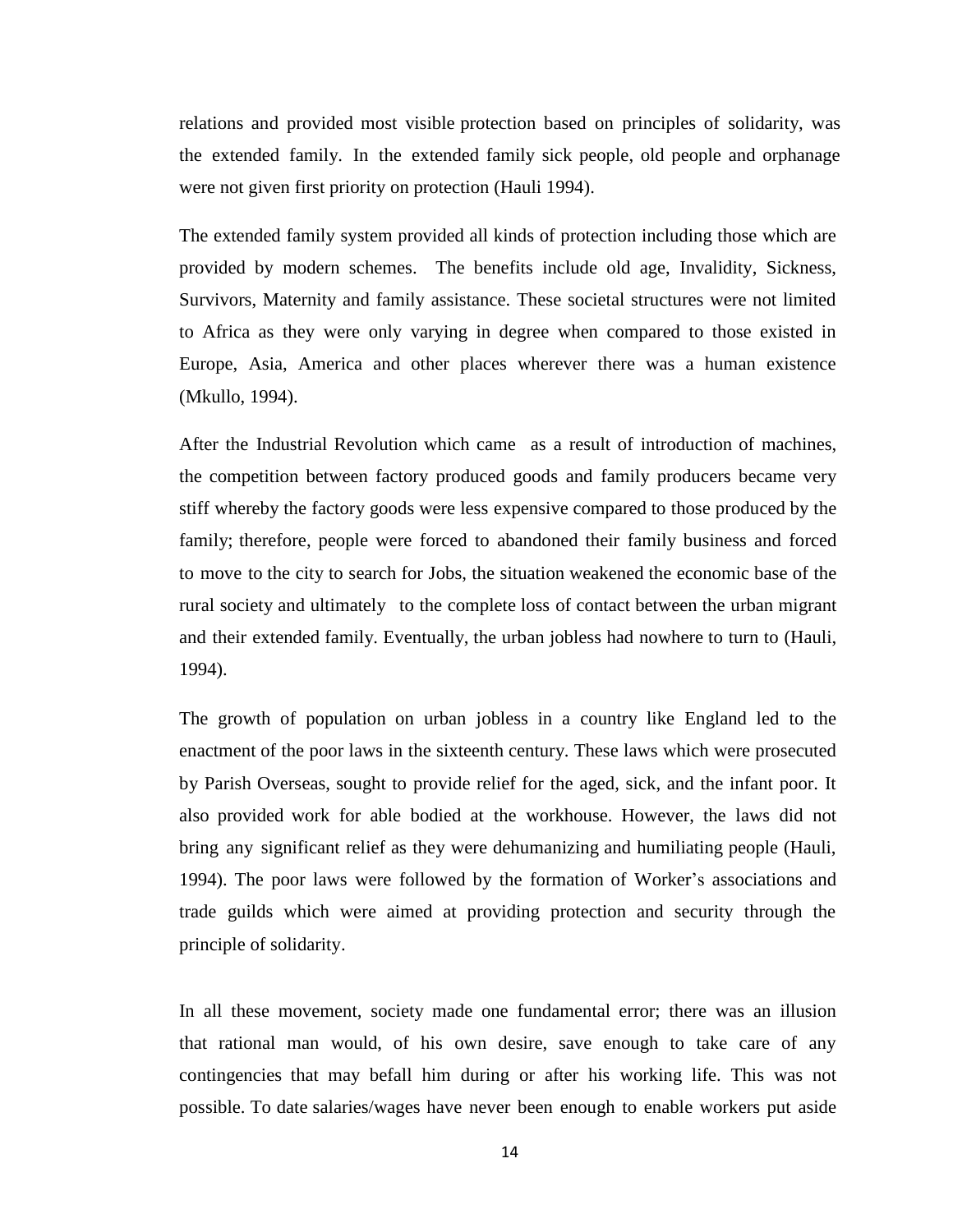relations and provided most visible protection based on principles of solidarity, was the extended family. In the extended family sick people, old people and orphanage were not given first priority on protection (Hauli 1994).

The extended family system provided all kinds of protection including those which are provided by modern schemes. The benefits include old age, Invalidity, Sickness, Survivors, Maternity and family assistance. These societal structures were not limited to Africa as they were only varying in degree when compared to those existed in Europe, Asia, America and other places wherever there was a human existence (Mkullo, 1994).

After the Industrial Revolution which came as a result of introduction of machines, the competition between factory produced goods and family producers became very stiff whereby the factory goods were less expensive compared to those produced by the family; therefore, people were forced to abandoned their family business and forced to move to the city to search for Jobs, the situation weakened the economic base of the rural society and ultimately to the complete loss of contact between the urban migrant and their extended family. Eventually, the urban jobless had nowhere to turn to (Hauli, 1994).

The growth of population on urban jobless in a country like England led to the enactment of the poor laws in the sixteenth century. These laws which were prosecuted by Parish Overseas, sought to provide relief for the aged, sick, and the infant poor. It also provided work for able bodied at the workhouse. However, the laws did not bring any significant relief as they were dehumanizing and humiliating people (Hauli, 1994). The poor laws were followed by the formation of Worker's associations and trade guilds which were aimed at providing protection and security through the principle of solidarity.

In all these movement, society made one fundamental error; there was an illusion that rational man would, of his own desire, save enough to take care of any contingencies that may befall him during or after his working life. This was not possible. To date salaries/wages have never been enough to enable workers put aside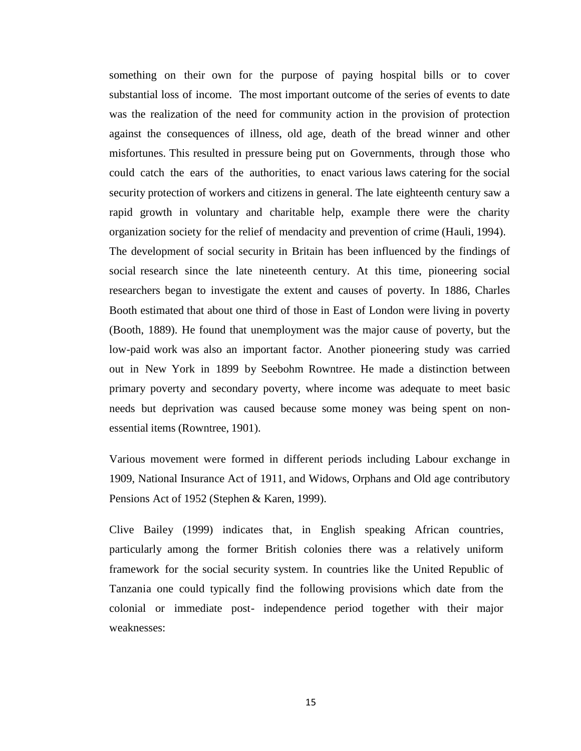something on their own for the purpose of paying hospital bills or to cover substantial loss of income. The most important outcome of the series of events to date was the realization of the need for community action in the provision of protection against the consequences of illness, old age, death of the bread winner and other misfortunes. This resulted in pressure being put on Governments, through those who could catch the ears of the authorities, to enact various laws catering for the social security protection of workers and citizens in general. The late eighteenth century saw a rapid growth in voluntary and charitable help, example there were the charity organization society for the relief of mendacity and prevention of crime (Hauli, 1994). The development of social security in Britain has been influenced by the findings of social research since the late nineteenth century. At this time, pioneering social researchers began to investigate the extent and causes of poverty. In 1886, Charles Booth estimated that about one third of those in East of London were living in poverty (Booth, 1889). He found that unemployment was the major cause of poverty, but the low-paid work was also an important factor. Another pioneering study was carried out in New York in 1899 by Seebohm Rowntree. He made a distinction between primary poverty and secondary poverty, where income was adequate to meet basic needs but deprivation was caused because some money was being spent on non-essential items (Rowntree, 1901).

Various movement were formed in different periods including Labour exchange in 1909, National Insurance Act of 1911, and Widows, Orphans and Old age contributory Pensions Act of 1952 (Stephen & Karen, 1999).

Clive Bailey (1999) indicates that, in English speaking African countries, particularly among the former British colonies there was a relatively uniform framework for the social security system. In countries like the United Republic of Tanzania one could typically find the following provisions which date from the colonial or immediate post- independence period together with their major weaknesses: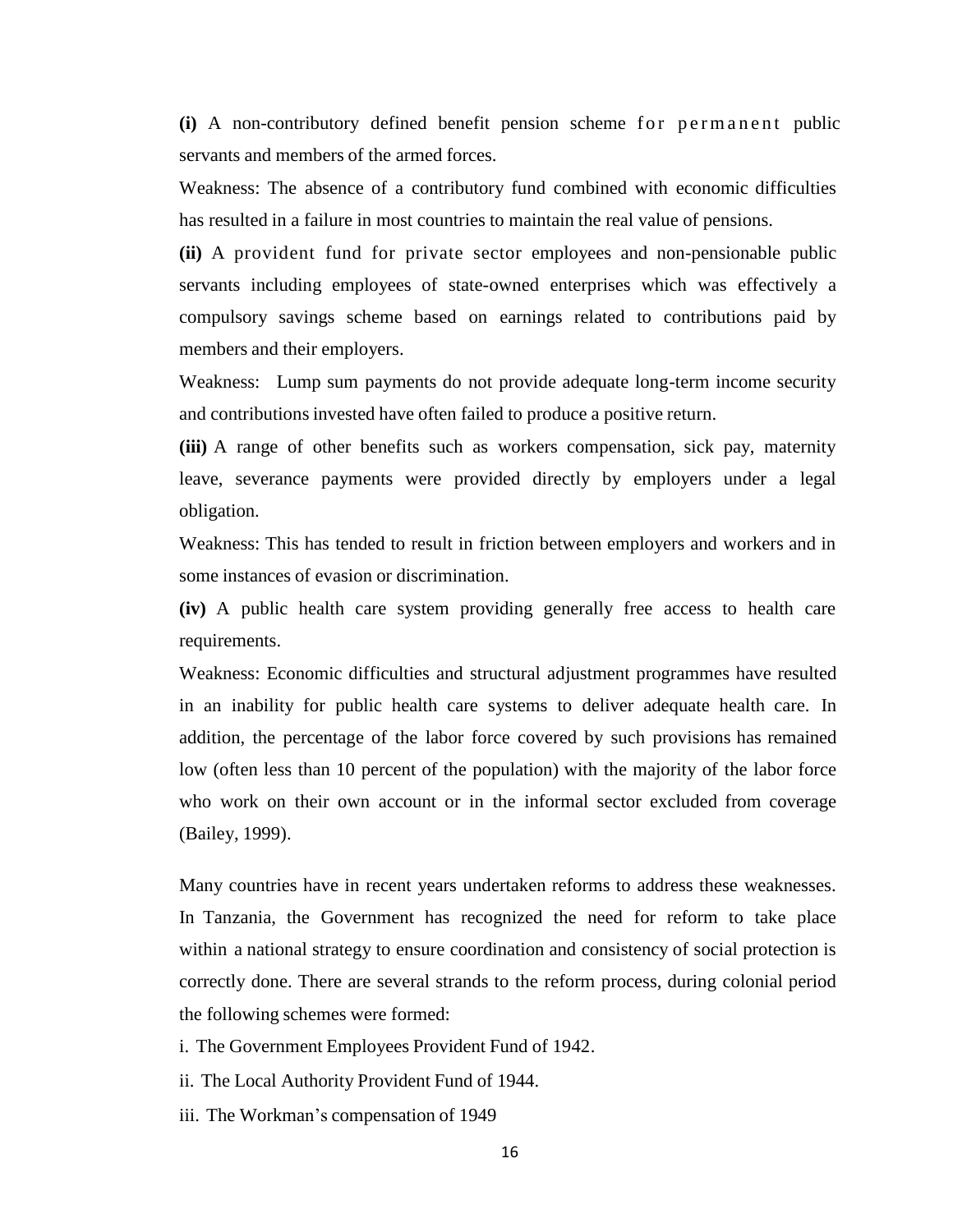**(i)** A non-contributory defined benefit pension scheme for permanent public servants and members of the armed forces.

Weakness: The absence of a contributory fund combined with economic difficulties has resulted in a failure in most countries to maintain the real value of pensions.

**(ii)** A provident fund for private sector employees and non-pensionable public servants including employees of state-owned enterprises which was effectively a compulsory savings scheme based on earnings related to contributions paid by members and their employers.

Weakness: Lump sum payments do not provide adequate long-term income security and contributions invested have often failed to produce a positive return.

**(iii)** A range of other benefits such as workers compensation, sick pay, maternity leave, severance payments were provided directly by employers under a legal obligation.

Weakness: This has tended to result in friction between employers and workers and in some instances of evasion or discrimination.

**(iv)** A public health care system providing generally free access to health care requirements.

Weakness: Economic difficulties and structural adjustment programmes have resulted in an inability for public health care systems to deliver adequate health care. In addition, the percentage of the labor force covered by such provisions has remained low (often less than 10 percent of the population) with the majority of the labor force who work on their own account or in the informal sector excluded from coverage (Bailey, 1999).

Many countries have in recent years undertaken reforms to address these weaknesses. In Tanzania, the Government has recognized the need for reform to take place within a national strategy to ensure coordination and consistency of social protection is correctly done. There are several strands to the reform process, during colonial period the following schemes were formed:

i. The Government Employees Provident Fund of 1942.

ii. The Local Authority Provident Fund of 1944.

iii. The Workman's compensation of 1949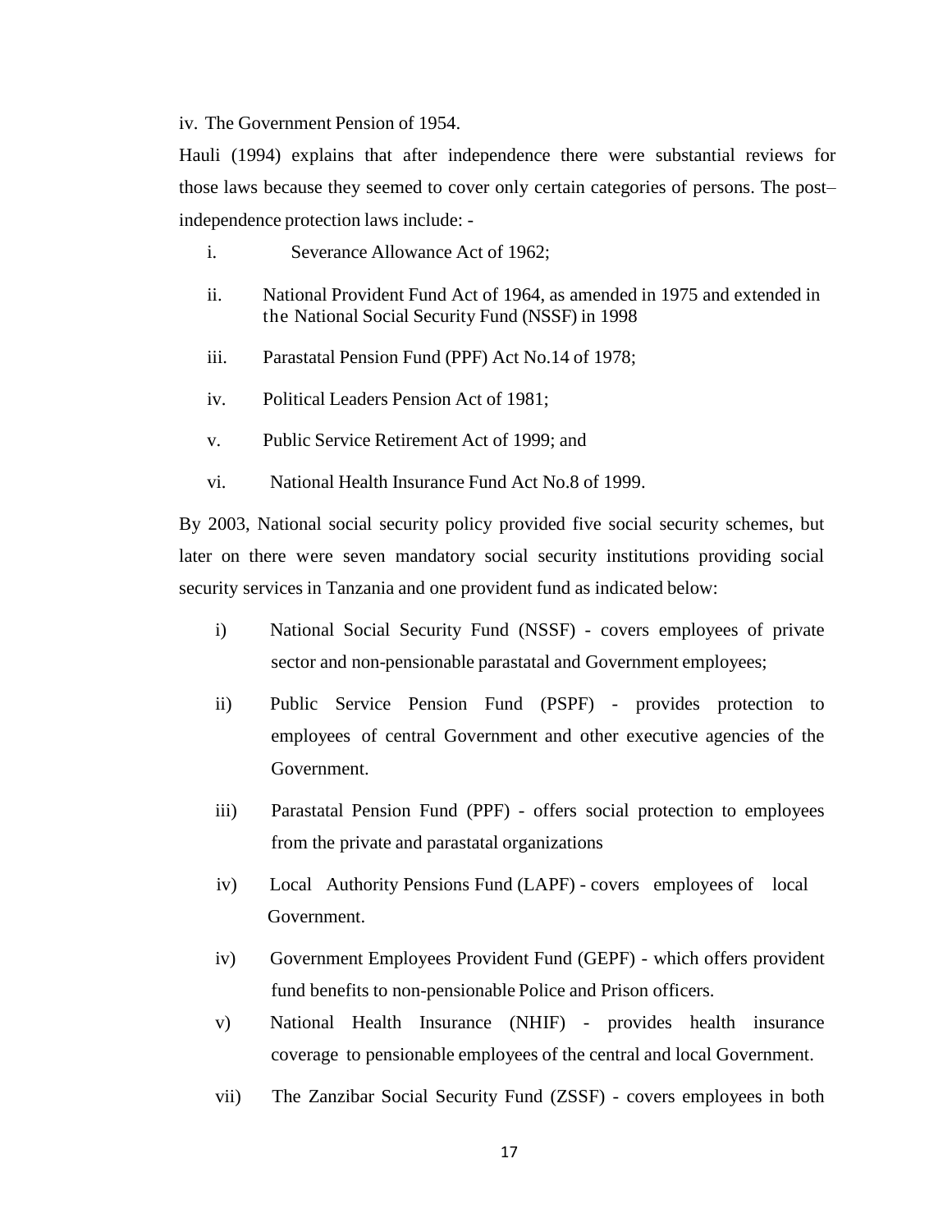iv. The Government Pension of 1954.

Hauli (1994) explains that after independence there were substantial reviews for those laws because they seemed to cover only certain categories of persons. The post–independence protection laws include: -

i. Severance Allowance Act of 1962;

ii. National Provident Fund Act of 1964, as amended in 1975 and extended in the National Social Security Fund (NSSF) in 1998

iii. Parastatal Pension Fund (PPF) Act No.14 of 1978;

iv. Political Leaders Pension Act of 1981;

v. Public Service Retirement Act of 1999; and

vi. National Health Insurance Fund Act No.8 of 1999.

By 2003, National social security policy provided five social security schemes, but later on there were seven mandatory social security institutions providing social security services in Tanzania and one provident fund as indicated below:

i) National Social Security Fund (NSSF) - covers employees of private sector and non-pensionable parastatal and Government employees;

ii) Public Service Pension Fund (PSPF) - provides protection to employees of central Government and other executive agencies of the Government.

iii) Parastatal Pension Fund (PPF) - offers social protection to employees from the private and parastatal organizations

iv) Local Authority Pensions Fund (LAPF) - covers employees of local Government.

iv) Government Employees Provident Fund (GEPF) - which offers provident fund benefits to non-pensionable Police and Prison officers.

v) National Health Insurance (NHIF) - provides health insurance coverage to pensionable employees of the central and local Government.

vii) The Zanzibar Social Security Fund (ZSSF) - covers employees in both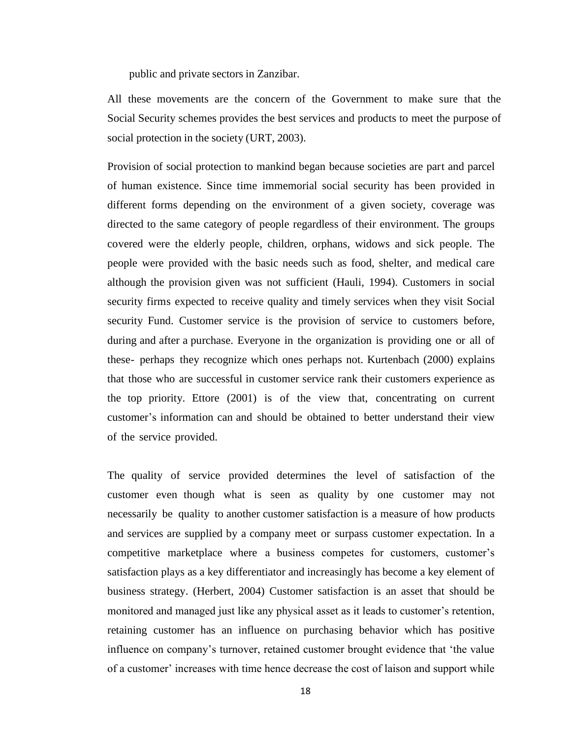public and private sectors in Zanzibar.

All these movements are the concern of the Government to make sure that the Social Security schemes provides the best services and products to meet the purpose of social protection in the society (URT, 2003).

Provision of social protection to mankind began because societies are part and parcel of human existence. Since time immemorial social security has been provided in different forms depending on the environment of a given society, coverage was directed to the same category of people regardless of their environment. The groups covered were the elderly people, children, orphans, widows and sick people. The people were provided with the basic needs such as food, shelter, and medical care although the provision given was not sufficient (Hauli, 1994). Customers in social security firms expected to receive quality and timely services when they visit Social security Fund. Customer service is the provision of service to customers before, during and after a purchase. Everyone in the organization is providing one or all of these- perhaps they recognize which ones perhaps not. Kurtenbach (2000) explains that those who are successful in customer service rank their customers experience as the top priority. Ettore (2001) is of the view that, concentrating on current customer's information can and should be obtained to better understand their view of the service provided.

The quality of service provided determines the level of satisfaction of the customer even though what is seen as quality by one customer may not necessarily be quality to another customer satisfaction is a measure of how products and services are supplied by a company meet or surpass customer expectation. In a competitive marketplace where a business competes for customers, customer's satisfaction plays as a key differentiator and increasingly has become a key element of business strategy. (Herbert, 2004) Customer satisfaction is an asset that should be monitored and managed just like any physical asset as it leads to customer's retention, retaining customer has an influence on purchasing behavior which has positive influence on company's turnover, retained customer brought evidence that 'the value of a customer' increases with time hence decrease the cost of laison and support while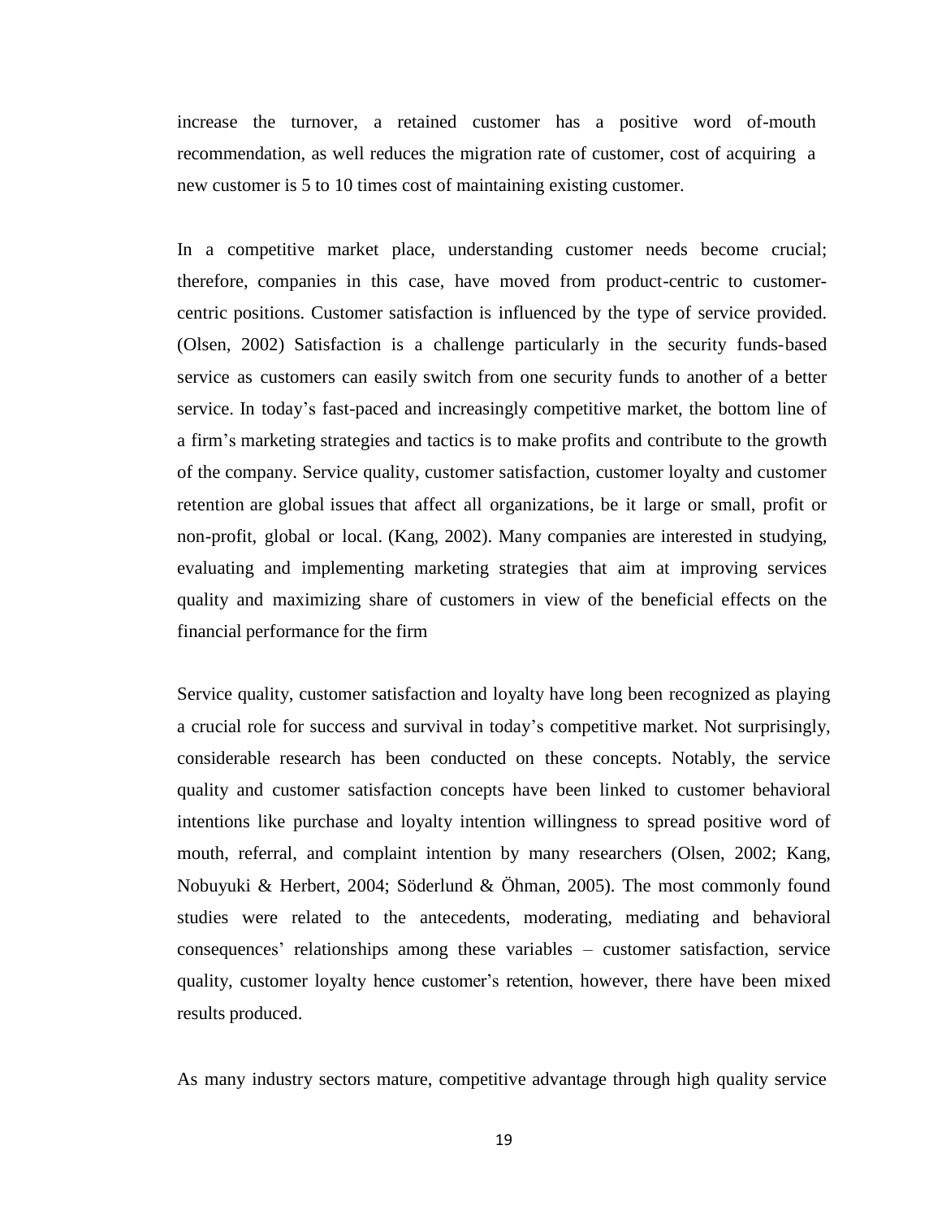increase the turnover, a retained customer has a positive word of-mouth recommendation, as well reduces the migration rate of customer, cost of acquiring a new customer is 5 to 10 times cost of maintaining existing customer.

In a competitive market place, understanding customer needs become crucial; therefore, companies in this case, have moved from product-centric to customer-centric positions. Customer satisfaction is influenced by the type of service provided. (Olsen, 2002) Satisfaction is a challenge particularly in the security funds-based service as customers can easily switch from one security funds to another of a better service. In today's fast-paced and increasingly competitive market, the bottom line of a firm's marketing strategies and tactics is to make profits and contribute to the growth of the company. Service quality, customer satisfaction, customer loyalty and customer retention are global issues that affect all organizations, be it large or small, profit or non-profit, global or local. (Kang, 2002). Many companies are interested in studying, evaluating and implementing marketing strategies that aim at improving services quality and maximizing share of customers in view of the beneficial effects on the financial performance for the firm

Service quality, customer satisfaction and loyalty have long been recognized as playing a crucial role for success and survival in today's competitive market. Not surprisingly, considerable research has been conducted on these concepts. Notably, the service quality and customer satisfaction concepts have been linked to customer behavioral intentions like purchase and loyalty intention willingness to spread positive word of mouth, referral, and complaint intention by many researchers (Olsen, 2002; Kang, Nobuyuki & Herbert, 2004; Söderlund & Öhman, 2005). The most commonly found studies were related to the antecedents, moderating, mediating and behavioral consequences' relationships among these variables – customer satisfaction, service quality, customer loyalty hence customer's retention, however, there have been mixed results produced.

As many industry sectors mature, competitive advantage through high quality service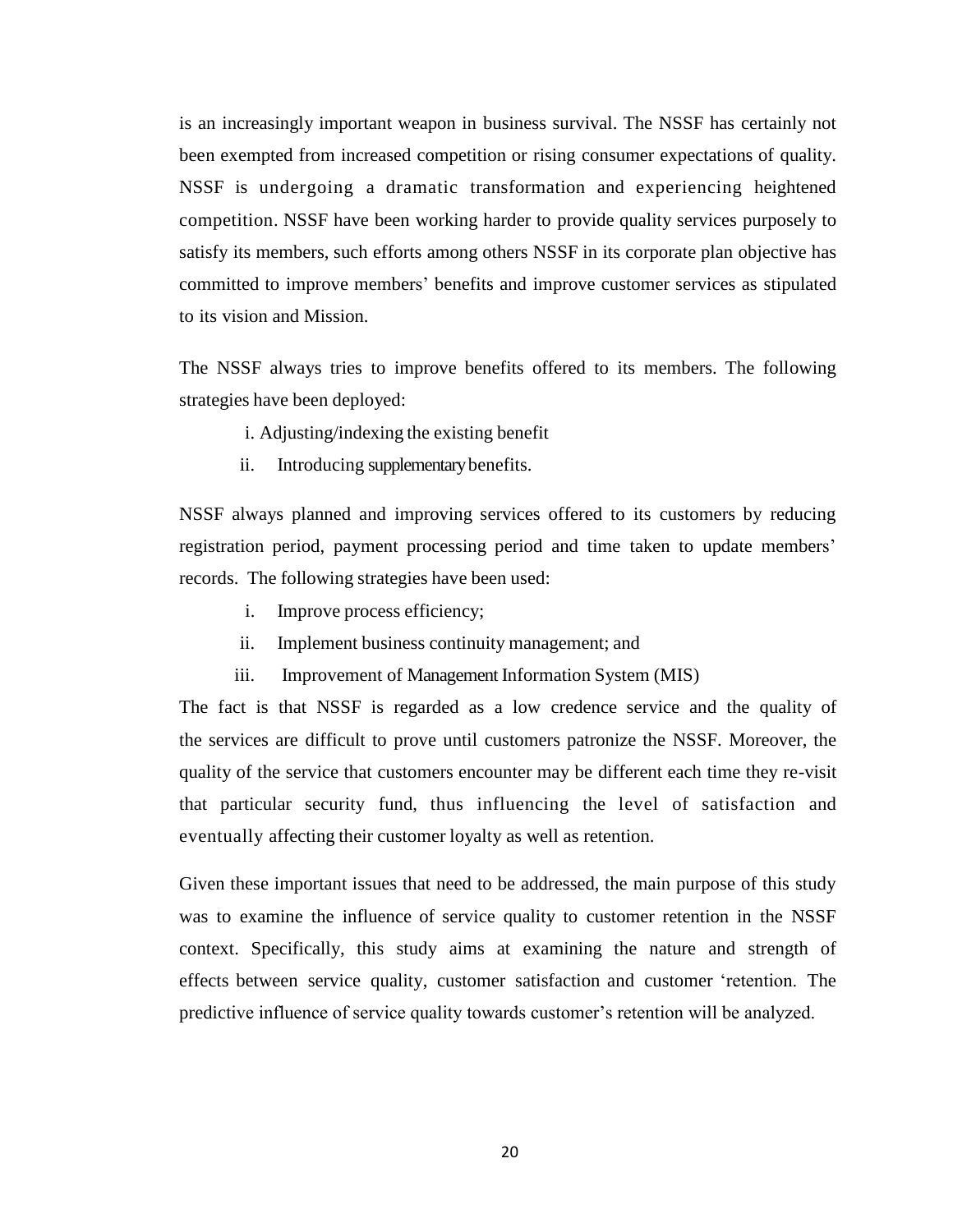is an increasingly important weapon in business survival. The NSSF has certainly not been exempted from increased competition or rising consumer expectations of quality. NSSF is undergoing a dramatic transformation and experiencing heightened competition. NSSF have been working harder to provide quality services purposely to satisfy its members, such efforts among others NSSF in its corporate plan objective has committed to improve members' benefits and improve customer services as stipulated to its vision and Mission.

The NSSF always tries to improve benefits offered to its members. The following strategies have been deployed:

i. Adjusting/indexing the existing benefit
ii. Introducing supplementary benefits.

NSSF always planned and improving services offered to its customers by reducing registration period, payment processing period and time taken to update members' records. The following strategies have been used:

i. Improve process efficiency;
ii. Implement business continuity management; and
iii. Improvement of Management Information System (MIS)

The fact is that NSSF is regarded as a low credence service and the quality of the services are difficult to prove until customers patronize the NSSF. Moreover, the quality of the service that customers encounter may be different each time they re-visit that particular security fund, thus influencing the level of satisfaction and eventually affecting their customer loyalty as well as retention.

Given these important issues that need to be addressed, the main purpose of this study was to examine the influence of service quality to customer retention in the NSSF context. Specifically, this study aims at examining the nature and strength of effects between service quality, customer satisfaction and customer 'retention. The predictive influence of service quality towards customer's retention will be analyzed.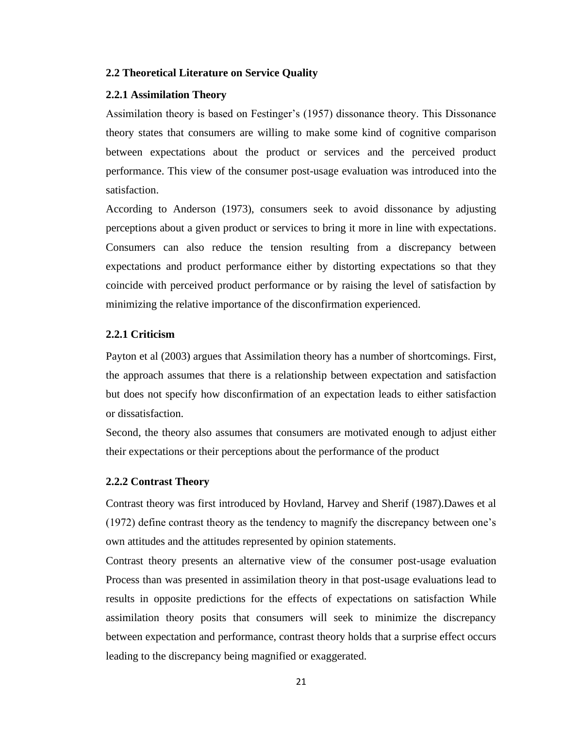## 2.2 Theoretical Literature on Service Quality

### 2.2.1 Assimilation Theory

Assimilation theory is based on Festinger's (1957) dissonance theory. This Dissonance theory states that consumers are willing to make some kind of cognitive comparison between expectations about the product or services and the perceived product performance. This view of the consumer post-usage evaluation was introduced into the satisfaction.

According to Anderson (1973), consumers seek to avoid dissonance by adjusting perceptions about a given product or services to bring it more in line with expectations. Consumers can also reduce the tension resulting from a discrepancy between expectations and product performance either by distorting expectations so that they coincide with perceived product performance or by raising the level of satisfaction by minimizing the relative importance of the disconfirmation experienced.

### 2.2.1 Criticism

Payton et al (2003) argues that Assimilation theory has a number of shortcomings. First, the approach assumes that there is a relationship between expectation and satisfaction but does not specify how disconfirmation of an expectation leads to either satisfaction or dissatisfaction.

Second, the theory also assumes that consumers are motivated enough to adjust either their expectations or their perceptions about the performance of the product

### 2.2.2 Contrast Theory

Contrast theory was first introduced by Hovland, Harvey and Sherif (1987).Dawes et al (1972) define contrast theory as the tendency to magnify the discrepancy between one's own attitudes and the attitudes represented by opinion statements.

Contrast theory presents an alternative view of the consumer post-usage evaluation Process than was presented in assimilation theory in that post-usage evaluations lead to results in opposite predictions for the effects of expectations on satisfaction While assimilation theory posits that consumers will seek to minimize the discrepancy between expectation and performance, contrast theory holds that a surprise effect occurs leading to the discrepancy being magnified or exaggerated.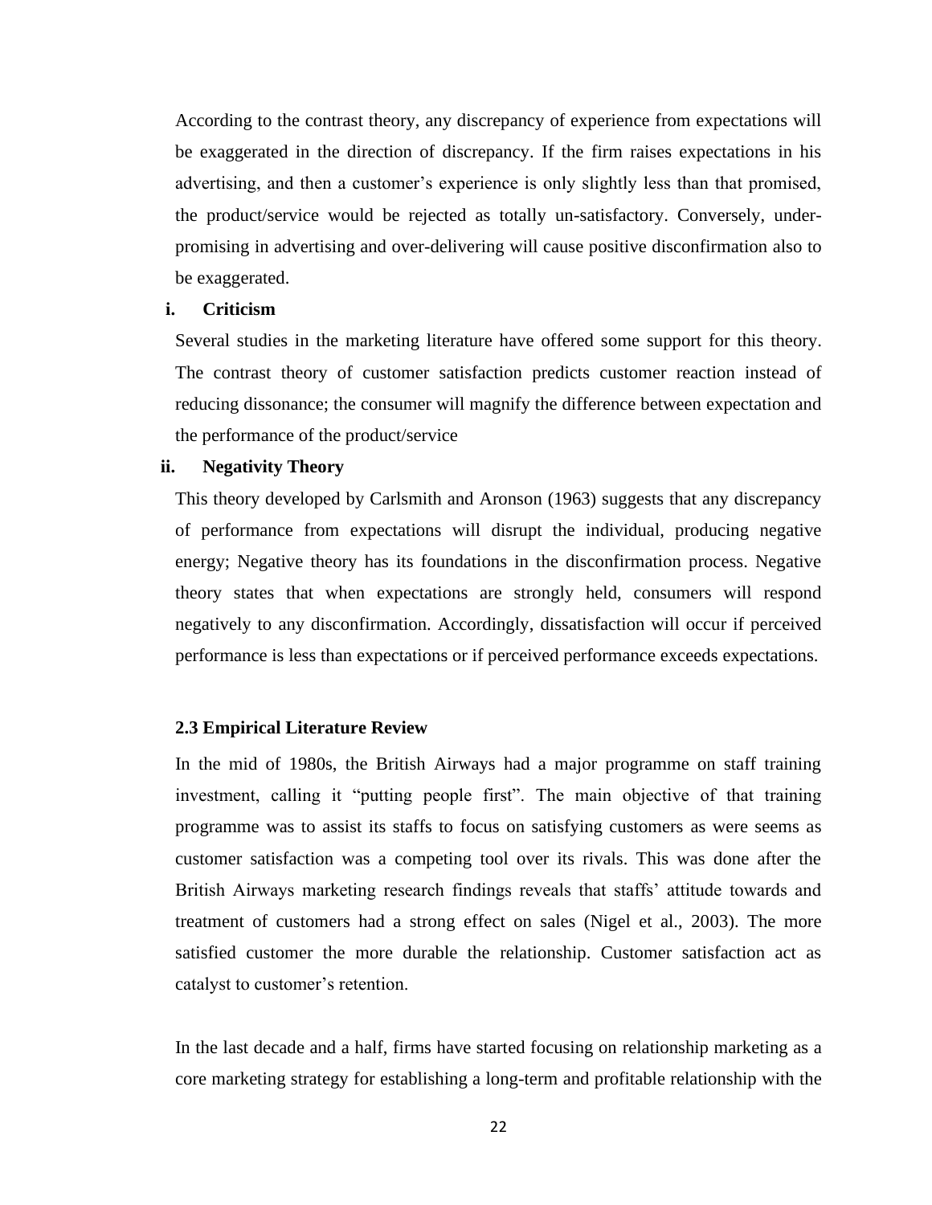According to the contrast theory, any discrepancy of experience from expectations will be exaggerated in the direction of discrepancy. If the firm raises expectations in his advertising, and then a customer's experience is only slightly less than that promised, the product/service would be rejected as totally un-satisfactory. Conversely, under-promising in advertising and over-delivering will cause positive disconfirmation also to be exaggerated.

**i. Criticism**

Several studies in the marketing literature have offered some support for this theory. The contrast theory of customer satisfaction predicts customer reaction instead of reducing dissonance; the consumer will magnify the difference between expectation and the performance of the product/service

**ii. Negativity Theory**

This theory developed by Carlsmith and Aronson (1963) suggests that any discrepancy of performance from expectations will disrupt the individual, producing negative energy; Negative theory has its foundations in the disconfirmation process. Negative theory states that when expectations are strongly held, consumers will respond negatively to any disconfirmation. Accordingly, dissatisfaction will occur if perceived performance is less than expectations or if perceived performance exceeds expectations.

### 2.3 Empirical Literature Review

In the mid of 1980s, the British Airways had a major programme on staff training investment, calling it "putting people first". The main objective of that training programme was to assist its staffs to focus on satisfying customers as were seems as customer satisfaction was a competing tool over its rivals. This was done after the British Airways marketing research findings reveals that staffs' attitude towards and treatment of customers had a strong effect on sales (Nigel et al., 2003). The more satisfied customer the more durable the relationship. Customer satisfaction act as catalyst to customer's retention.

In the last decade and a half, firms have started focusing on relationship marketing as a core marketing strategy for establishing a long-term and profitable relationship with the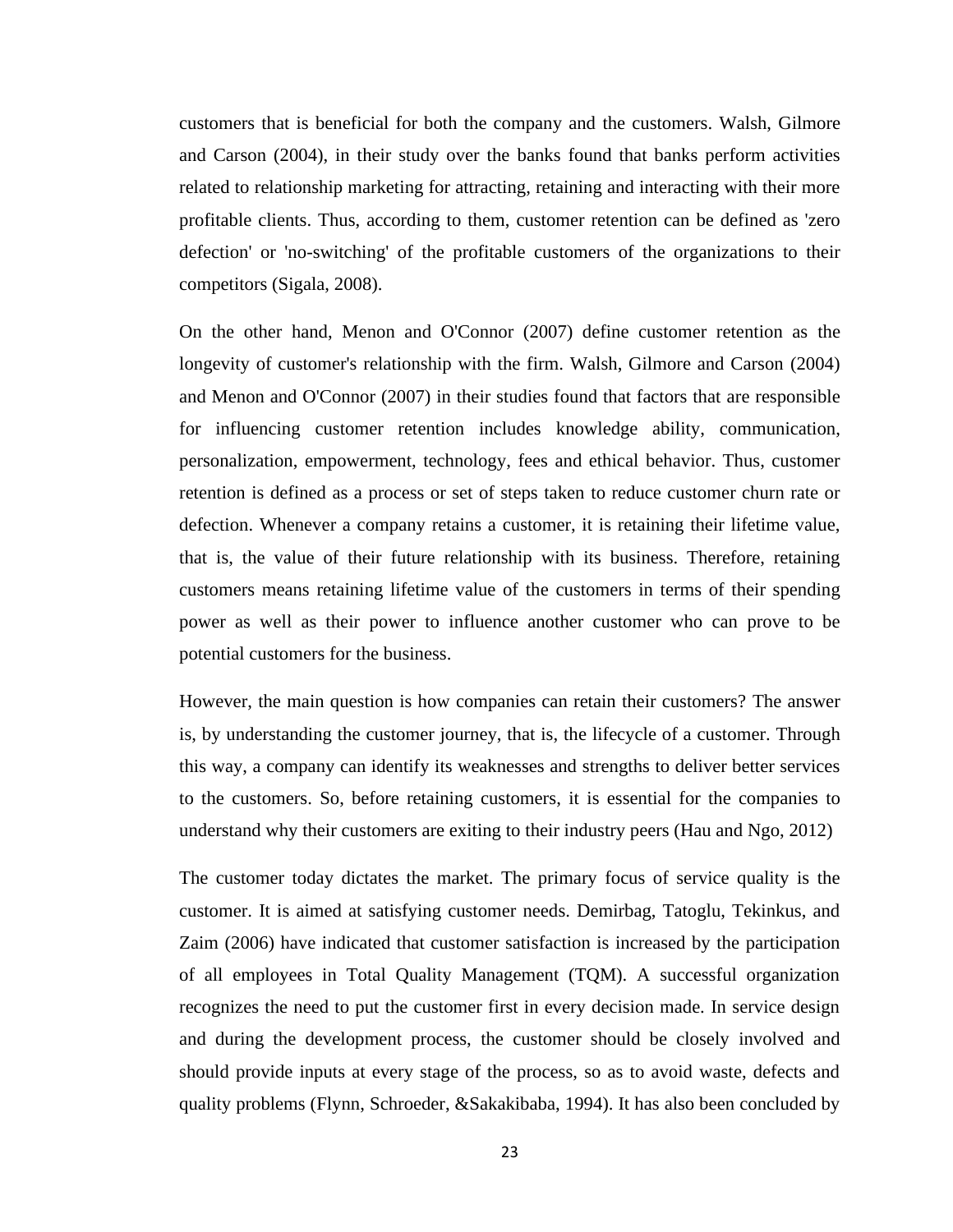customers that is beneficial for both the company and the customers. Walsh, Gilmore and Carson (2004), in their study over the banks found that banks perform activities related to relationship marketing for attracting, retaining and interacting with their more profitable clients. Thus, according to them, customer retention can be defined as 'zero defection' or 'no-switching' of the profitable customers of the organizations to their competitors (Sigala, 2008).

On the other hand, Menon and O'Connor (2007) define customer retention as the longevity of customer's relationship with the firm. Walsh, Gilmore and Carson (2004) and Menon and O'Connor (2007) in their studies found that factors that are responsible for influencing customer retention includes knowledge ability, communication, personalization, empowerment, technology, fees and ethical behavior. Thus, customer retention is defined as a process or set of steps taken to reduce customer churn rate or defection. Whenever a company retains a customer, it is retaining their lifetime value, that is, the value of their future relationship with its business. Therefore, retaining customers means retaining lifetime value of the customers in terms of their spending power as well as their power to influence another customer who can prove to be potential customers for the business.

However, the main question is how companies can retain their customers? The answer is, by understanding the customer journey, that is, the lifecycle of a customer. Through this way, a company can identify its weaknesses and strengths to deliver better services to the customers. So, before retaining customers, it is essential for the companies to understand why their customers are exiting to their industry peers (Hau and Ngo, 2012)

The customer today dictates the market. The primary focus of service quality is the customer. It is aimed at satisfying customer needs. Demirbag, Tatoglu, Tekinkus, and Zaim (2006) have indicated that customer satisfaction is increased by the participation of all employees in Total Quality Management (TQM). A successful organization recognizes the need to put the customer first in every decision made. In service design and during the development process, the customer should be closely involved and should provide inputs at every stage of the process, so as to avoid waste, defects and quality problems (Flynn, Schroeder, &Sakakibaba, 1994). It has also been concluded by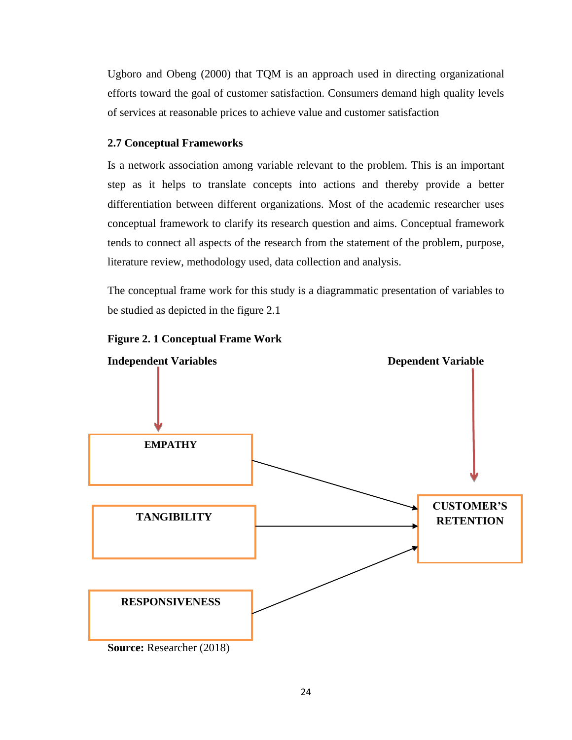Ugboro and Obeng (2000) that TQM is an approach used in directing organizational efforts toward the goal of customer satisfaction. Consumers demand high quality levels of services at reasonable prices to achieve value and customer satisfaction

### 2.7 Conceptual Frameworks

Is a network association among variable relevant to the problem. This is an important step as it helps to translate concepts into actions and thereby provide a better differentiation between different organizations. Most of the academic researcher uses conceptual framework to clarify its research question and aims. Conceptual framework tends to connect all aspects of the research from the statement of the problem, purpose, literature review, methodology used, data collection and analysis.

The conceptual frame work for this study is a diagrammatic presentation of variables to be studied as depicted in the figure 2.1

**Figure 2. 1 Conceptual Frame Work**

**Independent Variables**

**Dependent Variable**

**EMPATHY**

**TANGIBILITY**

**RESPONSIVENESS**

**CUSTOMER'S RETENTION**

**Source:** Researcher (2018)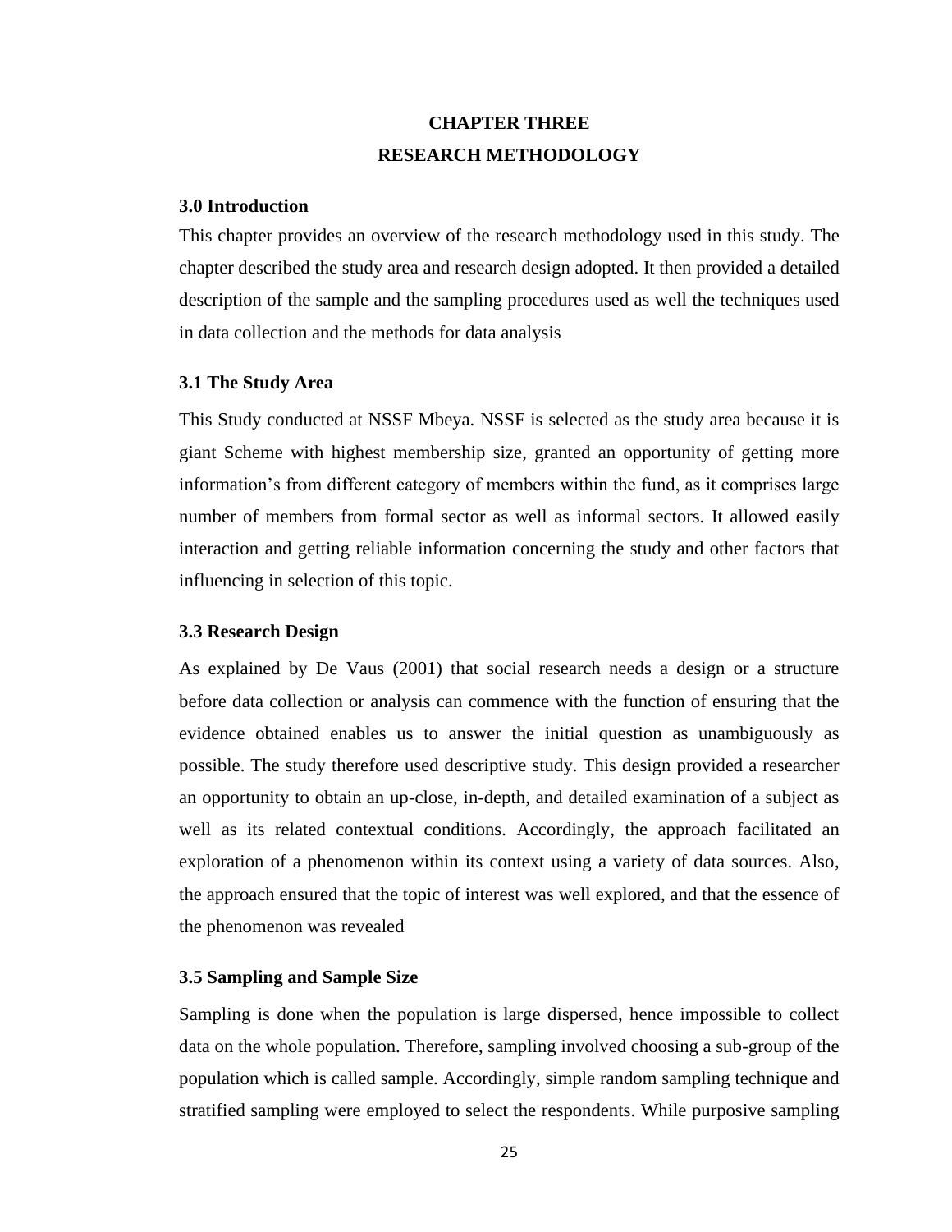# CHAPTER THREE

# RESEARCH METHODOLOGY

## 3.0 Introduction

This chapter provides an overview of the research methodology used in this study. The chapter described the study area and research design adopted. It then provided a detailed description of the sample and the sampling procedures used as well the techniques used in data collection and the methods for data analysis

## 3.1 The Study Area

This Study conducted at NSSF Mbeya. NSSF is selected as the study area because it is giant Scheme with highest membership size, granted an opportunity of getting more information's from different category of members within the fund, as it comprises large number of members from formal sector as well as informal sectors. It allowed easily interaction and getting reliable information concerning the study and other factors that influencing in selection of this topic.

## 3.3 Research Design

As explained by De Vaus (2001) that social research needs a design or a structure before data collection or analysis can commence with the function of ensuring that the evidence obtained enables us to answer the initial question as unambiguously as possible. The study therefore used descriptive study. This design provided a researcher an opportunity to obtain an up-close, in-depth, and detailed examination of a subject as well as its related contextual conditions. Accordingly, the approach facilitated an exploration of a phenomenon within its context using a variety of data sources. Also, the approach ensured that the topic of interest was well explored, and that the essence of the phenomenon was revealed

## 3.5 Sampling and Sample Size

Sampling is done when the population is large dispersed, hence impossible to collect data on the whole population. Therefore, sampling involved choosing a sub-group of the population which is called sample. Accordingly, simple random sampling technique and stratified sampling were employed to select the respondents. While purposive sampling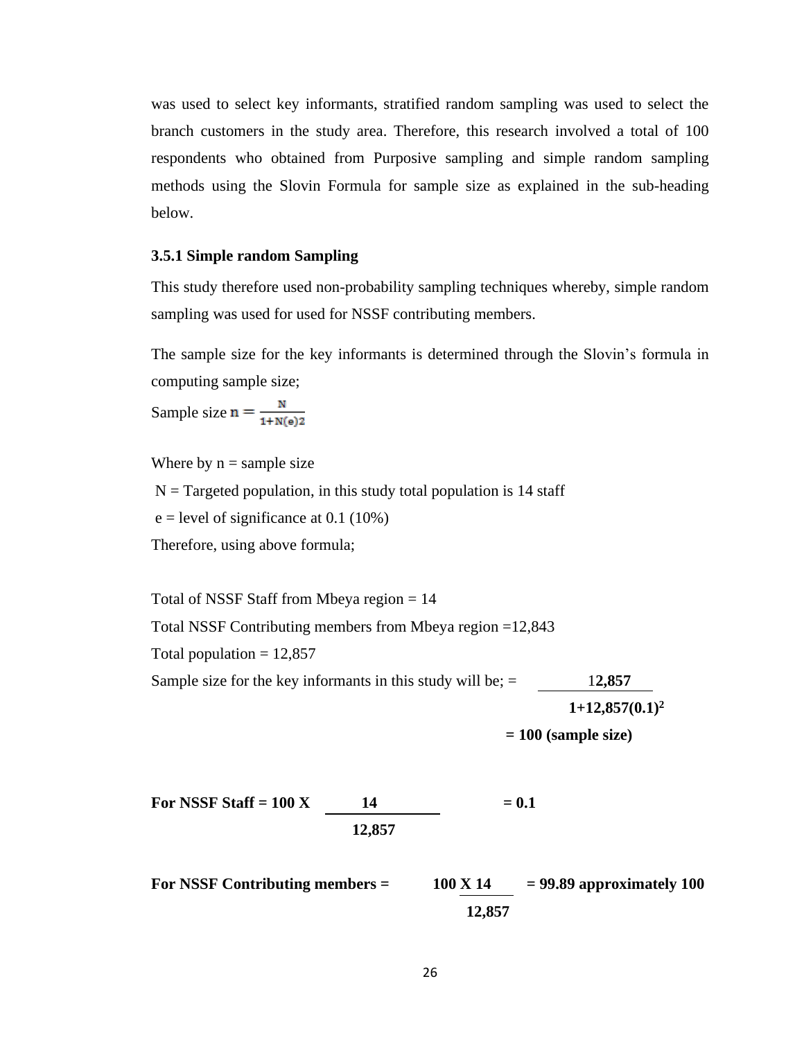was used to select key informants, stratified random sampling was used to select the branch customers in the study area. Therefore, this research involved a total of 100 respondents who obtained from Purposive sampling and simple random sampling methods using the Slovin Formula for sample size as explained in the sub-heading below.

### 3.5.1 Simple random Sampling

This study therefore used non-probability sampling techniques whereby, simple random sampling was used for used for NSSF contributing members.

The sample size for the key informants is determined through the Slovin's formula in computing sample size;

Sample size $n = \frac{N}{1+N(e)2}$

Where by n = sample size

N = Targeted population, in this study total population is 14 staff

e = level of significance at 0.1 (10%)

Therefore, using above formula;

Total of NSSF Staff from Mbeya region = 14

Total NSSF Contributing members from Mbeya region =12,843

Total population = 12,857

Sample size for the key informants in this study will be; = $\frac{\mathbf{12,857}}{\mathbf{1+12,857(0.1)^2}}$

**= 100 (sample size)**

**For NSSF Staff = 100 X** $\frac{\mathbf{14}}{\mathbf{12,857}}$ **= 0.1**

**For NSSF Contributing members =** $\frac{\mathbf{100\ X\ 14}}{\mathbf{12,857}}$ **= 99.89 approximately 100**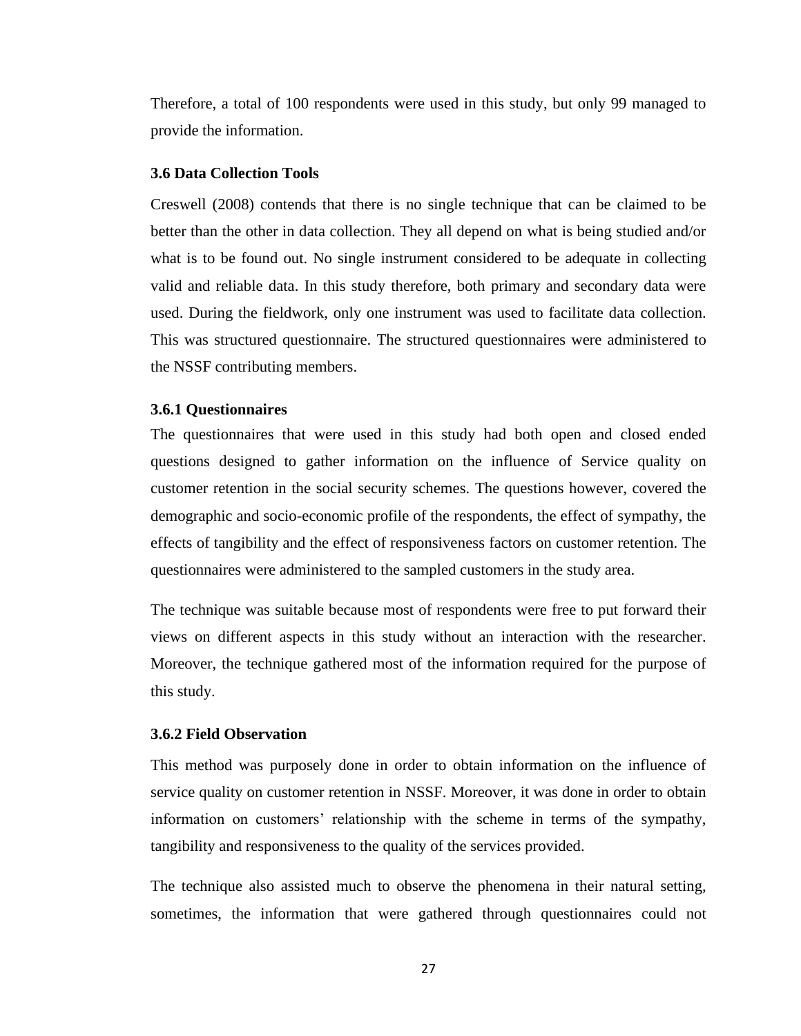Therefore, a total of 100 respondents were used in this study, but only 99 managed to provide the information.

### 3.6 Data Collection Tools

Creswell (2008) contends that there is no single technique that can be claimed to be better than the other in data collection. They all depend on what is being studied and/or what is to be found out. No single instrument considered to be adequate in collecting valid and reliable data. In this study therefore, both primary and secondary data were used. During the fieldwork, only one instrument was used to facilitate data collection. This was structured questionnaire. The structured questionnaires were administered to the NSSF contributing members.

#### 3.6.1 Questionnaires

The questionnaires that were used in this study had both open and closed ended questions designed to gather information on the influence of Service quality on customer retention in the social security schemes. The questions however, covered the demographic and socio-economic profile of the respondents, the effect of sympathy, the effects of tangibility and the effect of responsiveness factors on customer retention. The questionnaires were administered to the sampled customers in the study area.

The technique was suitable because most of respondents were free to put forward their views on different aspects in this study without an interaction with the researcher. Moreover, the technique gathered most of the information required for the purpose of this study.

#### 3.6.2 Field Observation

This method was purposely done in order to obtain information on the influence of service quality on customer retention in NSSF. Moreover, it was done in order to obtain information on customers' relationship with the scheme in terms of the sympathy, tangibility and responsiveness to the quality of the services provided.

The technique also assisted much to observe the phenomena in their natural setting, sometimes, the information that were gathered through questionnaires could not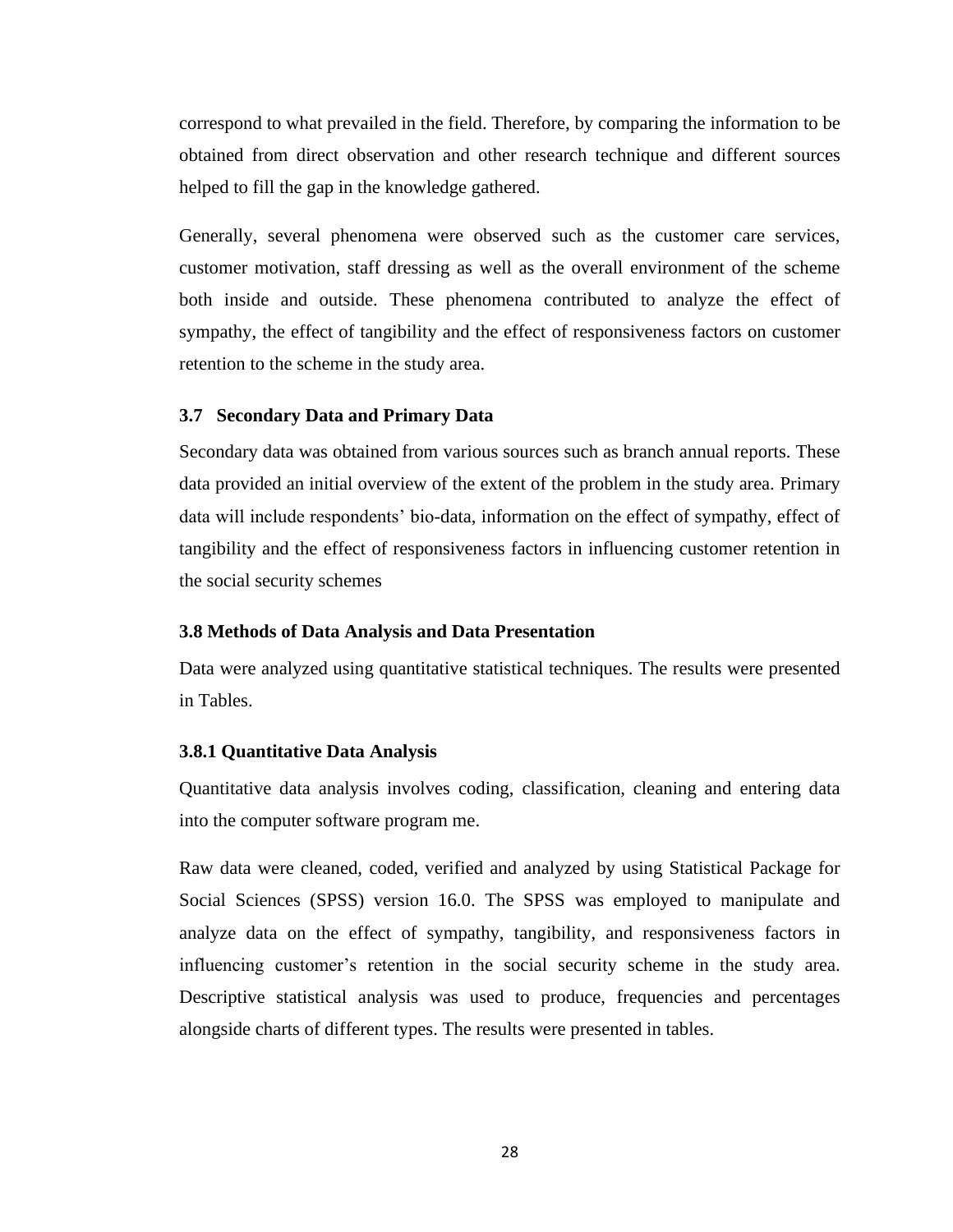correspond to what prevailed in the field. Therefore, by comparing the information to be obtained from direct observation and other research technique and different sources helped to fill the gap in the knowledge gathered.

Generally, several phenomena were observed such as the customer care services, customer motivation, staff dressing as well as the overall environment of the scheme both inside and outside. These phenomena contributed to analyze the effect of sympathy, the effect of tangibility and the effect of responsiveness factors on customer retention to the scheme in the study area.

### 3.7 Secondary Data and Primary Data

Secondary data was obtained from various sources such as branch annual reports. These data provided an initial overview of the extent of the problem in the study area. Primary data will include respondents' bio-data, information on the effect of sympathy, effect of tangibility and the effect of responsiveness factors in influencing customer retention in the social security schemes

### 3.8 Methods of Data Analysis and Data Presentation

Data were analyzed using quantitative statistical techniques. The results were presented in Tables.

#### 3.8.1 Quantitative Data Analysis

Quantitative data analysis involves coding, classification, cleaning and entering data into the computer software program me.

Raw data were cleaned, coded, verified and analyzed by using Statistical Package for Social Sciences (SPSS) version 16.0. The SPSS was employed to manipulate and analyze data on the effect of sympathy, tangibility, and responsiveness factors in influencing customer's retention in the social security scheme in the study area. Descriptive statistical analysis was used to produce, frequencies and percentages alongside charts of different types. The results were presented in tables.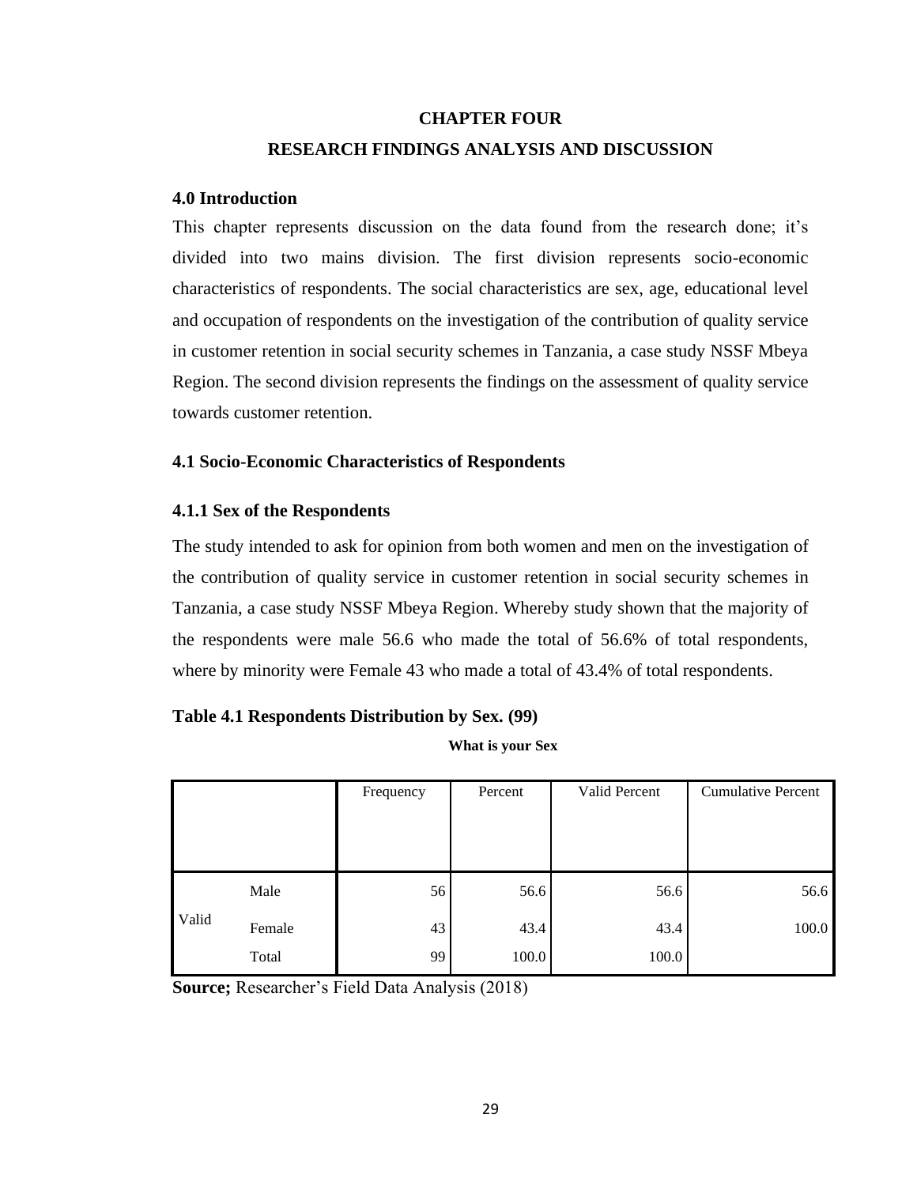# CHAPTER FOUR

# RESEARCH FINDINGS ANALYSIS AND DISCUSSION

## 4.0 Introduction

This chapter represents discussion on the data found from the research done; it's divided into two mains division. The first division represents socio-economic characteristics of respondents. The social characteristics are sex, age, educational level and occupation of respondents on the investigation of the contribution of quality service in customer retention in social security schemes in Tanzania, a case study NSSF Mbeya Region. The second division represents the findings on the assessment of quality service towards customer retention.

## 4.1 Socio-Economic Characteristics of Respondents

### 4.1.1 Sex of the Respondents

The study intended to ask for opinion from both women and men on the investigation of the contribution of quality service in customer retention in social security schemes in Tanzania, a case study NSSF Mbeya Region. Whereby study shown that the majority of the respondents were male 56.6 who made the total of 56.6% of total respondents, where by minority were Female 43 who made a total of 43.4% of total respondents.

**Table 4.1 Respondents Distribution by Sex. (99)**

**What is your Sex**

| | | Frequency | Percent | Valid Percent | Cumulative Percent |
|---|---|---|---|---|---|
| Valid | Male | 56 | 56.6 | 56.6 | 56.6 |
| | Female | 43 | 43.4 | 43.4 | 100.0 |
| | Total | 99 | 100.0 | 100.0 | |

**Source;** Researcher's Field Data Analysis (2018)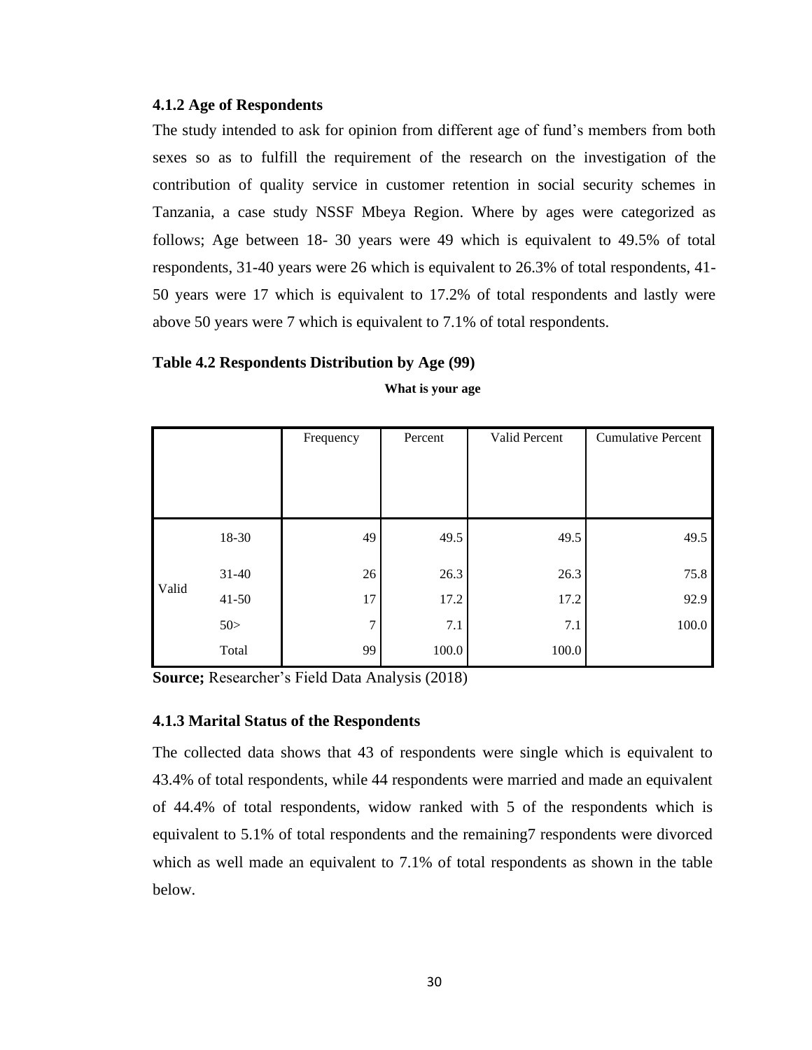### 4.1.2 Age of Respondents

The study intended to ask for opinion from different age of fund's members from both sexes so as to fulfill the requirement of the research on the investigation of the contribution of quality service in customer retention in social security schemes in Tanzania, a case study NSSF Mbeya Region. Where by ages were categorized as follows; Age between 18- 30 years were 49 which is equivalent to 49.5% of total respondents, 31-40 years were 26 which is equivalent to 26.3% of total respondents, 41-50 years were 17 which is equivalent to 17.2% of total respondents and lastly were above 50 years were 7 which is equivalent to 7.1% of total respondents.

**Table 4.2 Respondents Distribution by Age (99)**

**What is your age**

| | | Frequency | Percent | Valid Percent | Cumulative Percent |
|---|---|---|---|---|---|
| Valid | 18-30 | 49 | 49.5 | 49.5 | 49.5 |
| | 31-40 | 26 | 26.3 | 26.3 | 75.8 |
| | 41-50 | 17 | 17.2 | 17.2 | 92.9 |
| | 50> | 7 | 7.1 | 7.1 | 100.0 |
| | Total | 99 | 100.0 | 100.0 | |

**Source;** Researcher's Field Data Analysis (2018)

### 4.1.3 Marital Status of the Respondents

The collected data shows that 43 of respondents were single which is equivalent to 43.4% of total respondents, while 44 respondents were married and made an equivalent of 44.4% of total respondents, widow ranked with 5 of the respondents which is equivalent to 5.1% of total respondents and the remaining7 respondents were divorced which as well made an equivalent to 7.1% of total respondents as shown in the table below.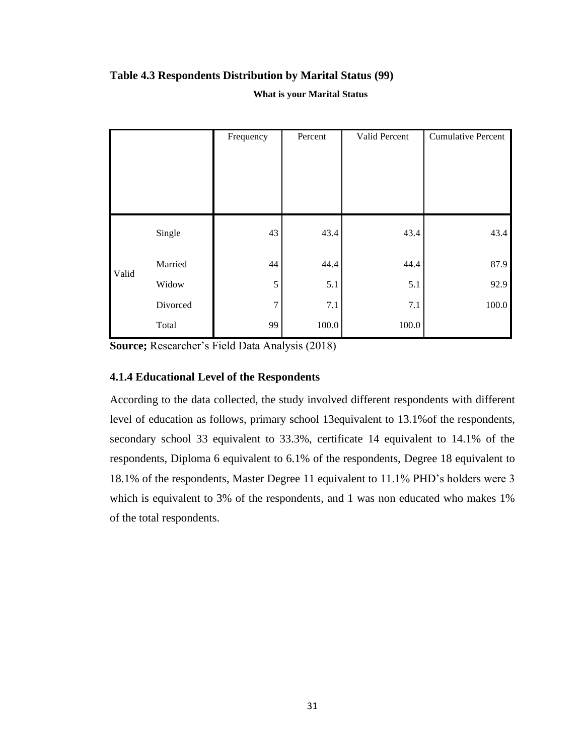**Table 4.3 Respondents Distribution by Marital Status (99)**

**What is your Marital Status**

| | | Frequency | Percent | Valid Percent | Cumulative Percent |
|---|---|---|---|---|---|
| Valid | Single | 43 | 43.4 | 43.4 | 43.4 |
| | Married | 44 | 44.4 | 44.4 | 87.9 |
| | Widow | 5 | 5.1 | 5.1 | 92.9 |
| | Divorced | 7 | 7.1 | 7.1 | 100.0 |
| | Total | 99 | 100.0 | 100.0 | |

**Source;** Researcher's Field Data Analysis (2018)

### 4.1.4 Educational Level of the Respondents

According to the data collected, the study involved different respondents with different level of education as follows, primary school 13equivalent to 13.1%of the respondents, secondary school 33 equivalent to 33.3%, certificate 14 equivalent to 14.1% of the respondents, Diploma 6 equivalent to 6.1% of the respondents, Degree 18 equivalent to 18.1% of the respondents, Master Degree 11 equivalent to 11.1% PHD's holders were 3 which is equivalent to 3% of the respondents, and 1 was non educated who makes 1% of the total respondents.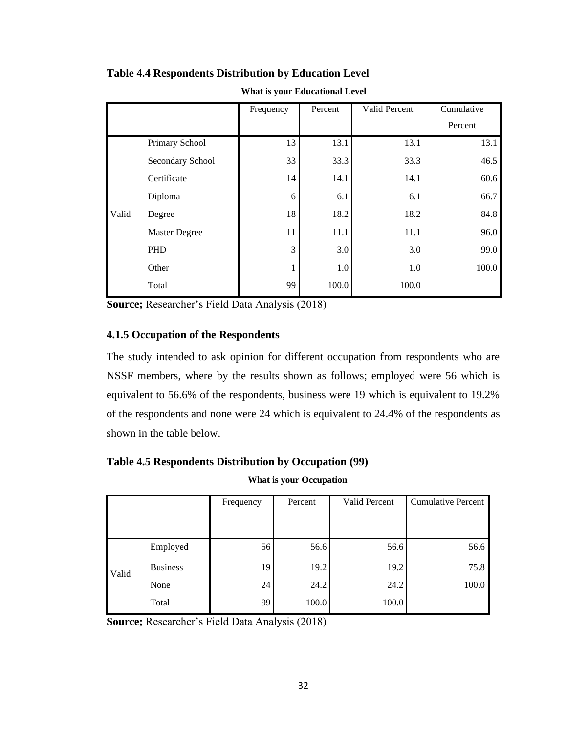**Table 4.4 Respondents Distribution by Education Level**

**What is your Educational Level**

| | | Frequency | Percent | Valid Percent | Cumulative Percent |
|---|---|---|---|---|---|
| Valid | Primary School | 13 | 13.1 | 13.1 | 13.1 |
| | Secondary School | 33 | 33.3 | 33.3 | 46.5 |
| | Certificate | 14 | 14.1 | 14.1 | 60.6 |
| | Diploma | 6 | 6.1 | 6.1 | 66.7 |
| | Degree | 18 | 18.2 | 18.2 | 84.8 |
| | Master Degree | 11 | 11.1 | 11.1 | 96.0 |
| | PHD | 3 | 3.0 | 3.0 | 99.0 |
| | Other | 1 | 1.0 | 1.0 | 100.0 |
| | Total | 99 | 100.0 | 100.0 | |

**Source;** Researcher's Field Data Analysis (2018)

### 4.1.5 Occupation of the Respondents

The study intended to ask opinion for different occupation from respondents who are NSSF members, where by the results shown as follows; employed were 56 which is equivalent to 56.6% of the respondents, business were 19 which is equivalent to 19.2% of the respondents and none were 24 which is equivalent to 24.4% of the respondents as shown in the table below.

**Table 4.5 Respondents Distribution by Occupation (99)**

**What is your Occupation**

| | | Frequency | Percent | Valid Percent | Cumulative Percent |
|---|---|---|---|---|---|
| Valid | Employed | 56 | 56.6 | 56.6 | 56.6 |
| | Business | 19 | 19.2 | 19.2 | 75.8 |
| | None | 24 | 24.2 | 24.2 | 100.0 |
| | Total | 99 | 100.0 | 100.0 | |

**Source;** Researcher's Field Data Analysis (2018)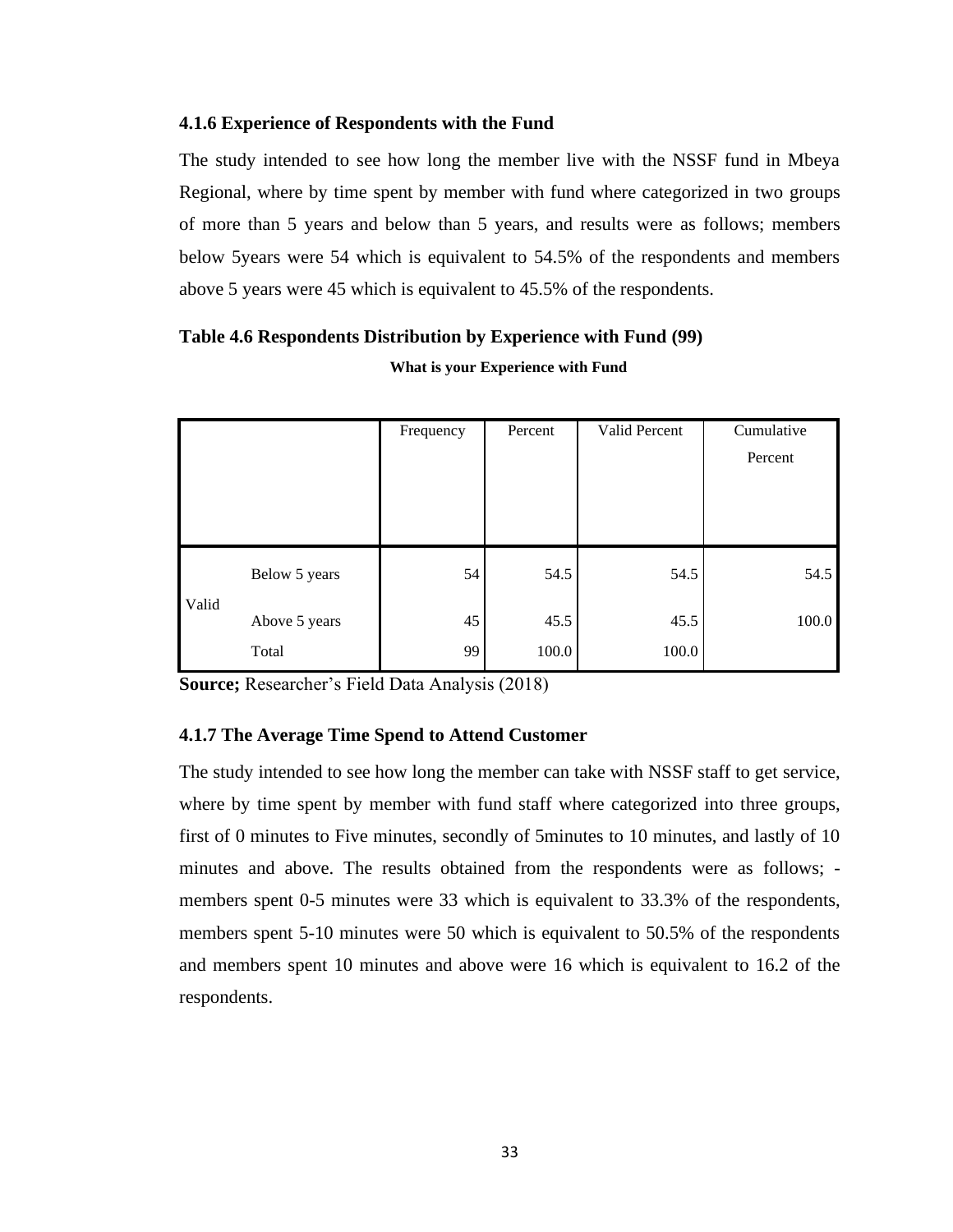### 4.1.6 Experience of Respondents with the Fund

The study intended to see how long the member live with the NSSF fund in Mbeya Regional, where by time spent by member with fund where categorized in two groups of more than 5 years and below than 5 years, and results were as follows; members below 5years were 54 which is equivalent to 54.5% of the respondents and members above 5 years were 45 which is equivalent to 45.5% of the respondents.

**Table 4.6 Respondents Distribution by Experience with Fund (99)**

**What is your Experience with Fund**

| | | Frequency | Percent | Valid Percent | Cumulative Percent |
|---|---|---|---|---|---|
| Valid | Below 5 years | 54 | 54.5 | 54.5 | 54.5 |
| | Above 5 years | 45 | 45.5 | 45.5 | 100.0 |
| | Total | 99 | 100.0 | 100.0 | |

**Source;** Researcher's Field Data Analysis (2018)

### 4.1.7 The Average Time Spend to Attend Customer

The study intended to see how long the member can take with NSSF staff to get service, where by time spent by member with fund staff where categorized into three groups, first of 0 minutes to Five minutes, secondly of 5minutes to 10 minutes, and lastly of 10 minutes and above. The results obtained from the respondents were as follows; - members spent 0-5 minutes were 33 which is equivalent to 33.3% of the respondents, members spent 5-10 minutes were 50 which is equivalent to 50.5% of the respondents and members spent 10 minutes and above were 16 which is equivalent to 16.2 of the respondents.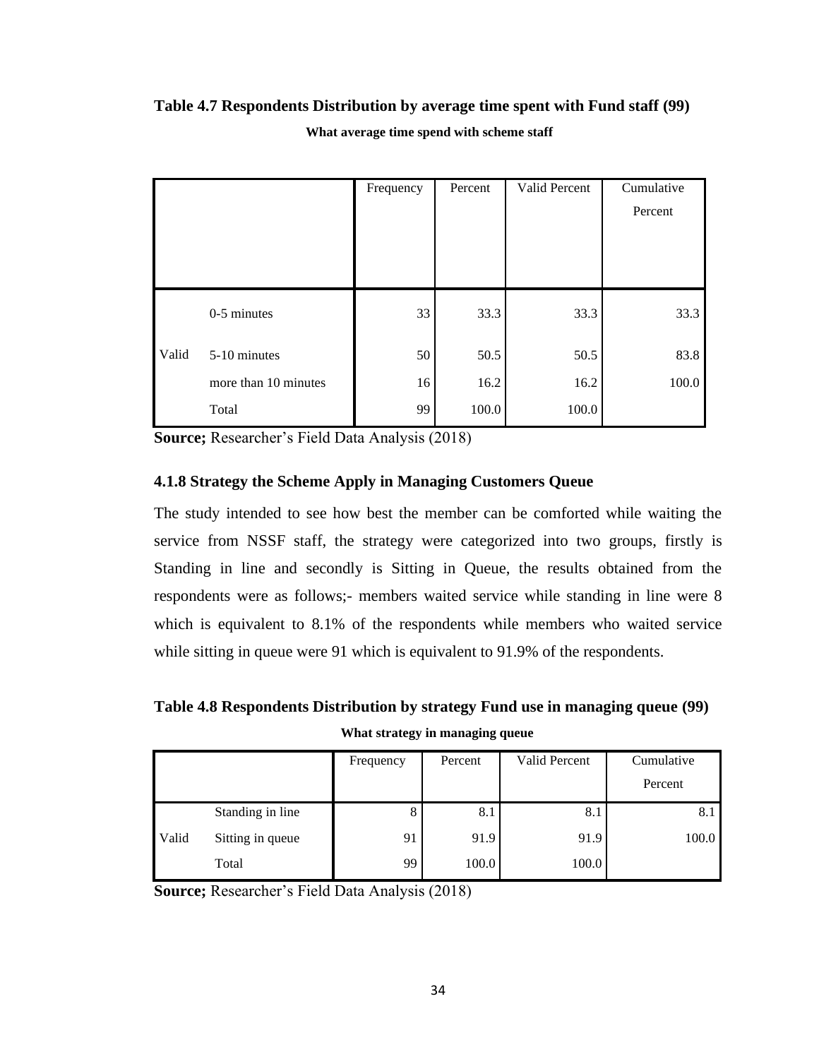**Table 4.7 Respondents Distribution by average time spent with Fund staff (99)**

**What average time spend with scheme staff**

| | | Frequency | Percent | Valid Percent | Cumulative Percent |
|---|---|---|---|---|---|
| Valid | 0-5 minutes | 33 | 33.3 | 33.3 | 33.3 |
| | 5-10 minutes | 50 | 50.5 | 50.5 | 83.8 |
| | more than 10 minutes | 16 | 16.2 | 16.2 | 100.0 |
| | Total | 99 | 100.0 | 100.0 | |

**Source;** Researcher's Field Data Analysis (2018)

### 4.1.8 Strategy the Scheme Apply in Managing Customers Queue

The study intended to see how best the member can be comforted while waiting the service from NSSF staff, the strategy were categorized into two groups, firstly is Standing in line and secondly is Sitting in Queue, the results obtained from the respondents were as follows;- members waited service while standing in line were 8 which is equivalent to 8.1% of the respondents while members who waited service while sitting in queue were 91 which is equivalent to 91.9% of the respondents.

**Table 4.8 Respondents Distribution by strategy Fund use in managing queue (99)**

**What strategy in managing queue**

| | | Frequency | Percent | Valid Percent | Cumulative Percent |
|---|---|---|---|---|---|
| Valid | Standing in line | 8 | 8.1 | 8.1 | 8.1 |
| | Sitting in queue | 91 | 91.9 | 91.9 | 100.0 |
| | Total | 99 | 100.0 | 100.0 | |

**Source;** Researcher's Field Data Analysis (2018)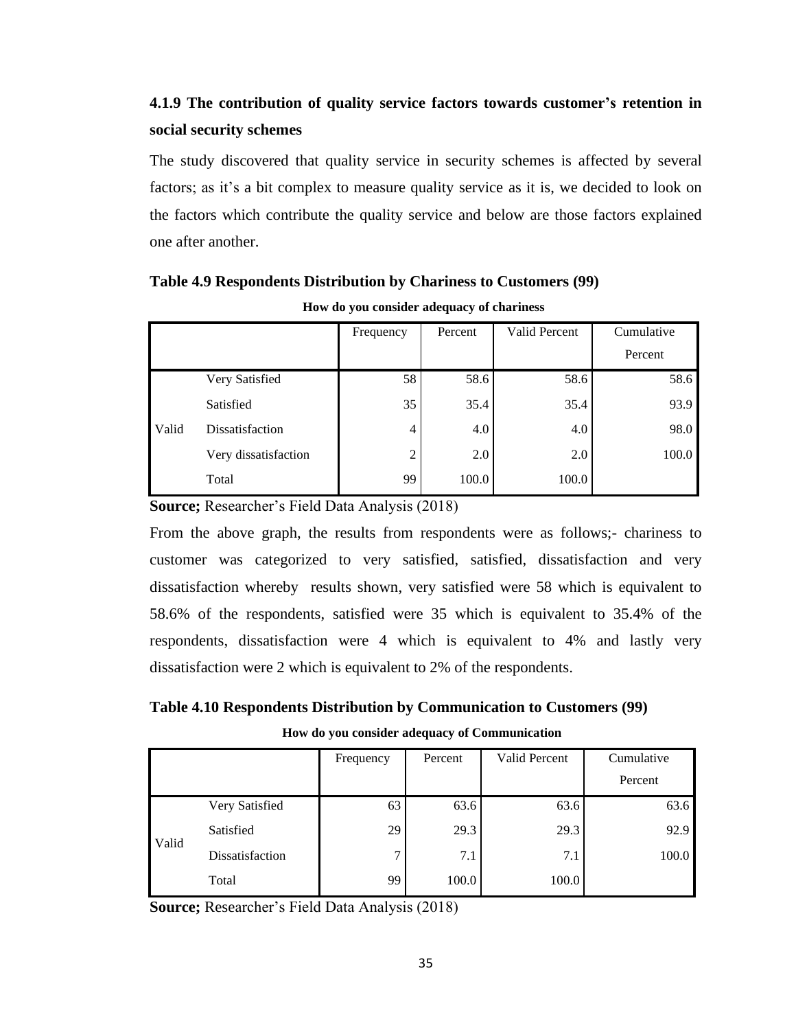### 4.1.9 The contribution of quality service factors towards customer's retention in social security schemes

The study discovered that quality service in security schemes is affected by several factors; as it's a bit complex to measure quality service as it is, we decided to look on the factors which contribute the quality service and below are those factors explained one after another.

**Table 4.9 Respondents Distribution by Chariness to Customers (99)**

**How do you consider adequacy of chariness**

| | | Frequency | Percent | Valid Percent | Cumulative Percent |
|---|---|---|---|---|---|
| Valid | Very Satisfied | 58 | 58.6 | 58.6 | 58.6 |
| | Satisfied | 35 | 35.4 | 35.4 | 93.9 |
| | Dissatisfaction | 4 | 4.0 | 4.0 | 98.0 |
| | Very dissatisfaction | 2 | 2.0 | 2.0 | 100.0 |
| | Total | 99 | 100.0 | 100.0 | |

**Source;** Researcher's Field Data Analysis (2018)

From the above graph, the results from respondents were as follows;- chariness to customer was categorized to very satisfied, satisfied, dissatisfaction and very dissatisfaction whereby results shown, very satisfied were 58 which is equivalent to 58.6% of the respondents, satisfied were 35 which is equivalent to 35.4% of the respondents, dissatisfaction were 4 which is equivalent to 4% and lastly very dissatisfaction were 2 which is equivalent to 2% of the respondents.

**Table 4.10 Respondents Distribution by Communication to Customers (99)**

**How do you consider adequacy of Communication**

| | | Frequency | Percent | Valid Percent | Cumulative Percent |
|---|---|---|---|---|---|
| Valid | Very Satisfied | 63 | 63.6 | 63.6 | 63.6 |
| | Satisfied | 29 | 29.3 | 29.3 | 92.9 |
| | Dissatisfaction | 7 | 7.1 | 7.1 | 100.0 |
| | Total | 99 | 100.0 | 100.0 | |

**Source;** Researcher's Field Data Analysis (2018)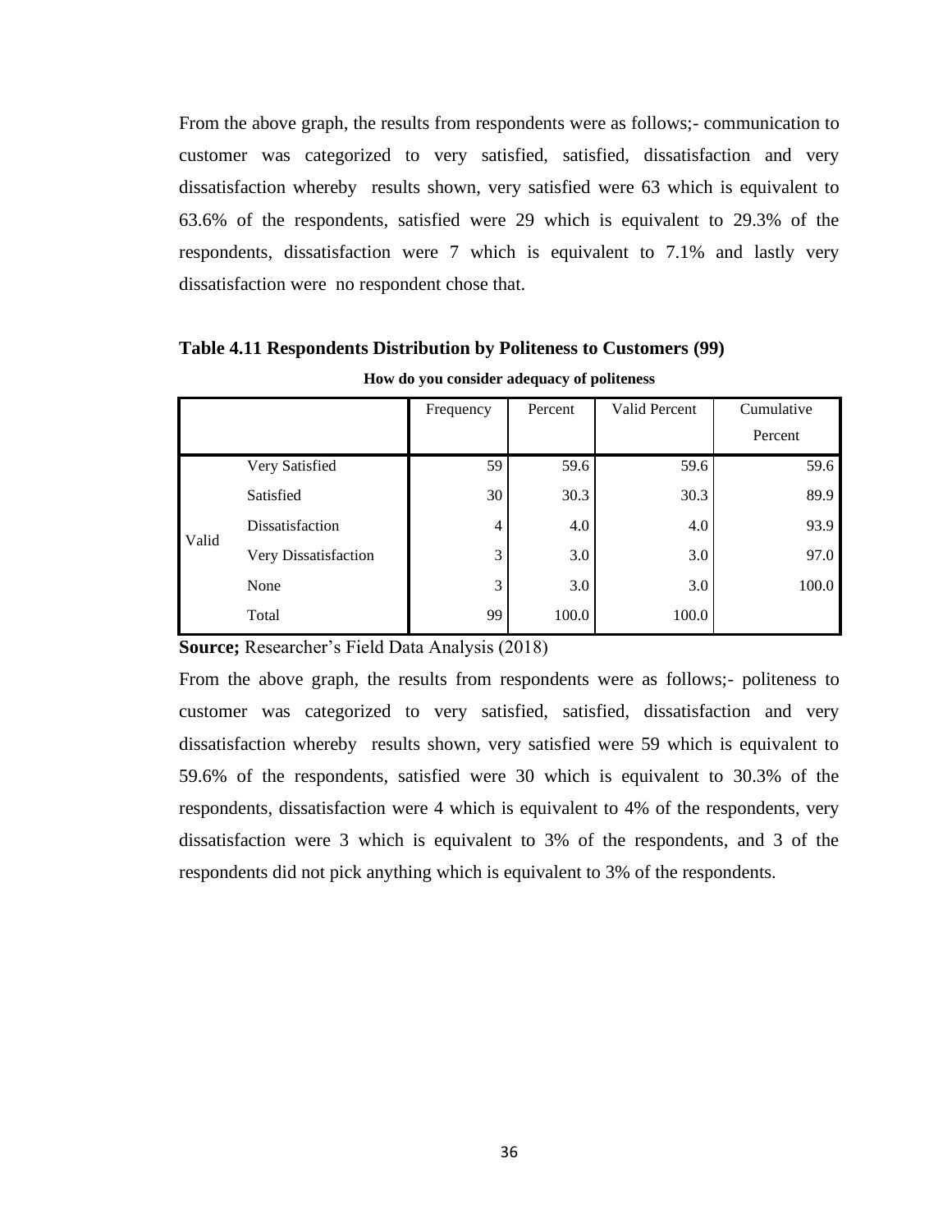From the above graph, the results from respondents were as follows;- communication to customer was categorized to very satisfied, satisfied, dissatisfaction and very dissatisfaction whereby results shown, very satisfied were 63 which is equivalent to 63.6% of the respondents, satisfied were 29 which is equivalent to 29.3% of the respondents, dissatisfaction were 7 which is equivalent to 7.1% and lastly very dissatisfaction were no respondent chose that.

**Table 4.11 Respondents Distribution by Politeness to Customers (99)**

**How do you consider adequacy of politeness**

| | | Frequency | Percent | Valid Percent | Cumulative Percent |
|---|---|---|---|---|---|
| Valid | Very Satisfied | 59 | 59.6 | 59.6 | 59.6 |
| | Satisfied | 30 | 30.3 | 30.3 | 89.9 |
| | Dissatisfaction | 4 | 4.0 | 4.0 | 93.9 |
| | Very Dissatisfaction | 3 | 3.0 | 3.0 | 97.0 |
| | None | 3 | 3.0 | 3.0 | 100.0 |
| | Total | 99 | 100.0 | 100.0 | |

**Source;** Researcher's Field Data Analysis (2018)

From the above graph, the results from respondents were as follows;- politeness to customer was categorized to very satisfied, satisfied, dissatisfaction and very dissatisfaction whereby results shown, very satisfied were 59 which is equivalent to 59.6% of the respondents, satisfied were 30 which is equivalent to 30.3% of the respondents, dissatisfaction were 4 which is equivalent to 4% of the respondents, very dissatisfaction were 3 which is equivalent to 3% of the respondents, and 3 of the respondents did not pick anything which is equivalent to 3% of the respondents.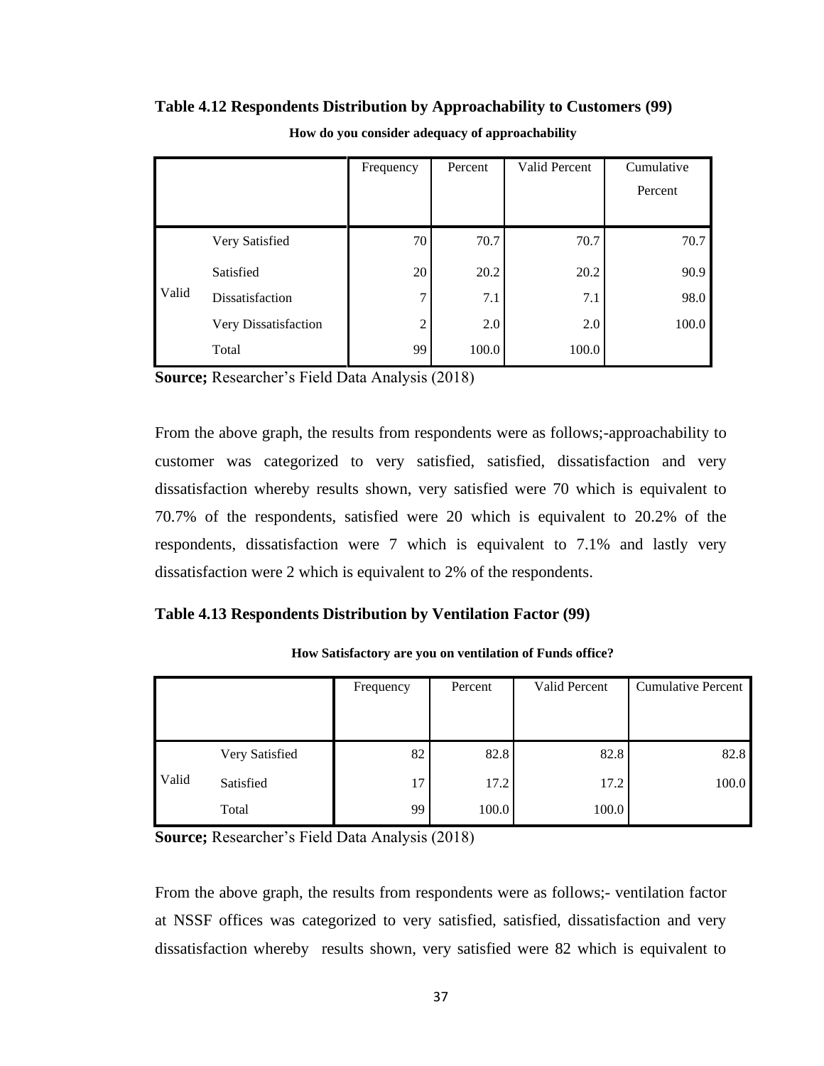**Table 4.12 Respondents Distribution by Approachability to Customers (99)**

**How do you consider adequacy of approachability**

| | | Frequency | Percent | Valid Percent | Cumulative Percent |
|---|---|---|---|---|---|
| Valid | Very Satisfied | 70 | 70.7 | 70.7 | 70.7 |
| | Satisfied | 20 | 20.2 | 20.2 | 90.9 |
| | Dissatisfaction | 7 | 7.1 | 7.1 | 98.0 |
| | Very Dissatisfaction | 2 | 2.0 | 2.0 | 100.0 |
| | Total | 99 | 100.0 | 100.0 | |

**Source;** Researcher's Field Data Analysis (2018)

From the above graph, the results from respondents were as follows;-approachability to customer was categorized to very satisfied, satisfied, dissatisfaction and very dissatisfaction whereby results shown, very satisfied were 70 which is equivalent to 70.7% of the respondents, satisfied were 20 which is equivalent to 20.2% of the respondents, dissatisfaction were 7 which is equivalent to 7.1% and lastly very dissatisfaction were 2 which is equivalent to 2% of the respondents.

**Table 4.13 Respondents Distribution by Ventilation Factor (99)**

**How Satisfactory are you on ventilation of Funds office?**

| | | Frequency | Percent | Valid Percent | Cumulative Percent |
|---|---|---|---|---|---|
| Valid | Very Satisfied | 82 | 82.8 | 82.8 | 82.8 |
| | Satisfied | 17 | 17.2 | 17.2 | 100.0 |
| | Total | 99 | 100.0 | 100.0 | |

**Source;** Researcher's Field Data Analysis (2018)

From the above graph, the results from respondents were as follows;- ventilation factor at NSSF offices was categorized to very satisfied, satisfied, dissatisfaction and very dissatisfaction whereby results shown, very satisfied were 82 which is equivalent to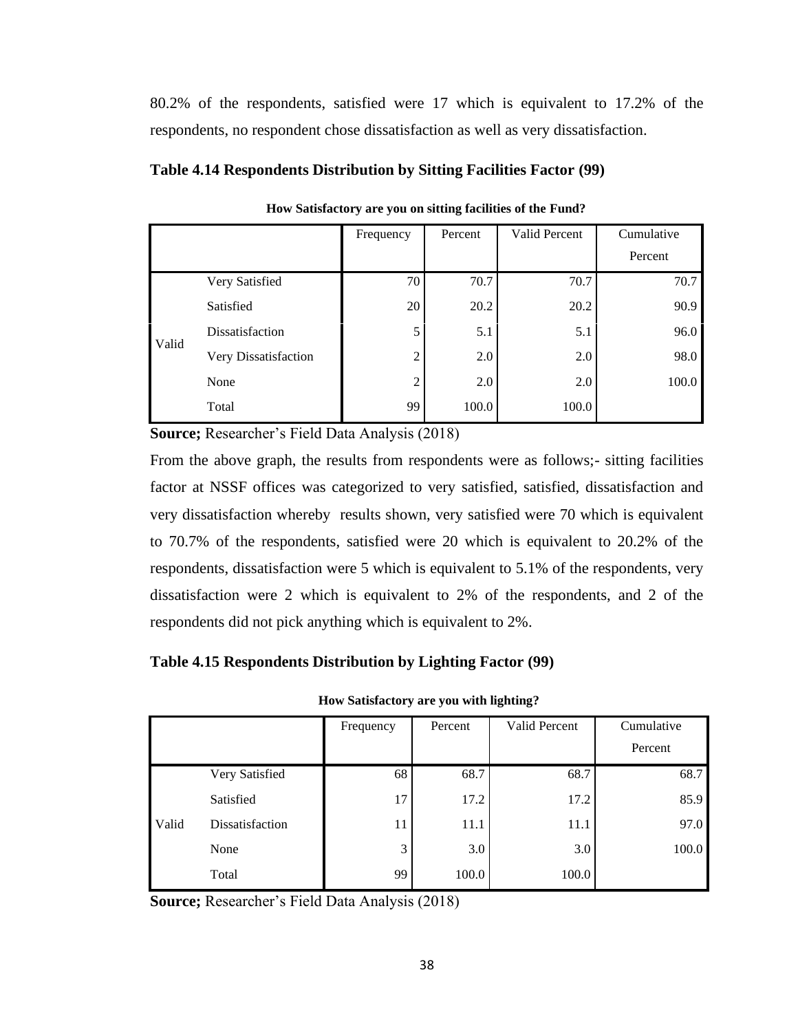80.2% of the respondents, satisfied were 17 which is equivalent to 17.2% of the respondents, no respondent chose dissatisfaction as well as very dissatisfaction.

**Table 4.14 Respondents Distribution by Sitting Facilities Factor (99)**

**How Satisfactory are you on sitting facilities of the Fund?**

| | | Frequency | Percent | Valid Percent | Cumulative Percent |
|---|---|---|---|---|---|
| Valid | Very Satisfied | 70 | 70.7 | 70.7 | 70.7 |
| | Satisfied | 20 | 20.2 | 20.2 | 90.9 |
| | Dissatisfaction | 5 | 5.1 | 5.1 | 96.0 |
| | Very Dissatisfaction | 2 | 2.0 | 2.0 | 98.0 |
| | None | 2 | 2.0 | 2.0 | 100.0 |
| | Total | 99 | 100.0 | 100.0 | |

**Source;** Researcher's Field Data Analysis (2018)

From the above graph, the results from respondents were as follows;- sitting facilities factor at NSSF offices was categorized to very satisfied, satisfied, dissatisfaction and very dissatisfaction whereby results shown, very satisfied were 70 which is equivalent to 70.7% of the respondents, satisfied were 20 which is equivalent to 20.2% of the respondents, dissatisfaction were 5 which is equivalent to 5.1% of the respondents, very dissatisfaction were 2 which is equivalent to 2% of the respondents, and 2 of the respondents did not pick anything which is equivalent to 2%.

**Table 4.15 Respondents Distribution by Lighting Factor (99)**

**How Satisfactory are you with lighting?**

| | | Frequency | Percent | Valid Percent | Cumulative Percent |
|---|---|---|---|---|---|
| Valid | Very Satisfied | 68 | 68.7 | 68.7 | 68.7 |
| | Satisfied | 17 | 17.2 | 17.2 | 85.9 |
| | Dissatisfaction | 11 | 11.1 | 11.1 | 97.0 |
| | None | 3 | 3.0 | 3.0 | 100.0 |
| | Total | 99 | 100.0 | 100.0 | |

**Source;** Researcher's Field Data Analysis (2018)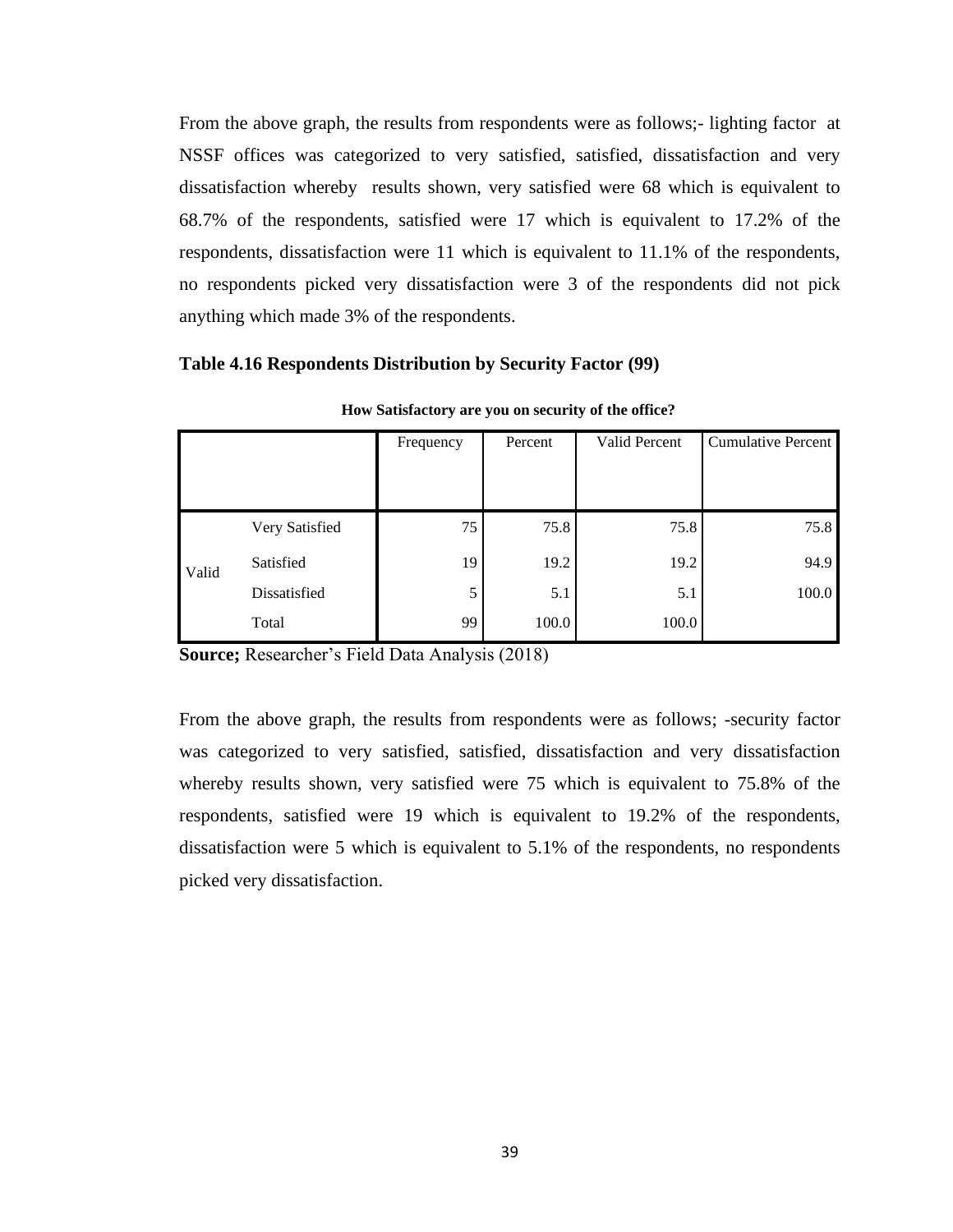From the above graph, the results from respondents were as follows;- lighting factor at NSSF offices was categorized to very satisfied, satisfied, dissatisfaction and very dissatisfaction whereby results shown, very satisfied were 68 which is equivalent to 68.7% of the respondents, satisfied were 17 which is equivalent to 17.2% of the respondents, dissatisfaction were 11 which is equivalent to 11.1% of the respondents, no respondents picked very dissatisfaction were 3 of the respondents did not pick anything which made 3% of the respondents.

**Table 4.16 Respondents Distribution by Security Factor (99)**

**How Satisfactory are you on security of the office?**

| | | Frequency | Percent | Valid Percent | Cumulative Percent |
|---|---|---|---|---|---|
| Valid | Very Satisfied | 75 | 75.8 | 75.8 | 75.8 |
| | Satisfied | 19 | 19.2 | 19.2 | 94.9 |
| | Dissatisfied | 5 | 5.1 | 5.1 | 100.0 |
| | Total | 99 | 100.0 | 100.0 | |

**Source;** Researcher's Field Data Analysis (2018)

From the above graph, the results from respondents were as follows; -security factor was categorized to very satisfied, satisfied, dissatisfaction and very dissatisfaction whereby results shown, very satisfied were 75 which is equivalent to 75.8% of the respondents, satisfied were 19 which is equivalent to 19.2% of the respondents, dissatisfaction were 5 which is equivalent to 5.1% of the respondents, no respondents picked very dissatisfaction.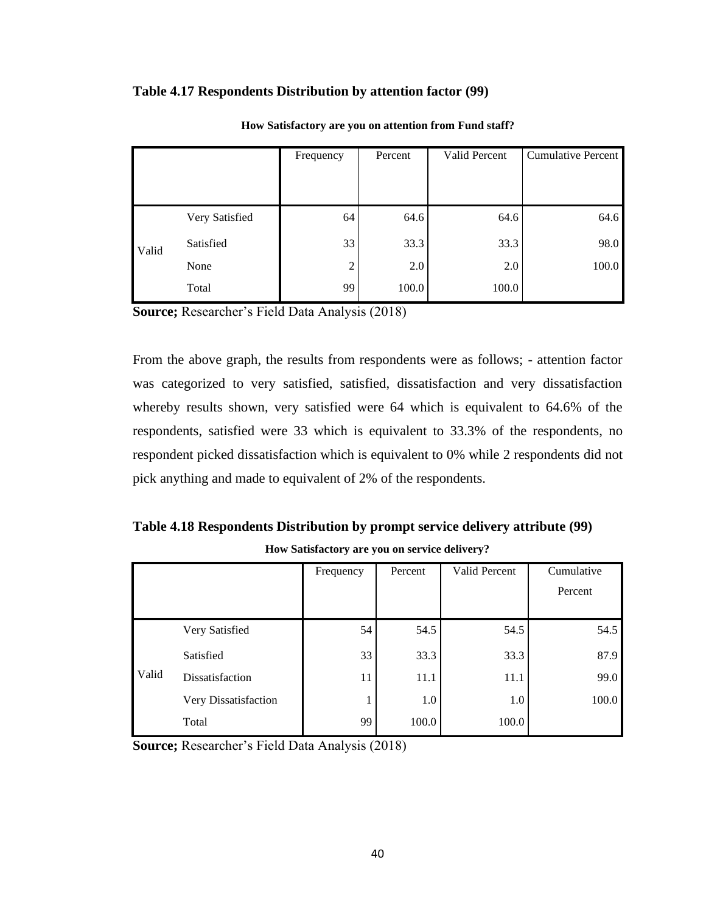**Table 4.17 Respondents Distribution by attention factor (99)**

**How Satisfactory are you on attention from Fund staff?**

| | | Frequency | Percent | Valid Percent | Cumulative Percent |
|---|---|---|---|---|---|
| Valid | Very Satisfied | 64 | 64.6 | 64.6 | 64.6 |
| | Satisfied | 33 | 33.3 | 33.3 | 98.0 |
| | None | 2 | 2.0 | 2.0 | 100.0 |
| | Total | 99 | 100.0 | 100.0 | |

**Source;** Researcher's Field Data Analysis (2018)

From the above graph, the results from respondents were as follows; - attention factor was categorized to very satisfied, satisfied, dissatisfaction and very dissatisfaction whereby results shown, very satisfied were 64 which is equivalent to 64.6% of the respondents, satisfied were 33 which is equivalent to 33.3% of the respondents, no respondent picked dissatisfaction which is equivalent to 0% while 2 respondents did not pick anything and made to equivalent of 2% of the respondents.

**Table 4.18 Respondents Distribution by prompt service delivery attribute (99)**

**How Satisfactory are you on service delivery?**

| | | Frequency | Percent | Valid Percent | Cumulative Percent |
|---|---|---|---|---|---|
| Valid | Very Satisfied | 54 | 54.5 | 54.5 | 54.5 |
| | Satisfied | 33 | 33.3 | 33.3 | 87.9 |
| | Dissatisfaction | 11 | 11.1 | 11.1 | 99.0 |
| | Very Dissatisfaction | 1 | 1.0 | 1.0 | 100.0 |
| | Total | 99 | 100.0 | 100.0 | |

**Source;** Researcher's Field Data Analysis (2018)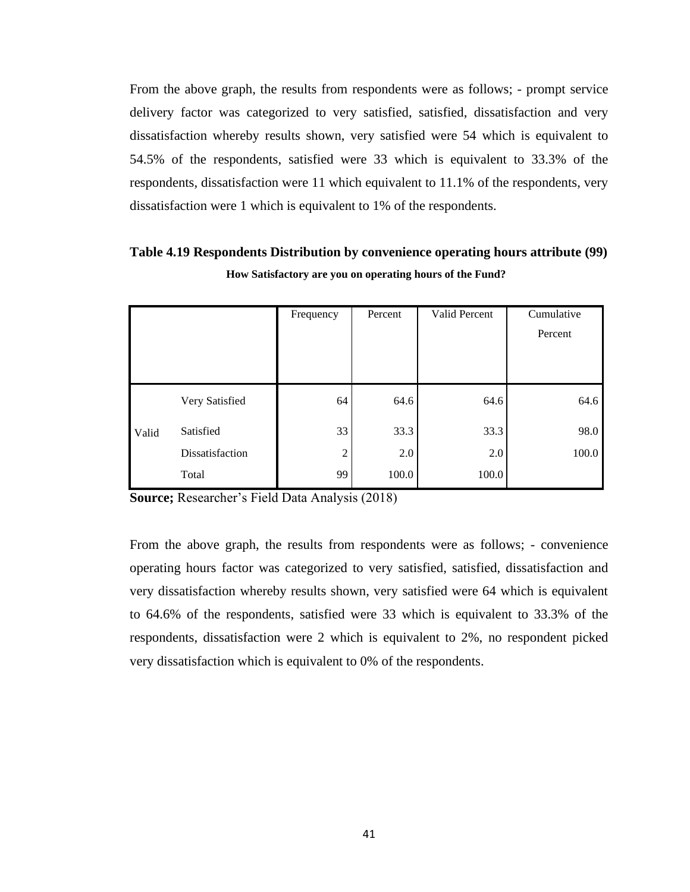From the above graph, the results from respondents were as follows; - prompt service delivery factor was categorized to very satisfied, satisfied, dissatisfaction and very dissatisfaction whereby results shown, very satisfied were 54 which is equivalent to 54.5% of the respondents, satisfied were 33 which is equivalent to 33.3% of the respondents, dissatisfaction were 11 which equivalent to 11.1% of the respondents, very dissatisfaction were 1 which is equivalent to 1% of the respondents.

**Table 4.19 Respondents Distribution by convenience operating hours attribute (99)**

**How Satisfactory are you on operating hours of the Fund?**

| | | Frequency | Percent | Valid Percent | Cumulative Percent |
|---|---|---|---|---|---|
| Valid | Very Satisfied | 64 | 64.6 | 64.6 | 64.6 |
| | Satisfied | 33 | 33.3 | 33.3 | 98.0 |
| | Dissatisfaction | 2 | 2.0 | 2.0 | 100.0 |
| | Total | 99 | 100.0 | 100.0 | |

**Source;** Researcher's Field Data Analysis (2018)

From the above graph, the results from respondents were as follows; - convenience operating hours factor was categorized to very satisfied, satisfied, dissatisfaction and very dissatisfaction whereby results shown, very satisfied were 64 which is equivalent to 64.6% of the respondents, satisfied were 33 which is equivalent to 33.3% of the respondents, dissatisfaction were 2 which is equivalent to 2%, no respondent picked very dissatisfaction which is equivalent to 0% of the respondents.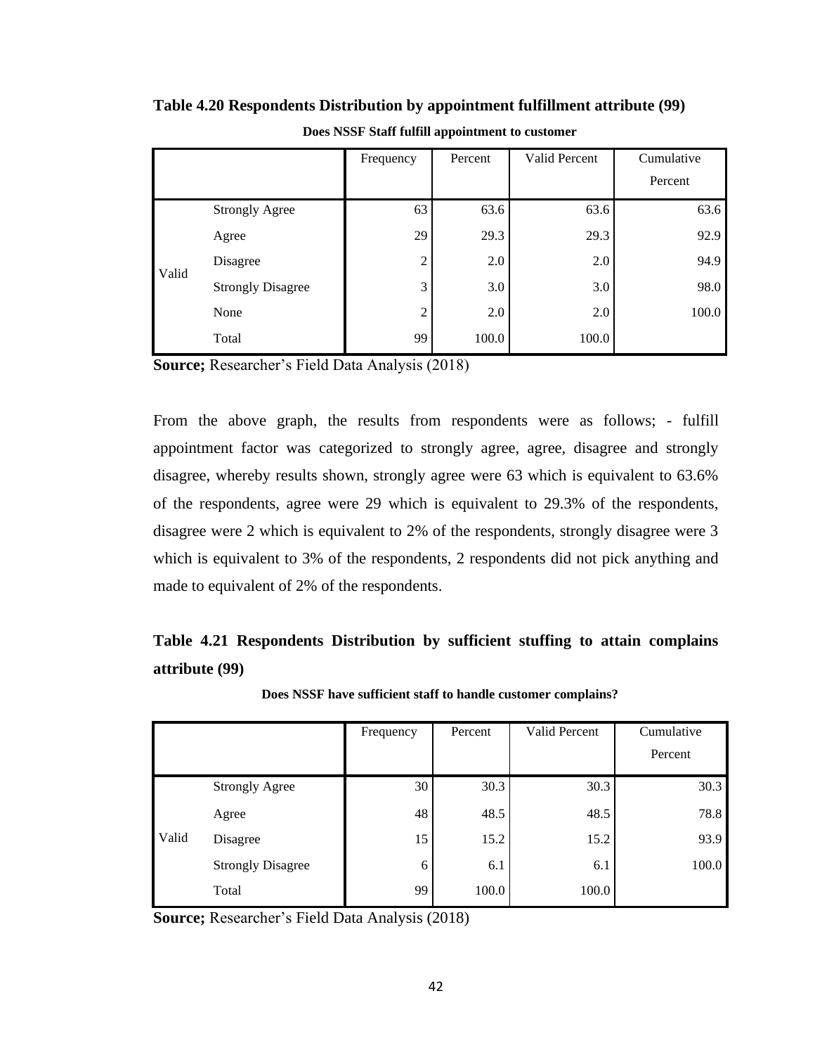**Table 4.20 Respondents Distribution by appointment fulfillment attribute (99)**

**Does NSSF Staff fulfill appointment to customer**

| | | Frequency | Percent | Valid Percent | Cumulative Percent |
|---|---|---|---|---|---|
| Valid | Strongly Agree | 63 | 63.6 | 63.6 | 63.6 |
| | Agree | 29 | 29.3 | 29.3 | 92.9 |
| | Disagree | 2 | 2.0 | 2.0 | 94.9 |
| | Strongly Disagree | 3 | 3.0 | 3.0 | 98.0 |
| | None | 2 | 2.0 | 2.0 | 100.0 |
| | Total | 99 | 100.0 | 100.0 | |

**Source;** Researcher's Field Data Analysis (2018)

From the above graph, the results from respondents were as follows; - fulfill appointment factor was categorized to strongly agree, agree, disagree and strongly disagree, whereby results shown, strongly agree were 63 which is equivalent to 63.6% of the respondents, agree were 29 which is equivalent to 29.3% of the respondents, disagree were 2 which is equivalent to 2% of the respondents, strongly disagree were 3 which is equivalent to 3% of the respondents, 2 respondents did not pick anything and made to equivalent of 2% of the respondents.

**Table 4.21 Respondents Distribution by sufficient stuffing to attain complains attribute (99)**

**Does NSSF have sufficient staff to handle customer complains?**

| | | Frequency | Percent | Valid Percent | Cumulative Percent |
|---|---|---|---|---|---|
| Valid | Strongly Agree | 30 | 30.3 | 30.3 | 30.3 |
| | Agree | 48 | 48.5 | 48.5 | 78.8 |
| | Disagree | 15 | 15.2 | 15.2 | 93.9 |
| | Strongly Disagree | 6 | 6.1 | 6.1 | 100.0 |
| | Total | 99 | 100.0 | 100.0 | |

**Source;** Researcher's Field Data Analysis (2018)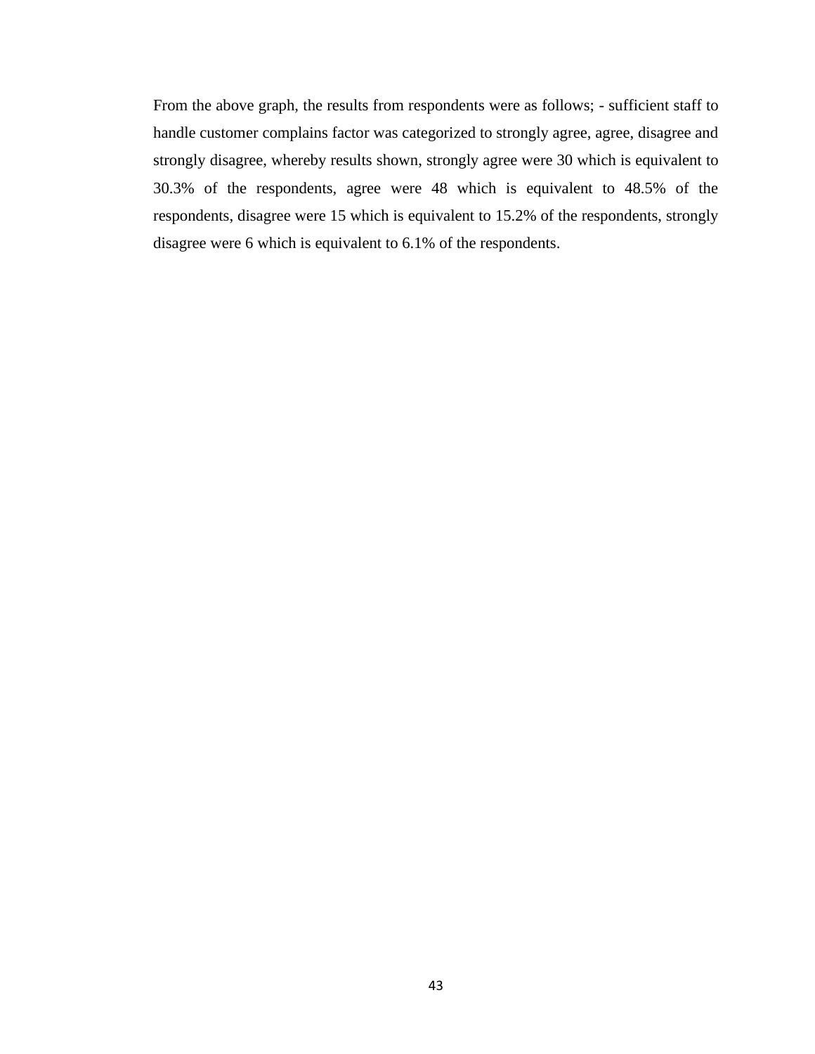From the above graph, the results from respondents were as follows; - sufficient staff to handle customer complains factor was categorized to strongly agree, agree, disagree and strongly disagree, whereby results shown, strongly agree were 30 which is equivalent to 30.3% of the respondents, agree were 48 which is equivalent to 48.5% of the respondents, disagree were 15 which is equivalent to 15.2% of the respondents, strongly disagree were 6 which is equivalent to 6.1% of the respondents.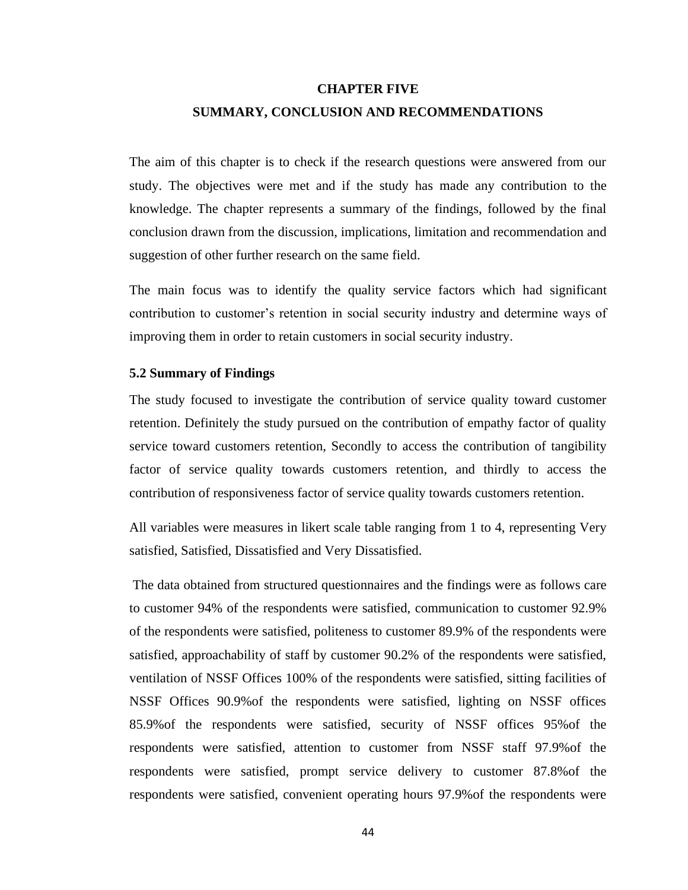# CHAPTER FIVE

# SUMMARY, CONCLUSION AND RECOMMENDATIONS

The aim of this chapter is to check if the research questions were answered from our study. The objectives were met and if the study has made any contribution to the knowledge. The chapter represents a summary of the findings, followed by the final conclusion drawn from the discussion, implications, limitation and recommendation and suggestion of other further research on the same field.

The main focus was to identify the quality service factors which had significant contribution to customer's retention in social security industry and determine ways of improving them in order to retain customers in social security industry.

## 5.2 Summary of Findings

The study focused to investigate the contribution of service quality toward customer retention. Definitely the study pursued on the contribution of empathy factor of quality service toward customers retention, Secondly to access the contribution of tangibility factor of service quality towards customers retention, and thirdly to access the contribution of responsiveness factor of service quality towards customers retention.

All variables were measures in likert scale table ranging from 1 to 4, representing Very satisfied, Satisfied, Dissatisfied and Very Dissatisfied.

The data obtained from structured questionnaires and the findings were as follows care to customer 94% of the respondents were satisfied, communication to customer 92.9% of the respondents were satisfied, politeness to customer 89.9% of the respondents were satisfied, approachability of staff by customer 90.2% of the respondents were satisfied, ventilation of NSSF Offices 100% of the respondents were satisfied, sitting facilities of NSSF Offices 90.9%of the respondents were satisfied, lighting on NSSF offices 85.9%of the respondents were satisfied, security of NSSF offices 95%of the respondents were satisfied, attention to customer from NSSF staff 97.9%of the respondents were satisfied, prompt service delivery to customer 87.8%of the respondents were satisfied, convenient operating hours 97.9%of the respondents were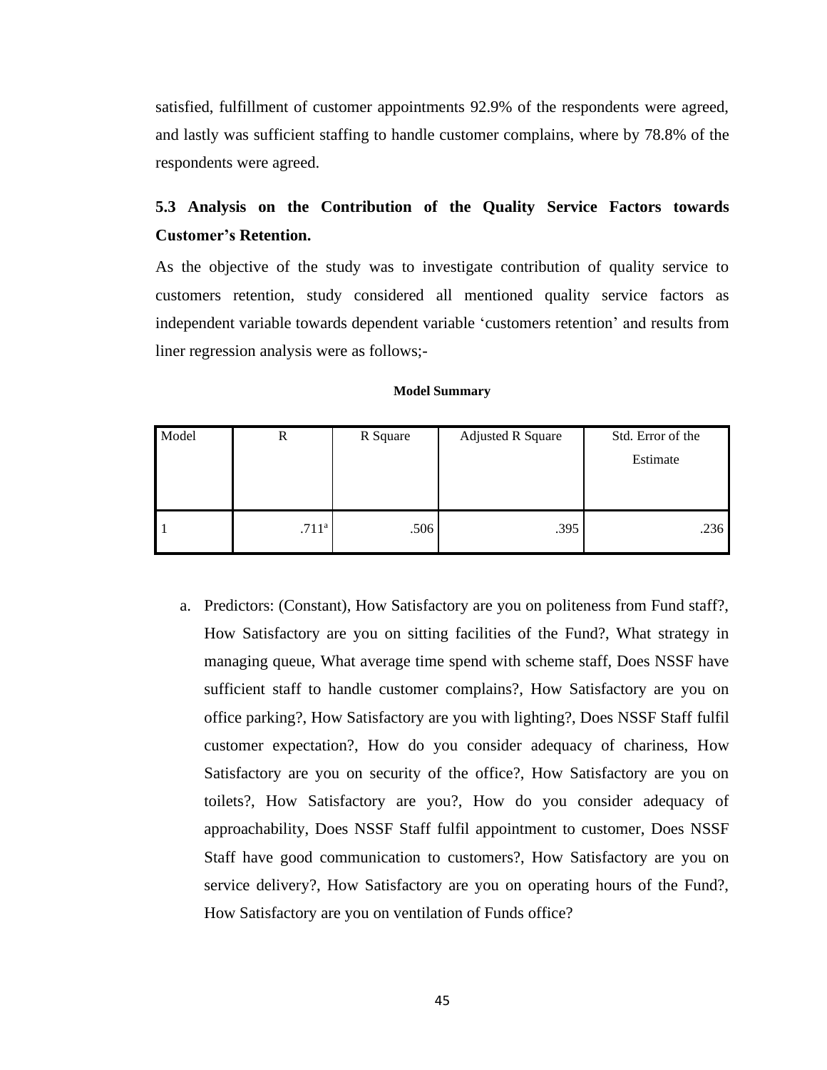satisfied, fulfillment of customer appointments 92.9% of the respondents were agreed, and lastly was sufficient staffing to handle customer complains, where by 78.8% of the respondents were agreed.

## 5.3 Analysis on the Contribution of the Quality Service Factors towards Customer's Retention.

As the objective of the study was to investigate contribution of quality service to customers retention, study considered all mentioned quality service factors as independent variable towards dependent variable 'customers retention' and results from liner regression analysis were as follows;-

**Model Summary**

| Model | R | R Square | Adjusted R Square | Std. Error of the Estimate |
|---|---|---|---|---|
| 1 | .711[a] | .506 | .395 | .236 |

a. Predictors: (Constant), How Satisfactory are you on politeness from Fund staff?, How Satisfactory are you on sitting facilities of the Fund?, What strategy in managing queue, What average time spend with scheme staff, Does NSSF have sufficient staff to handle customer complains?, How Satisfactory are you on office parking?, How Satisfactory are you with lighting?, Does NSSF Staff fulfil customer expectation?, How do you consider adequacy of chariness, How Satisfactory are you on security of the office?, How Satisfactory are you on toilets?, How Satisfactory are you?, How do you consider adequacy of approachability, Does NSSF Staff fulfil appointment to customer, Does NSSF Staff have good communication to customers?, How Satisfactory are you on service delivery?, How Satisfactory are you on operating hours of the Fund?, How Satisfactory are you on ventilation of Funds office?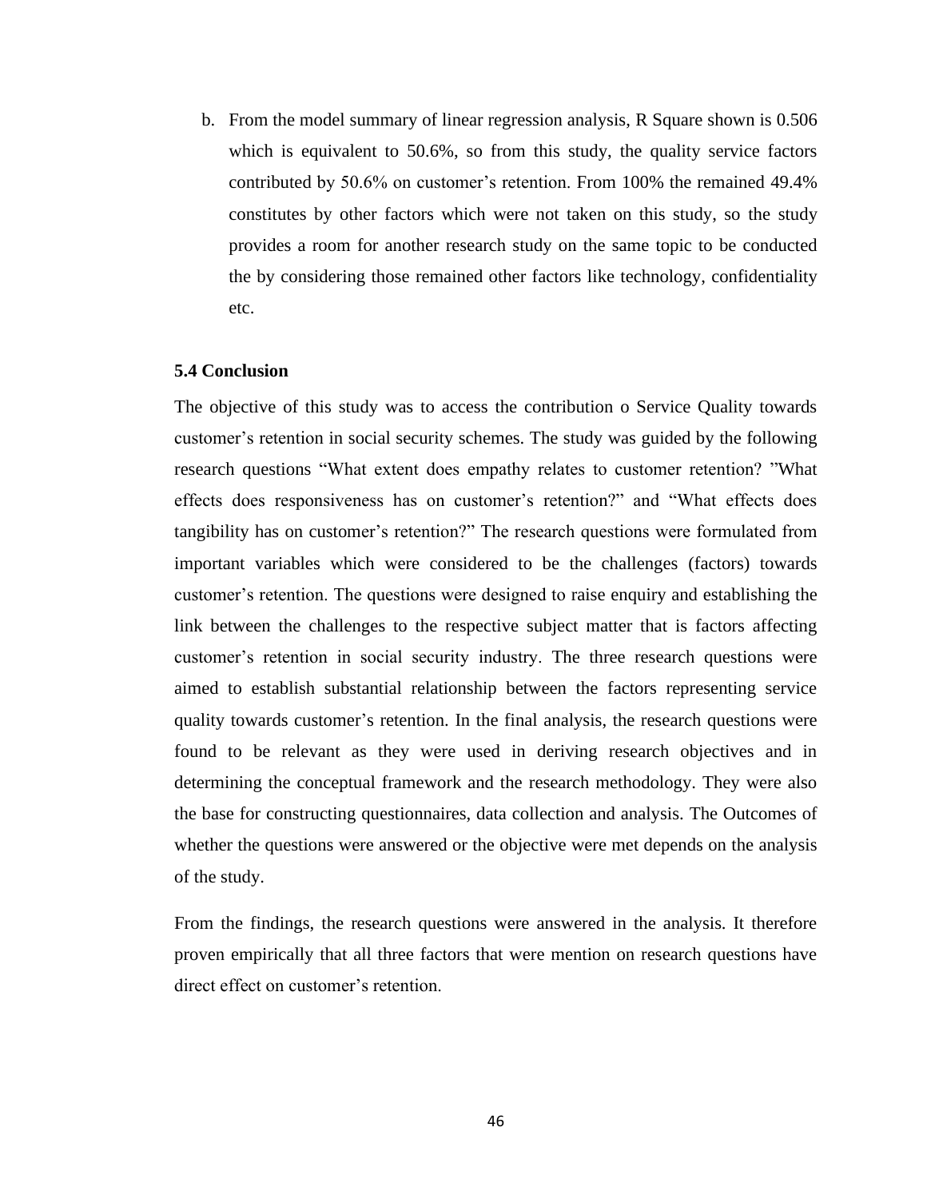b. From the model summary of linear regression analysis, R Square shown is 0.506 which is equivalent to 50.6%, so from this study, the quality service factors contributed by 50.6% on customer's retention. From 100% the remained 49.4% constitutes by other factors which were not taken on this study, so the study provides a room for another research study on the same topic to be conducted the by considering those remained other factors like technology, confidentiality etc.

**5.4 Conclusion**

The objective of this study was to access the contribution o Service Quality towards customer's retention in social security schemes. The study was guided by the following research questions "What extent does empathy relates to customer retention? "What effects does responsiveness has on customer's retention?" and "What effects does tangibility has on customer's retention?" The research questions were formulated from important variables which were considered to be the challenges (factors) towards customer's retention. The questions were designed to raise enquiry and establishing the link between the challenges to the respective subject matter that is factors affecting customer's retention in social security industry. The three research questions were aimed to establish substantial relationship between the factors representing service quality towards customer's retention. In the final analysis, the research questions were found to be relevant as they were used in deriving research objectives and in determining the conceptual framework and the research methodology. They were also the base for constructing questionnaires, data collection and analysis. The Outcomes of whether the questions were answered or the objective were met depends on the analysis of the study.

From the findings, the research questions were answered in the analysis. It therefore proven empirically that all three factors that were mention on research questions have direct effect on customer's retention.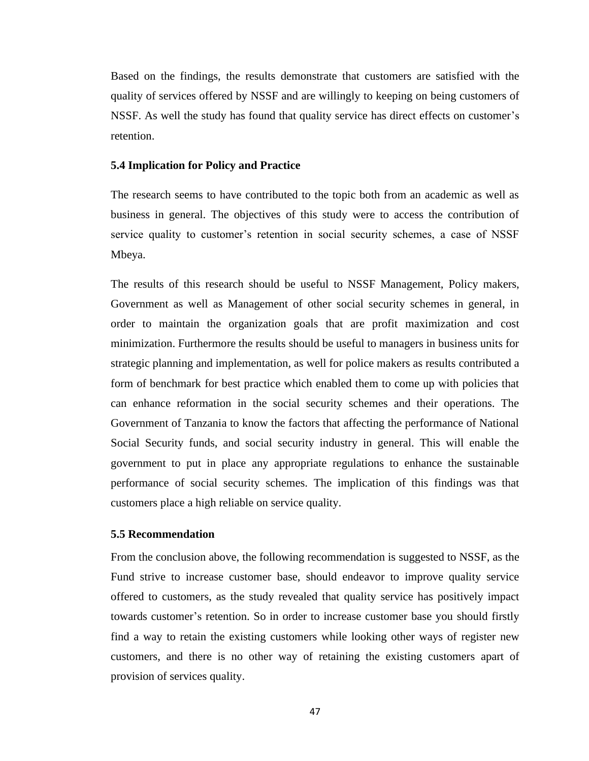Based on the findings, the results demonstrate that customers are satisfied with the quality of services offered by NSSF and are willingly to keeping on being customers of NSSF. As well the study has found that quality service has direct effects on customer's retention.

### 5.4 Implication for Policy and Practice

The research seems to have contributed to the topic both from an academic as well as business in general. The objectives of this study were to access the contribution of service quality to customer's retention in social security schemes, a case of NSSF Mbeya.

The results of this research should be useful to NSSF Management, Policy makers, Government as well as Management of other social security schemes in general, in order to maintain the organization goals that are profit maximization and cost minimization. Furthermore the results should be useful to managers in business units for strategic planning and implementation, as well for police makers as results contributed a form of benchmark for best practice which enabled them to come up with policies that can enhance reformation in the social security schemes and their operations. The Government of Tanzania to know the factors that affecting the performance of National Social Security funds, and social security industry in general. This will enable the government to put in place any appropriate regulations to enhance the sustainable performance of social security schemes. The implication of this findings was that customers place a high reliable on service quality.

### 5.5 Recommendation

From the conclusion above, the following recommendation is suggested to NSSF, as the Fund strive to increase customer base, should endeavor to improve quality service offered to customers, as the study revealed that quality service has positively impact towards customer's retention. So in order to increase customer base you should firstly find a way to retain the existing customers while looking other ways of register new customers, and there is no other way of retaining the existing customers apart of provision of services quality.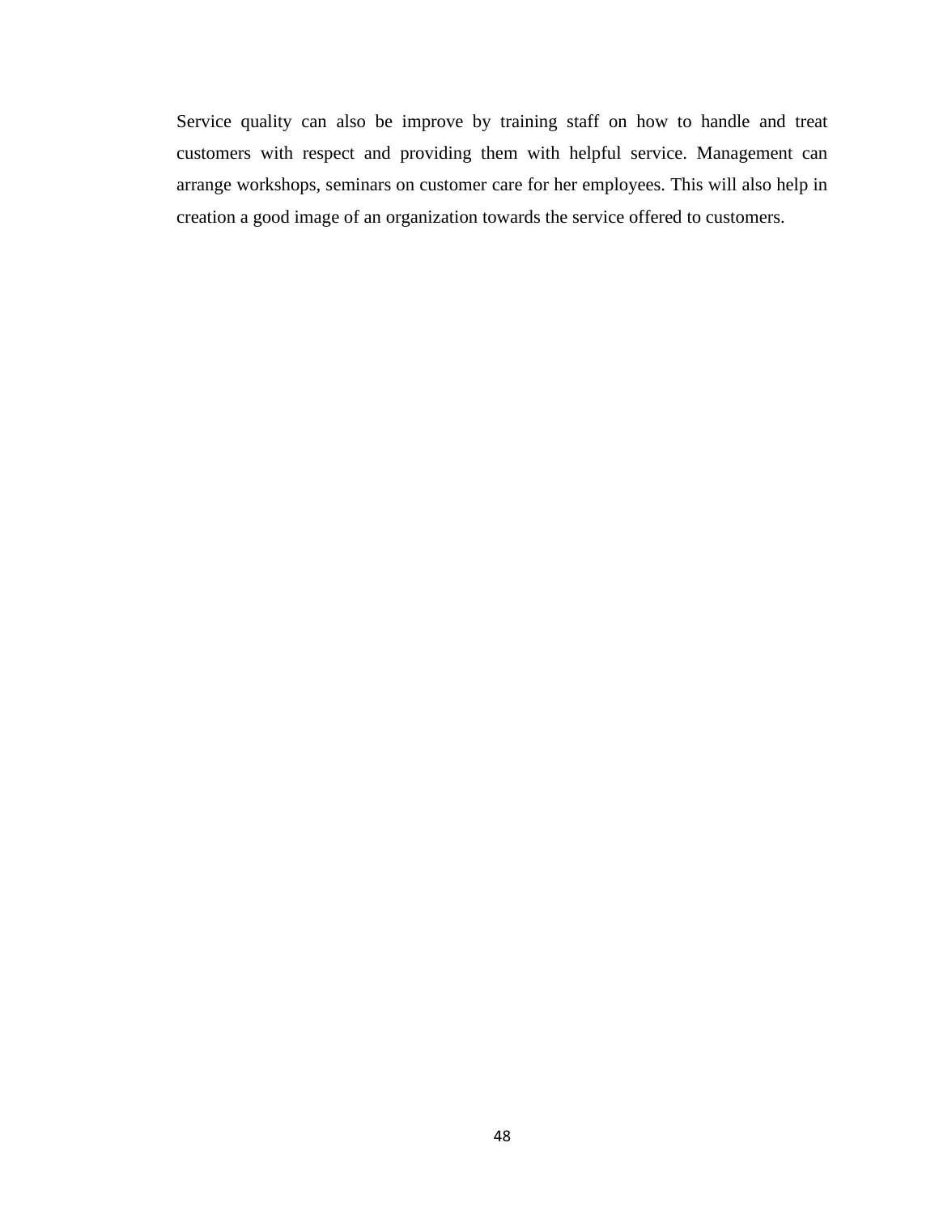Service quality can also be improve by training staff on how to handle and treat customers with respect and providing them with helpful service. Management can arrange workshops, seminars on customer care for her employees. This will also help in creation a good image of an organization towards the service offered to customers.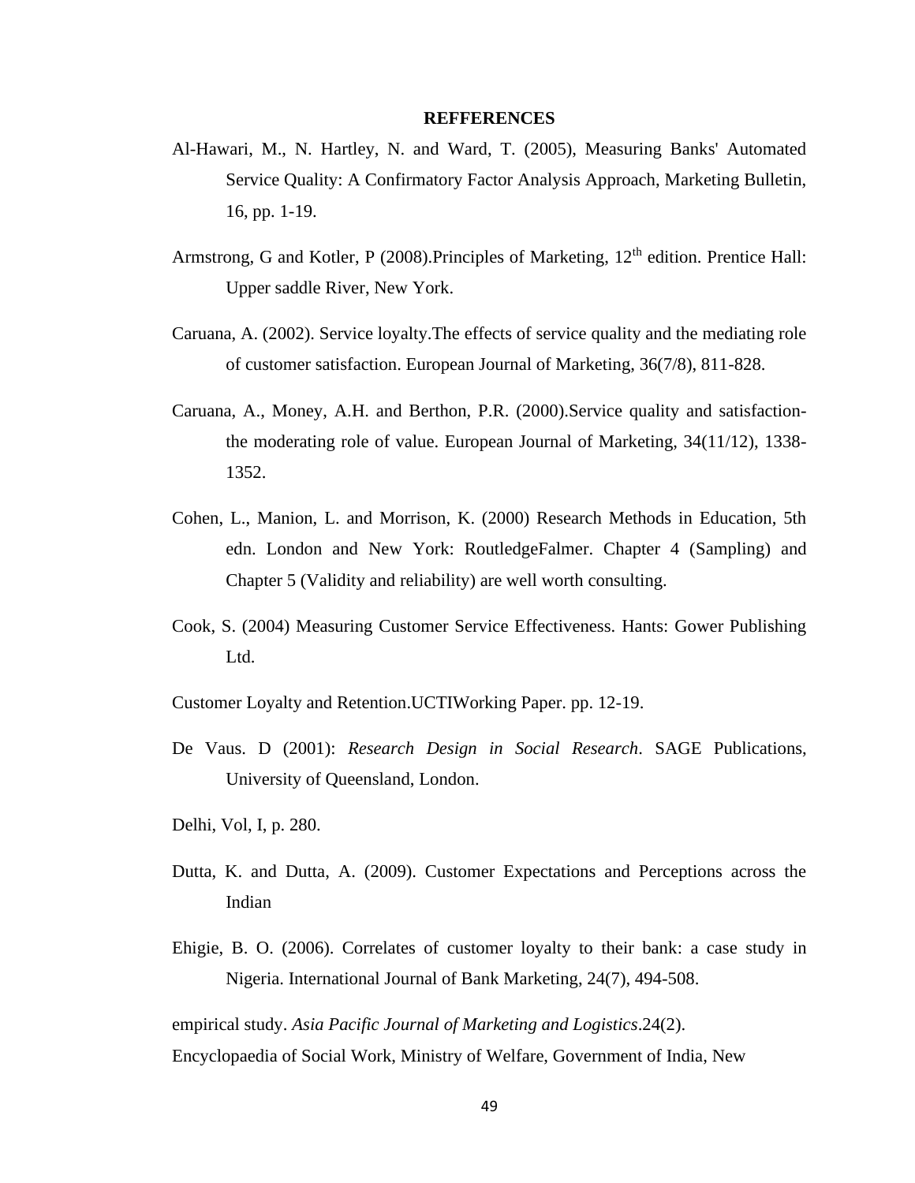**REFFERENCES**

Al-Hawari, M., N. Hartley, N. and Ward, T. (2005), Measuring Banks' Automated Service Quality: A Confirmatory Factor Analysis Approach, Marketing Bulletin, 16, pp. 1-19.

Armstrong, G and Kotler, P (2008).Principles of Marketing, 12th edition. Prentice Hall: Upper saddle River, New York.

Caruana, A. (2002). Service loyalty.The effects of service quality and the mediating role of customer satisfaction. European Journal of Marketing, 36(7/8), 811-828.

Caruana, A., Money, A.H. and Berthon, P.R. (2000).Service quality and satisfaction- the moderating role of value. European Journal of Marketing, 34(11/12), 1338-1352.

Cohen, L., Manion, L. and Morrison, K. (2000) Research Methods in Education, 5th edn. London and New York: RoutledgeFalmer. Chapter 4 (Sampling) and Chapter 5 (Validity and reliability) are well worth consulting.

Cook, S. (2004) Measuring Customer Service Effectiveness. Hants: Gower Publishing Ltd.

Customer Loyalty and Retention.UCTIWorking Paper. pp. 12-19.

De Vaus. D (2001): *Research Design in Social Research*. SAGE Publications, University of Queensland, London.

Delhi, Vol, I, p. 280.

Dutta, K. and Dutta, A. (2009). Customer Expectations and Perceptions across the Indian

Ehigie, B. O. (2006). Correlates of customer loyalty to their bank: a case study in Nigeria. International Journal of Bank Marketing, 24(7), 494-508.

empirical study. *Asia Pacific Journal of Marketing and Logistics*.24(2).

Encyclopaedia of Social Work, Ministry of Welfare, Government of India, New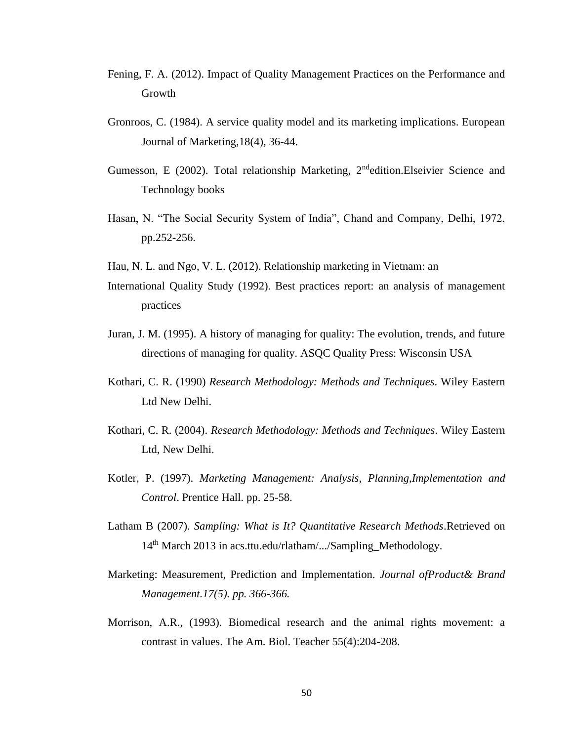Fening, F. A. (2012). Impact of Quality Management Practices on the Performance and Growth

Gronroos, C. (1984). A service quality model and its marketing implications. European Journal of Marketing,18(4), 36-44.

Gumesson, E (2002). Total relationship Marketing, 2nd edition.Elseivier Science and Technology books

Hasan, N. "The Social Security System of India", Chand and Company, Delhi, 1972, pp.252-256.

Hau, N. L. and Ngo, V. L. (2012). Relationship marketing in Vietnam: an

International Quality Study (1992). Best practices report: an analysis of management practices

Juran, J. M. (1995). A history of managing for quality: The evolution, trends, and future directions of managing for quality. ASQC Quality Press: Wisconsin USA

Kothari, C. R. (1990) *Research Methodology: Methods and Techniques*. Wiley Eastern Ltd New Delhi.

Kothari, C. R. (2004). *Research Methodology: Methods and Techniques*. Wiley Eastern Ltd, New Delhi.

Kotler, P. (1997). *Marketing Management: Analysis, Planning,Implementation and Control*. Prentice Hall. pp. 25-58.

Latham B (2007). *Sampling: What is It? Quantitative Research Methods*.Retrieved on 14th March 2013 in acs.ttu.edu/rlatham/.../Sampling_Methodology.

Marketing: Measurement, Prediction and Implementation. *Journal ofProduct& Brand Management.17(5). pp. 366-366.*

Morrison, A.R., (1993). Biomedical research and the animal rights movement: a contrast in values. The Am. Biol. Teacher 55(4):204-208.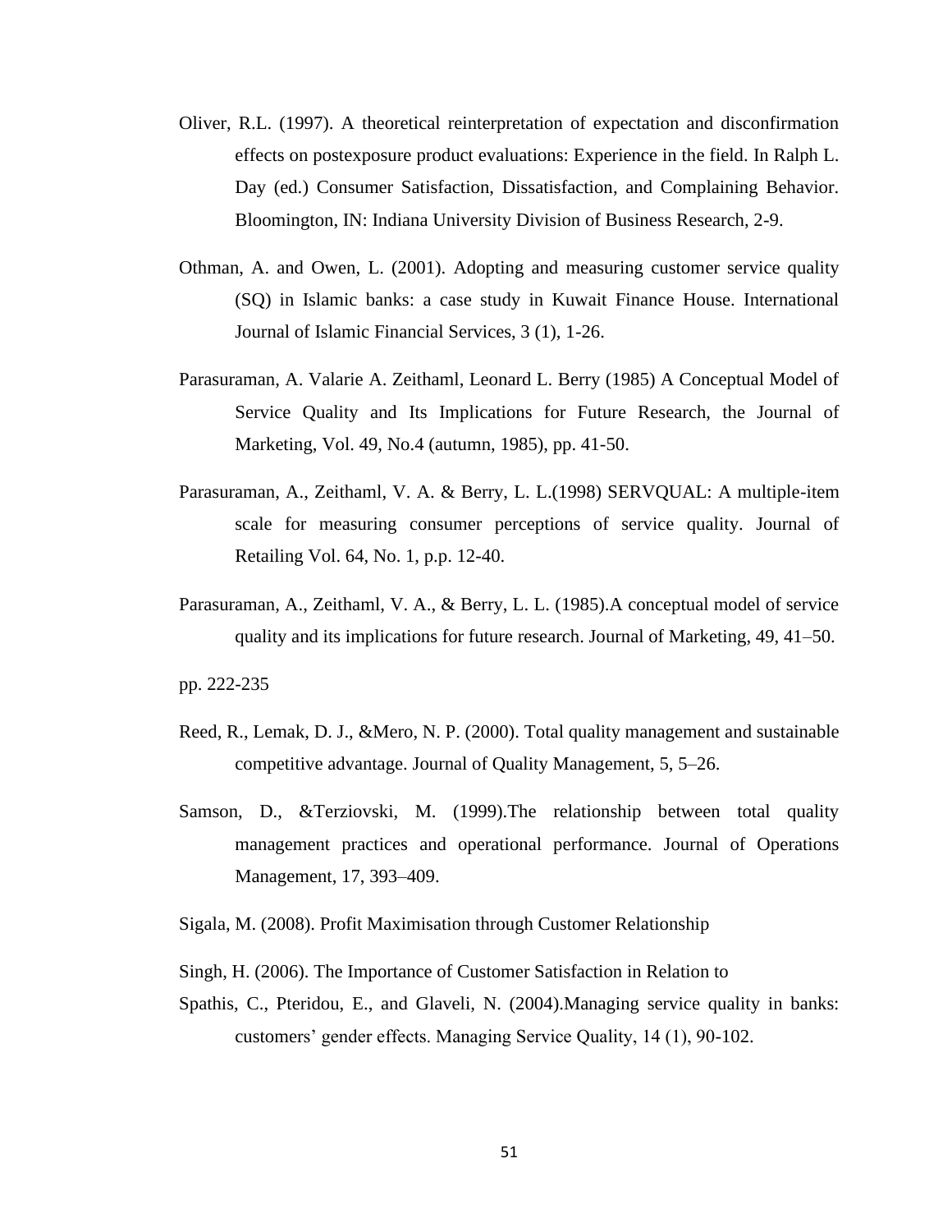Oliver, R.L. (1997). A theoretical reinterpretation of expectation and disconfirmation effects on postexposure product evaluations: Experience in the field. In Ralph L. Day (ed.) Consumer Satisfaction, Dissatisfaction, and Complaining Behavior. Bloomington, IN: Indiana University Division of Business Research, 2-9.

Othman, A. and Owen, L. (2001). Adopting and measuring customer service quality (SQ) in Islamic banks: a case study in Kuwait Finance House. International Journal of Islamic Financial Services, 3 (1), 1-26.

Parasuraman, A. Valarie A. Zeithaml, Leonard L. Berry (1985) A Conceptual Model of Service Quality and Its Implications for Future Research, the Journal of Marketing, Vol. 49, No.4 (autumn, 1985), pp. 41-50.

Parasuraman, A., Zeithaml, V. A. & Berry, L. L.(1998) SERVQUAL: A multiple-item scale for measuring consumer perceptions of service quality. Journal of Retailing Vol. 64, No. 1, p.p. 12-40.

Parasuraman, A., Zeithaml, V. A., & Berry, L. L. (1985).A conceptual model of service quality and its implications for future research. Journal of Marketing, 49, 41–50.

pp. 222-235

Reed, R., Lemak, D. J., &Mero, N. P. (2000). Total quality management and sustainable competitive advantage. Journal of Quality Management, 5, 5–26.

Samson, D., &Terziovski, M. (1999).The relationship between total quality management practices and operational performance. Journal of Operations Management, 17, 393–409.

Sigala, M. (2008). Profit Maximisation through Customer Relationship

Singh, H. (2006). The Importance of Customer Satisfaction in Relation to

Spathis, C., Pteridou, E., and Glaveli, N. (2004).Managing service quality in banks: customers' gender effects. Managing Service Quality, 14 (1), 90-102.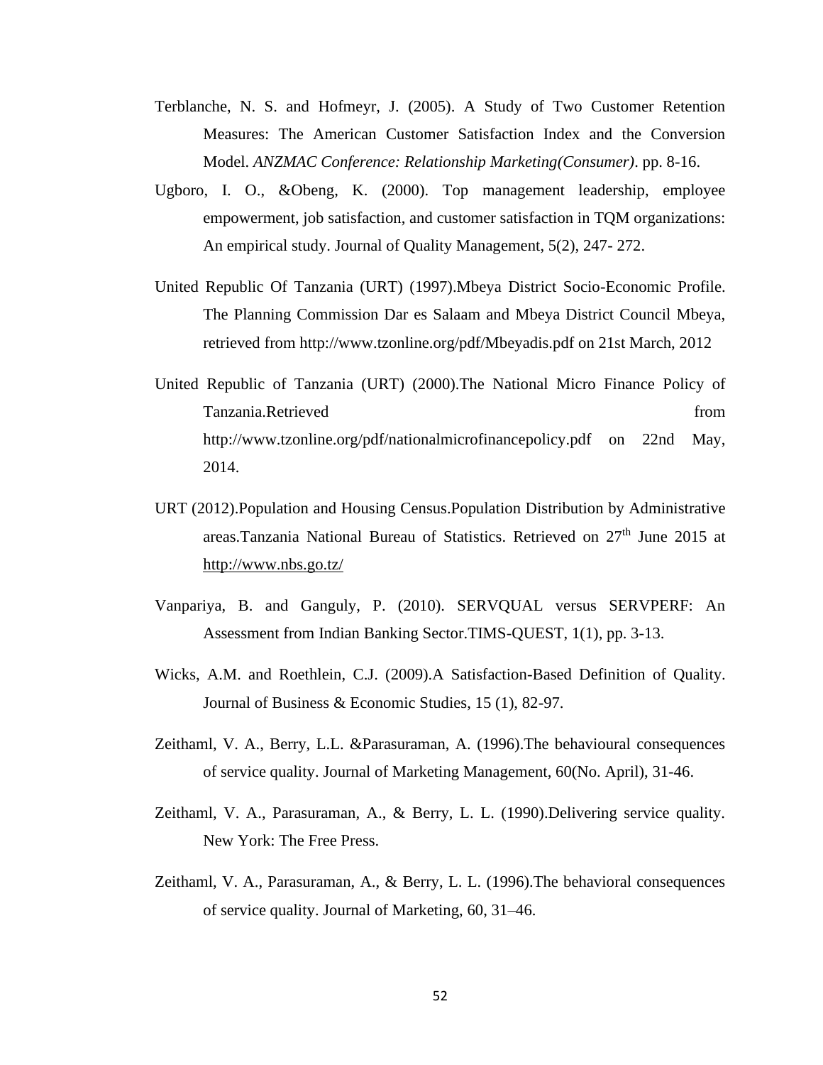Terblanche, N. S. and Hofmeyr, J. (2005). A Study of Two Customer Retention Measures: The American Customer Satisfaction Index and the Conversion Model. *ANZMAC Conference: Relationship Marketing(Consumer)*. pp. 8-16.

Ugboro, I. O., &Obeng, K. (2000). Top management leadership, employee empowerment, job satisfaction, and customer satisfaction in TQM organizations: An empirical study. Journal of Quality Management, 5(2), 247- 272.

United Republic Of Tanzania (URT) (1997).Mbeya District Socio-Economic Profile. The Planning Commission Dar es Salaam and Mbeya District Council Mbeya, retrieved from http://www.tzonline.org/pdf/Mbeyadis.pdf on 21st March, 2012

United Republic of Tanzania (URT) (2000).The National Micro Finance Policy of Tanzania.Retrieved from http://www.tzonline.org/pdf/nationalmicrofinancepolicy.pdf on 22nd May, 2014.

URT (2012).Population and Housing Census.Population Distribution by Administrative areas.Tanzania National Bureau of Statistics. Retrieved on 27th June 2015 at http://www.nbs.go.tz/

Vanpariya, B. and Ganguly, P. (2010). SERVQUAL versus SERVPERF: An Assessment from Indian Banking Sector.TIMS-QUEST, 1(1), pp. 3-13.

Wicks, A.M. and Roethlein, C.J. (2009).A Satisfaction-Based Definition of Quality. Journal of Business & Economic Studies, 15 (1), 82-97.

Zeithaml, V. A., Berry, L.L. &Parasuraman, A. (1996).The behavioural consequences of service quality. Journal of Marketing Management, 60(No. April), 31-46.

Zeithaml, V. A., Parasuraman, A., & Berry, L. L. (1990).Delivering service quality. New York: The Free Press.

Zeithaml, V. A., Parasuraman, A., & Berry, L. L. (1996).The behavioral consequences of service quality. Journal of Marketing, 60, 31–46.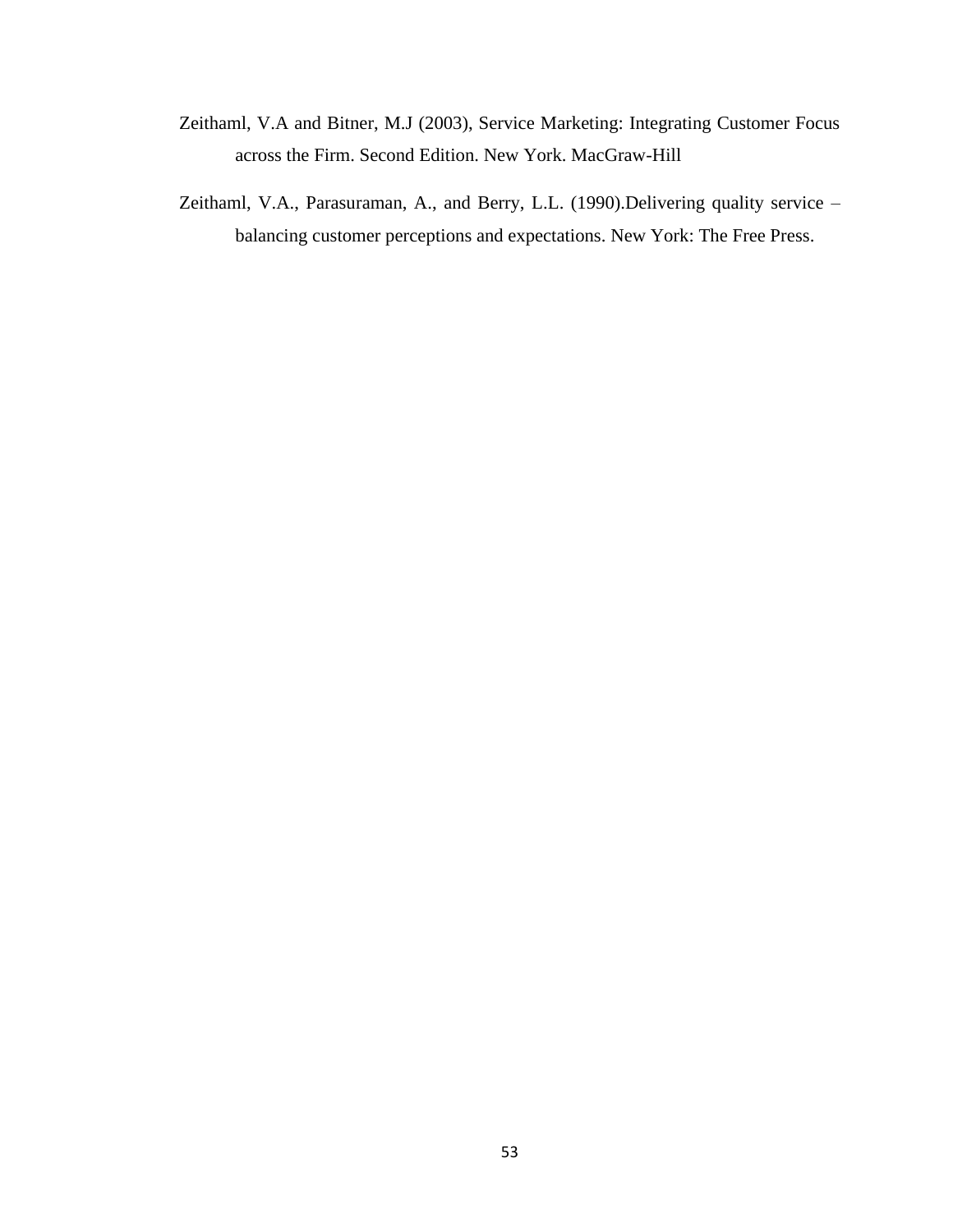Zeithaml, V.A and Bitner, M.J (2003), Service Marketing: Integrating Customer Focus across the Firm. Second Edition. New York. MacGraw-Hill

Zeithaml, V.A., Parasuraman, A., and Berry, L.L. (1990).Delivering quality service – balancing customer perceptions and expectations. New York: The Free Press.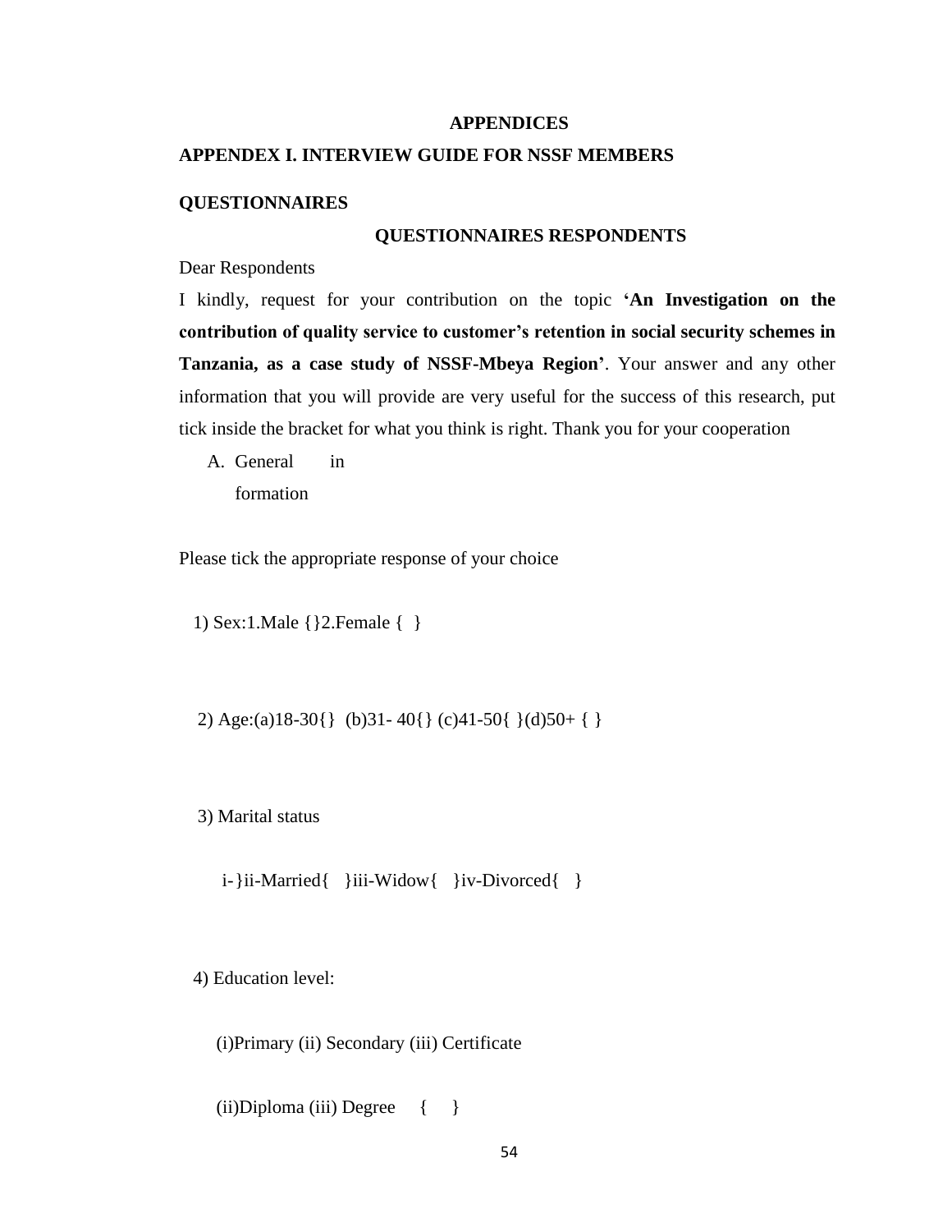# APPENDICES

## APPENDEX I. INTERVIEW GUIDE FOR NSSF MEMBERS

**QUESTIONNAIRES**

**QUESTIONNAIRES RESPONDENTS**

Dear Respondents

I kindly, request for your contribution on the topic **'An Investigation on the contribution of quality service to customer's retention in social security schemes in Tanzania, as a case study of NSSF-Mbeya Region'**. Your answer and any other information that you will provide are very useful for the success of this research, put tick inside the bracket for what you think is right. Thank you for your cooperation

A. General information

Please tick the appropriate response of your choice

1) Sex:1.Male {}2.Female { }

2) Age:(a)18-30{} (b)31- 40{} (c)41-50{ }(d)50+ { }

3) Marital status

i-}ii-Married{ }iii-Widow{ }iv-Divorced{ }

4) Education level:

(i)Primary (ii) Secondary (iii) Certificate

(ii)Diploma (iii) Degree { }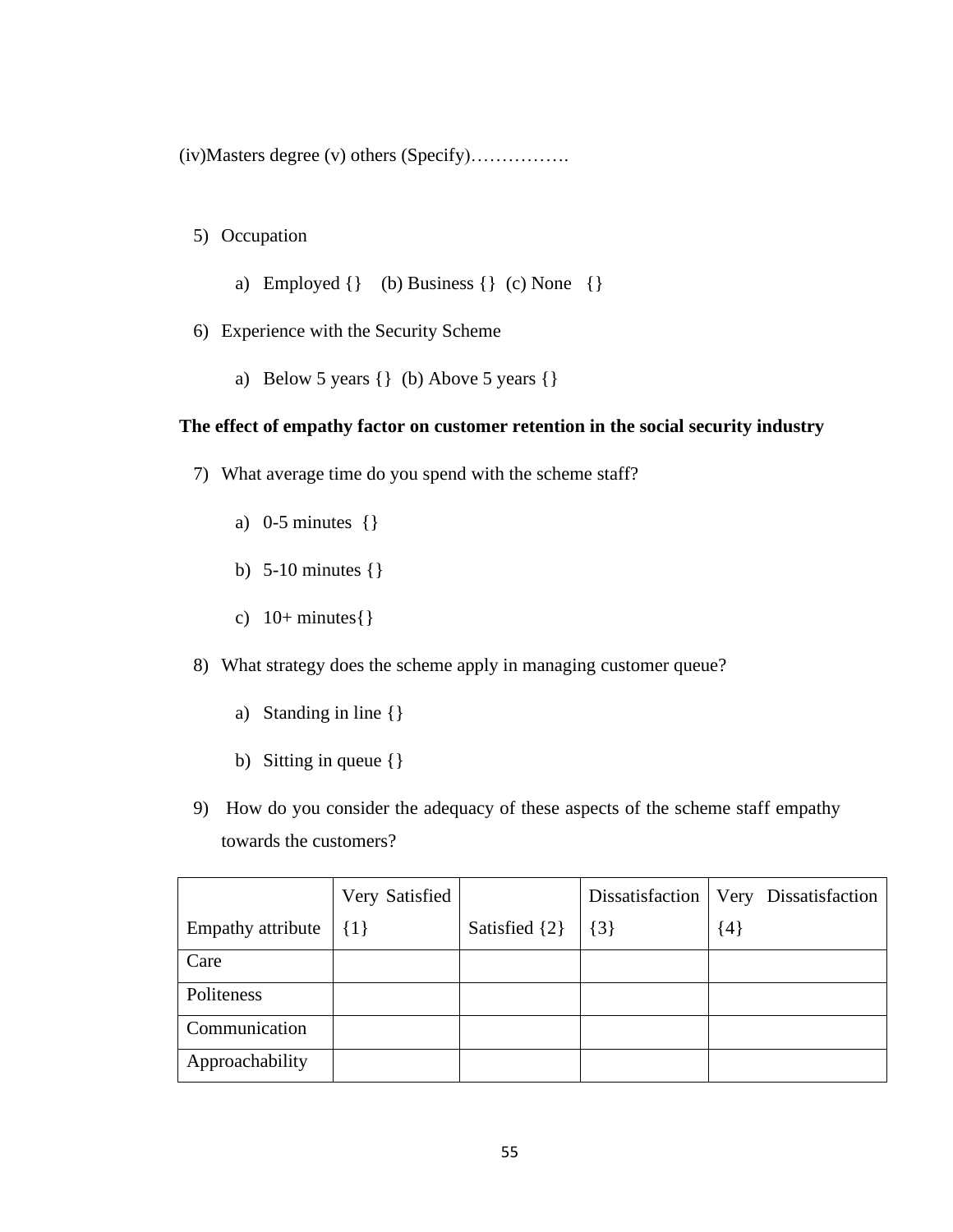(iv)Masters degree (v) others (Specify)…………….

5) Occupation

   a) Employed {}    (b) Business {}  (c) None   {}

6) Experience with the Security Scheme

   a) Below 5 years {}  (b) Above 5 years {}

**The effect of empathy factor on customer retention in the social security industry**

7) What average time do you spend with the scheme staff?

   a) 0-5 minutes  {}

   b) 5-10 minutes {}

   c) 10+ minutes{}

8) What strategy does the scheme apply in managing customer queue?

   a) Standing in line {}

   b) Sitting in queue {}

9) How do you consider the adequacy of these aspects of the scheme staff empathy towards the customers?

| Empathy attribute | Very Satisfied {1} | Satisfied {2} | Dissatisfaction {3} | Very Dissatisfaction {4} |
|---|---|---|---|---|
| Care | | | | |
| Politeness | | | | |
| Communication | | | | |
| Approachability | | | | |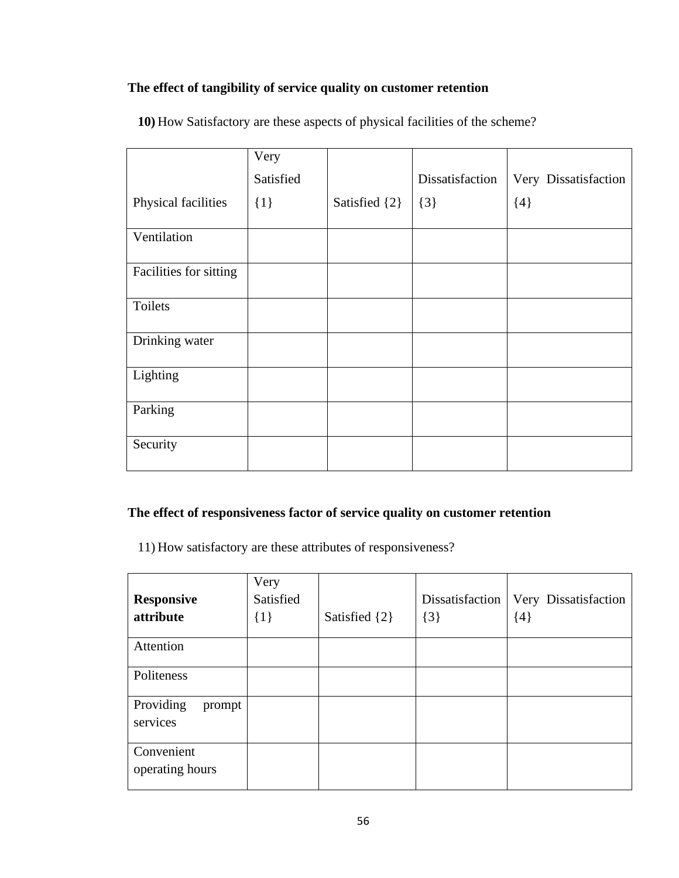**The effect of tangibility of service quality on customer retention**

**10)** How Satisfactory are these aspects of physical facilities of the scheme?

| Physical facilities | Very Satisfied {1} | Satisfied {2} | Dissatisfaction {3} | Very Dissatisfaction {4} |
|---|---|---|---|---|
| Ventilation | | | | |
| Facilities for sitting | | | | |
| Toilets | | | | |
| Drinking water | | | | |
| Lighting | | | | |
| Parking | | | | |
| Security | | | | |

**The effect of responsiveness factor of service quality on customer retention**

11) How satisfactory are these attributes of responsiveness?

| **Responsive attribute** | Very Satisfied {1} | Satisfied {2} | Dissatisfaction {3} | Very Dissatisfaction {4} |
|---|---|---|---|---|
| Attention | | | | |
| Politeness | | | | |
| Providing prompt services | | | | |
| Convenient operating hours | | | | |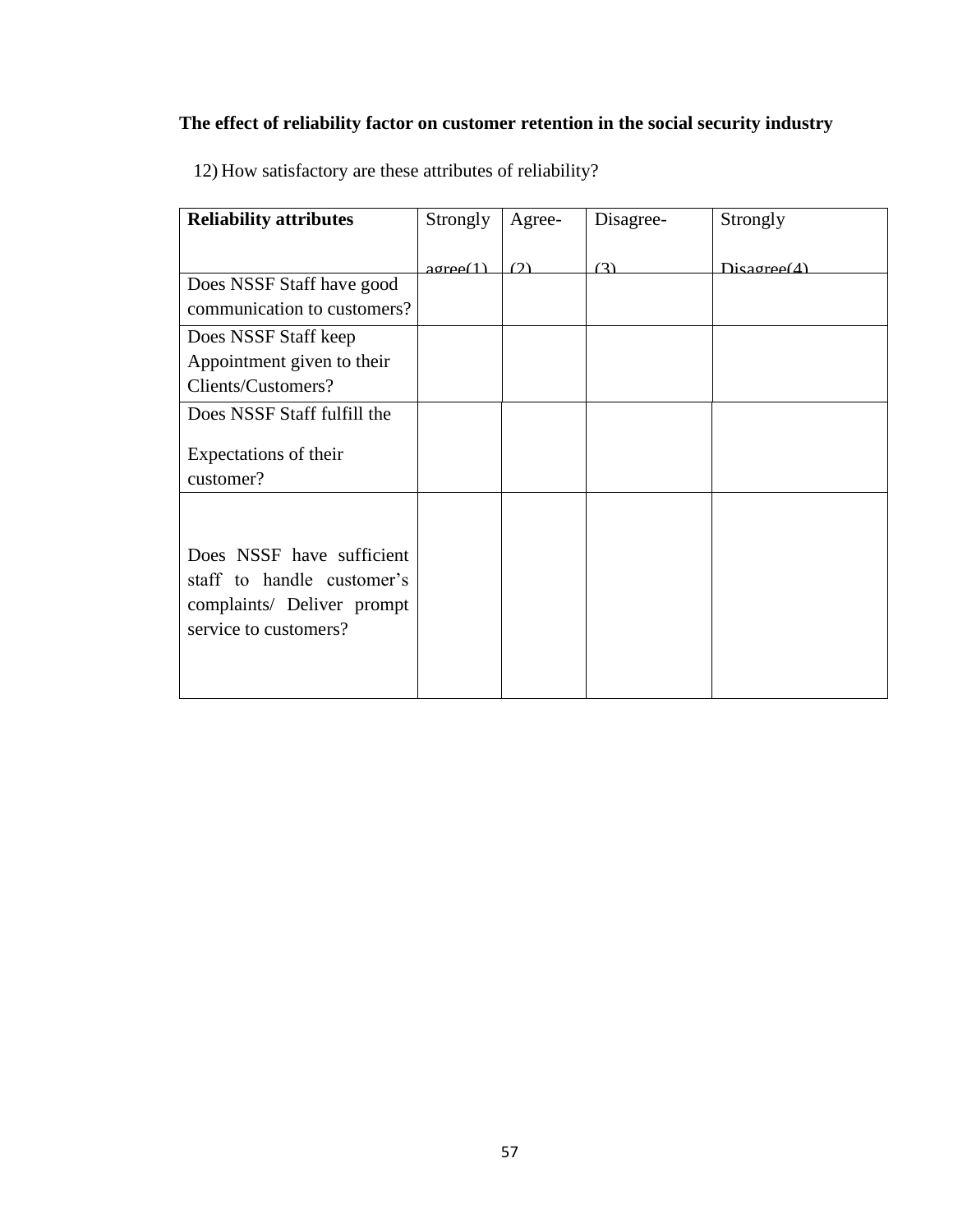**The effect of reliability factor on customer retention in the social security industry**

12) How satisfactory are these attributes of reliability?

| **Reliability attributes** | Strongly agree(1) | Agree-(2) | Disagree-(3) | Strongly Disagree(4) |
|---|---|---|---|---|
| Does NSSF Staff have good communication to customers? | | | | |
| Does NSSF Staff keep Appointment given to their Clients/Customers? | | | | |
| Does NSSF Staff fulfill the Expectations of their customer? | | | | |
| Does NSSF have sufficient staff to handle customer's complaints/ Deliver prompt service to customers? | | | | |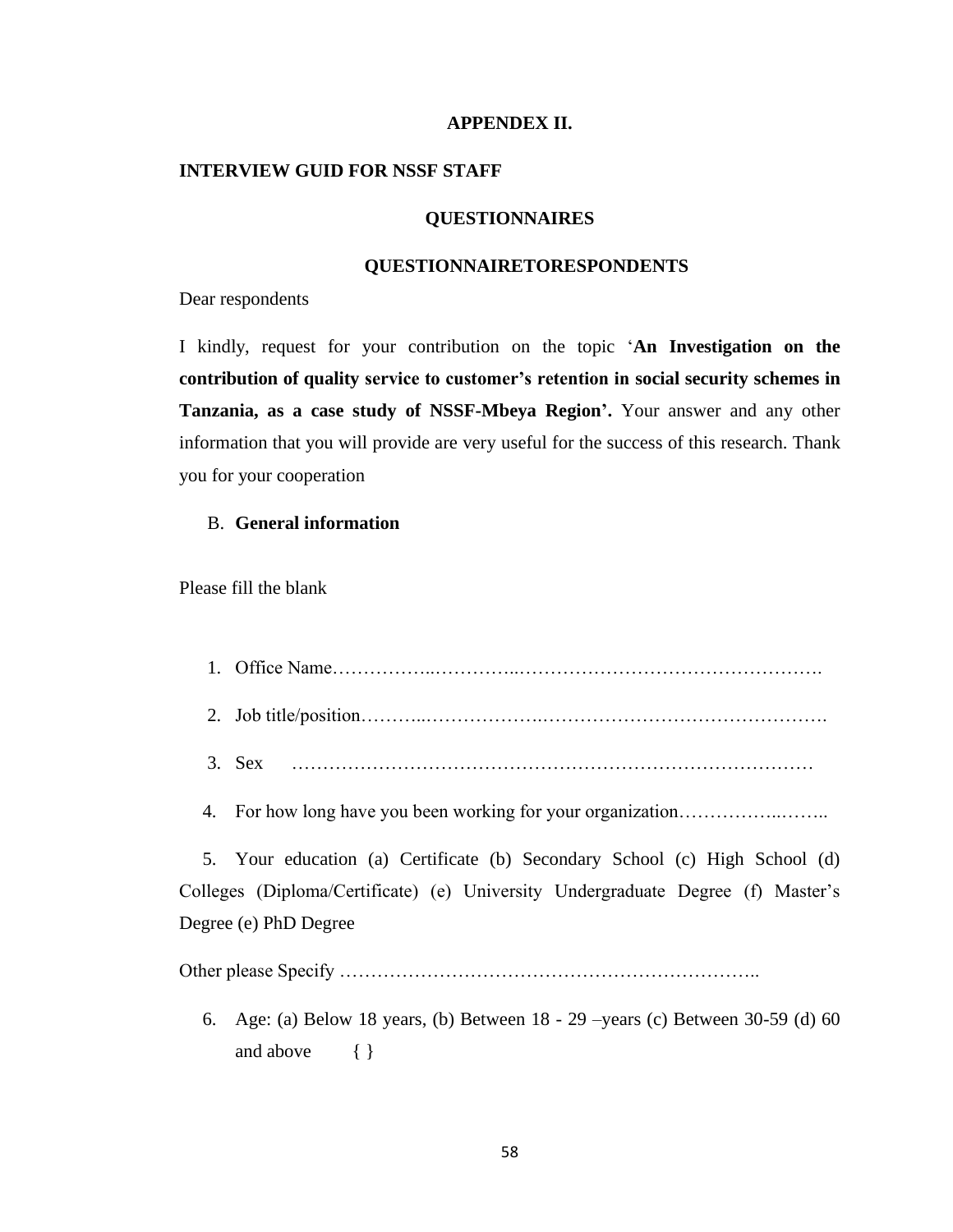**APPENDEX II.**

**INTERVIEW GUID FOR NSSF STAFF**

**QUESTIONNAIRES**

**QUESTIONNAIRETORESPONDENTS**

Dear respondents

I kindly, request for your contribution on the topic '**An Investigation on the contribution of quality service to customer's retention in social security schemes in Tanzania, as a case study of NSSF-Mbeya Region'.** Your answer and any other information that you will provide are very useful for the success of this research. Thank you for your cooperation

B. **General information**

Please fill the blank

1. Office Name……………..…………..………………………………………….
2. Job title/position………..………………..……………………………………….
3. Sex ………………………………………………………………………….
4. For how long have you been working for your organization……………..……..
5. Your education (a) Certificate (b) Secondary School (c) High School (d) Colleges (Diploma/Certificate) (e) University Undergraduate Degree (f) Master's Degree (e) PhD Degree

Other please Specify …………………………………………………………..

6. Age: (a) Below 18 years, (b) Between 18 - 29 –years (c) Between 30-59 (d) 60 and above { }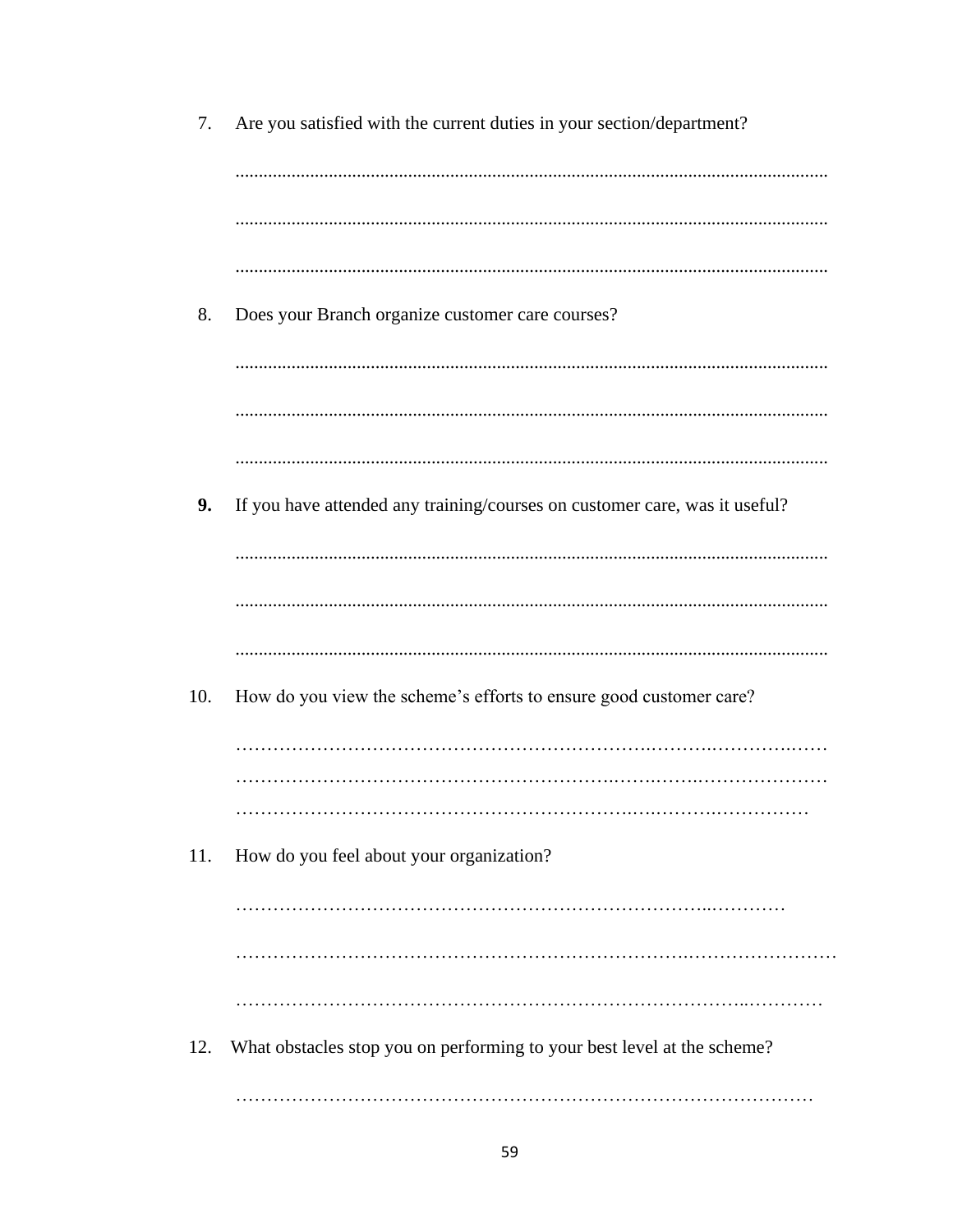7. Are you satisfied with the current duties in your section/department?

.............................................................................................................................

.............................................................................................................................

.............................................................................................................................

8. Does your Branch organize customer care courses?

.............................................................................................................................

.............................................................................................................................

.............................................................................................................................

**9.** If you have attended any training/courses on customer care, was it useful?

.............................................................................................................................

.............................................................................................................................

.............................................................................................................................

10. How do you view the scheme's efforts to ensure good customer care?

……………………………………………………………………………………………
……………………………………………………………………………………………
…………………………………………………………………………………………

11. How do you feel about your organization?

……………………………………………………………………………………

……………………………………………………………………………………………

……………………………………………………………………………………………

12. What obstacles stop you on performing to your best level at the scheme?

…………………………………………………………………………………………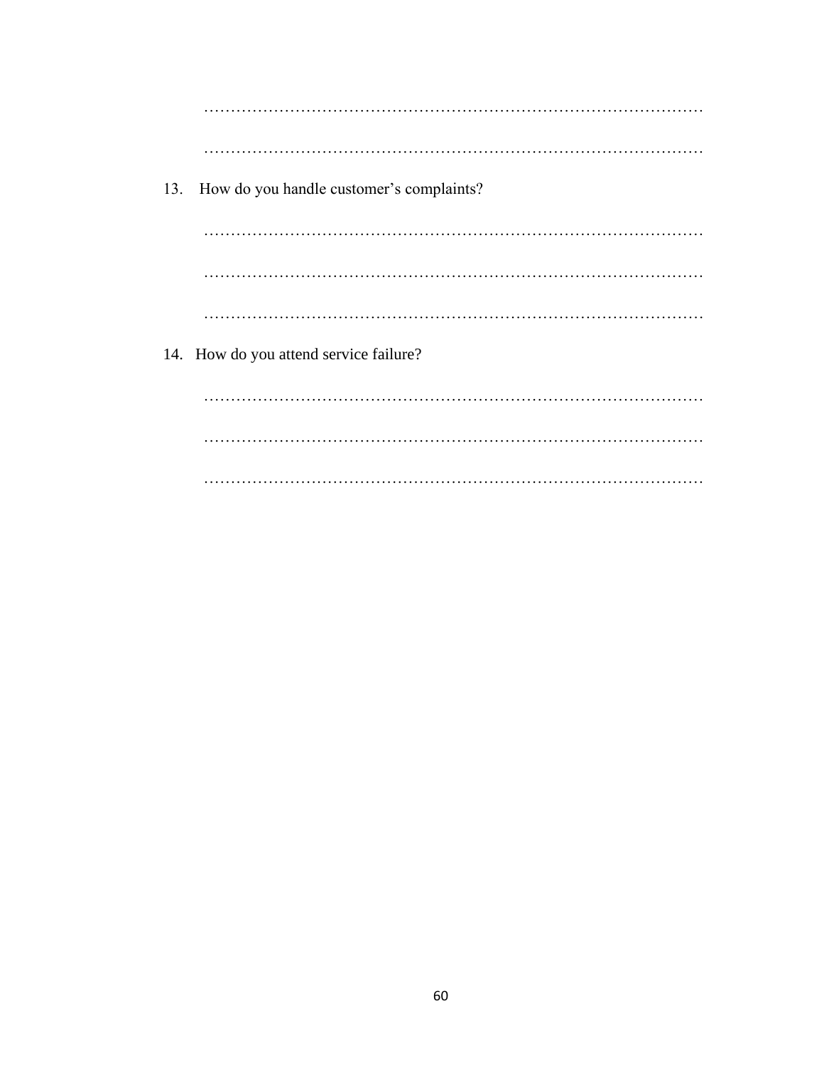……………………………………………………………………………………

……………………………………………………………………………………

13. How do you handle customer's complaints?

……………………………………………………………………………………

……………………………………………………………………………………

……………………………………………………………………………………

14. How do you attend service failure?

……………………………………………………………………………………

……………………………………………………………………………………

……………………………………………………………………………………